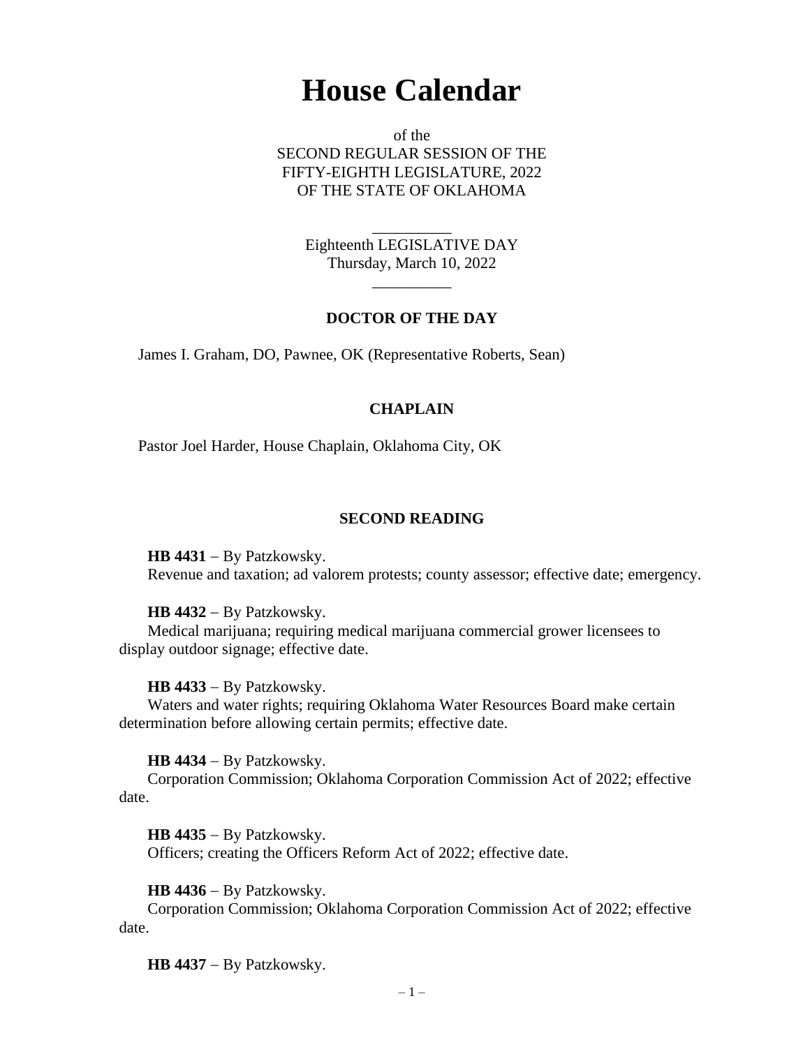# House Calendar

of the
SECOND REGULAR SESSION OF THE
FIFTY-EIGHTH LEGISLATURE, 2022
OF THE STATE OF OKLAHOMA

__________

Eighteenth LEGISLATIVE DAY
Thursday, March 10, 2022

__________

### DOCTOR OF THE DAY

James I. Graham, DO, Pawnee, OK (Representative Roberts, Sean)

### CHAPLAIN

Pastor Joel Harder, House Chaplain, Oklahoma City, OK

### SECOND READING

**HB 4431** – By Patzkowsky.
Revenue and taxation; ad valorem protests; county assessor; effective date; emergency.

**HB 4432** – By Patzkowsky.
Medical marijuana; requiring medical marijuana commercial grower licensees to display outdoor signage; effective date.

**HB 4433** – By Patzkowsky.
Waters and water rights; requiring Oklahoma Water Resources Board make certain determination before allowing certain permits; effective date.

**HB 4434** – By Patzkowsky.
Corporation Commission; Oklahoma Corporation Commission Act of 2022; effective date.

**HB 4435** – By Patzkowsky.
Officers; creating the Officers Reform Act of 2022; effective date.

**HB 4436** – By Patzkowsky.
Corporation Commission; Oklahoma Corporation Commission Act of 2022; effective date.

**HB 4437** – By Patzkowsky.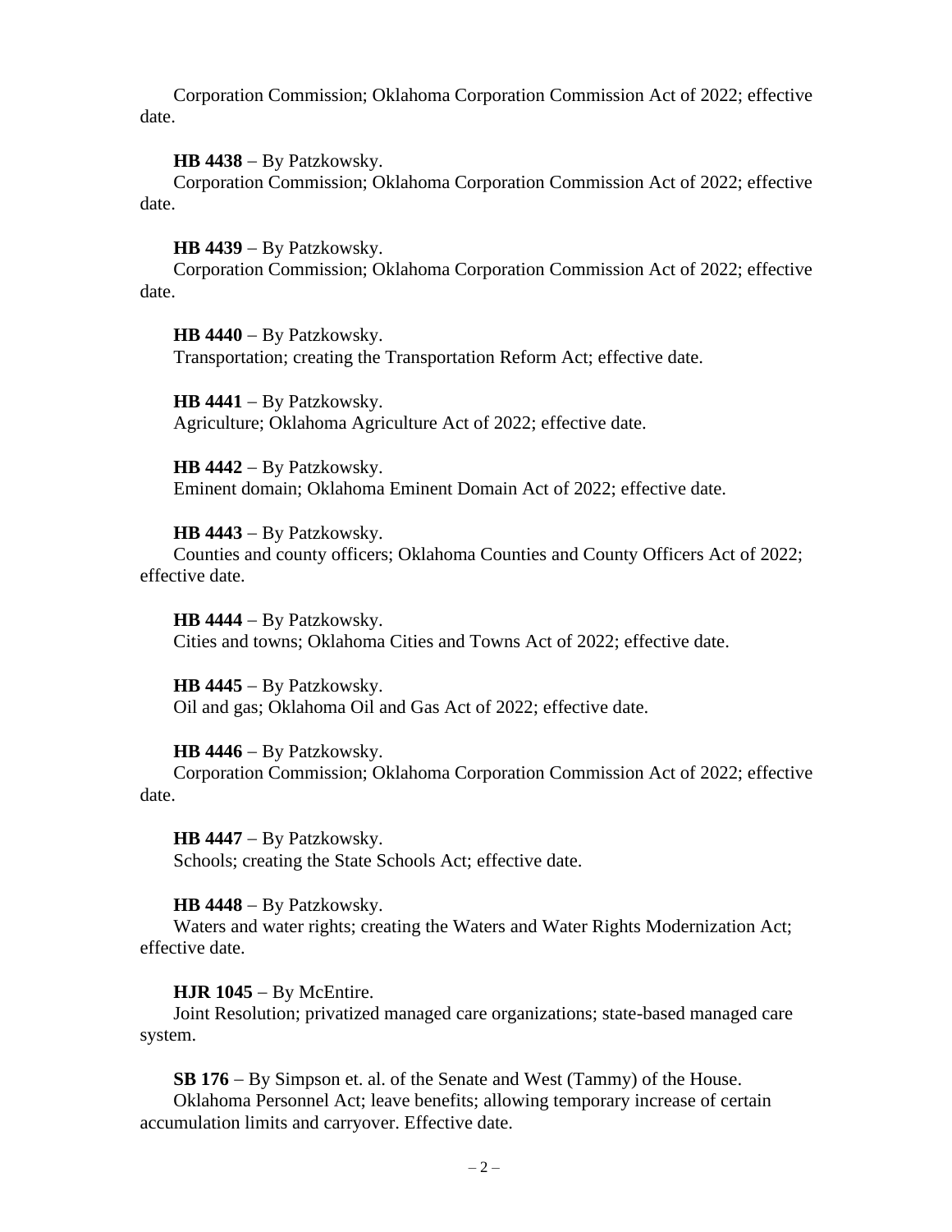Corporation Commission; Oklahoma Corporation Commission Act of 2022; effective date.

**HB 4438** – By Patzkowsky.
Corporation Commission; Oklahoma Corporation Commission Act of 2022; effective date.

**HB 4439** – By Patzkowsky.
Corporation Commission; Oklahoma Corporation Commission Act of 2022; effective date.

**HB 4440** – By Patzkowsky.
Transportation; creating the Transportation Reform Act; effective date.

**HB 4441** – By Patzkowsky.
Agriculture; Oklahoma Agriculture Act of 2022; effective date.

**HB 4442** – By Patzkowsky.
Eminent domain; Oklahoma Eminent Domain Act of 2022; effective date.

**HB 4443** – By Patzkowsky.
Counties and county officers; Oklahoma Counties and County Officers Act of 2022; effective date.

**HB 4444** – By Patzkowsky.
Cities and towns; Oklahoma Cities and Towns Act of 2022; effective date.

**HB 4445** – By Patzkowsky.
Oil and gas; Oklahoma Oil and Gas Act of 2022; effective date.

**HB 4446** – By Patzkowsky.
Corporation Commission; Oklahoma Corporation Commission Act of 2022; effective date.

**HB 4447** – By Patzkowsky.
Schools; creating the State Schools Act; effective date.

**HB 4448** – By Patzkowsky.
Waters and water rights; creating the Waters and Water Rights Modernization Act; effective date.

**HJR 1045** – By McEntire.
Joint Resolution; privatized managed care organizations; state-based managed care system.

**SB 176** – By Simpson et. al. of the Senate and West (Tammy) of the House.
Oklahoma Personnel Act; leave benefits; allowing temporary increase of certain accumulation limits and carryover. Effective date.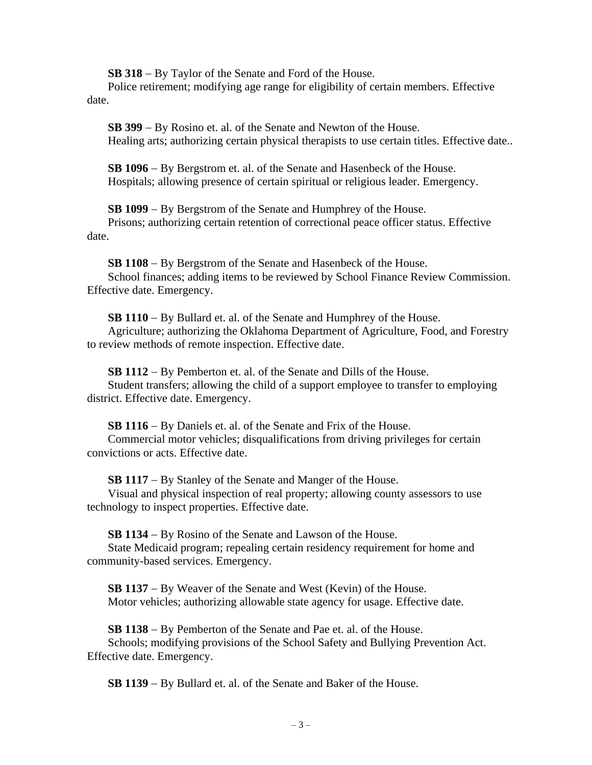**SB 318** – By Taylor of the Senate and Ford of the House.
Police retirement; modifying age range for eligibility of certain members. Effective date.

**SB 399** – By Rosino et. al. of the Senate and Newton of the House.
Healing arts; authorizing certain physical therapists to use certain titles. Effective date..

**SB 1096** – By Bergstrom et. al. of the Senate and Hasenbeck of the House.
Hospitals; allowing presence of certain spiritual or religious leader. Emergency.

**SB 1099** – By Bergstrom of the Senate and Humphrey of the House.
Prisons; authorizing certain retention of correctional peace officer status. Effective date.

**SB 1108** – By Bergstrom of the Senate and Hasenbeck of the House.
School finances; adding items to be reviewed by School Finance Review Commission. Effective date. Emergency.

**SB 1110** – By Bullard et. al. of the Senate and Humphrey of the House.
Agriculture; authorizing the Oklahoma Department of Agriculture, Food, and Forestry to review methods of remote inspection. Effective date.

**SB 1112** – By Pemberton et. al. of the Senate and Dills of the House.
Student transfers; allowing the child of a support employee to transfer to employing district. Effective date. Emergency.

**SB 1116** – By Daniels et. al. of the Senate and Frix of the House.
Commercial motor vehicles; disqualifications from driving privileges for certain convictions or acts. Effective date.

**SB 1117** – By Stanley of the Senate and Manger of the House.
Visual and physical inspection of real property; allowing county assessors to use technology to inspect properties. Effective date.

**SB 1134** – By Rosino of the Senate and Lawson of the House.
State Medicaid program; repealing certain residency requirement for home and community-based services. Emergency.

**SB 1137** – By Weaver of the Senate and West (Kevin) of the House.
Motor vehicles; authorizing allowable state agency for usage. Effective date.

**SB 1138** – By Pemberton of the Senate and Pae et. al. of the House.
Schools; modifying provisions of the School Safety and Bullying Prevention Act. Effective date. Emergency.

**SB 1139** – By Bullard et. al. of the Senate and Baker of the House.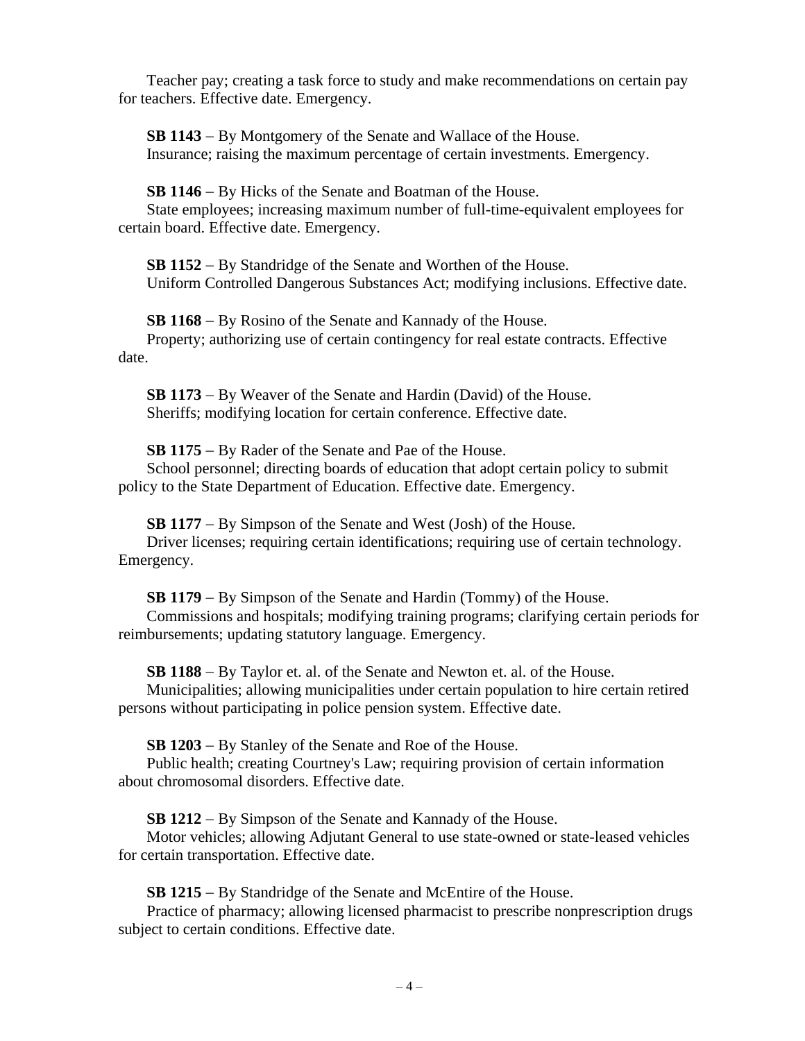Teacher pay; creating a task force to study and make recommendations on certain pay for teachers. Effective date. Emergency.

**SB 1143** – By Montgomery of the Senate and Wallace of the House.
Insurance; raising the maximum percentage of certain investments. Emergency.

**SB 1146** – By Hicks of the Senate and Boatman of the House.
State employees; increasing maximum number of full-time-equivalent employees for certain board. Effective date. Emergency.

**SB 1152** – By Standridge of the Senate and Worthen of the House.
Uniform Controlled Dangerous Substances Act; modifying inclusions. Effective date.

**SB 1168** – By Rosino of the Senate and Kannady of the House.
Property; authorizing use of certain contingency for real estate contracts. Effective date.

**SB 1173** – By Weaver of the Senate and Hardin (David) of the House.
Sheriffs; modifying location for certain conference. Effective date.

**SB 1175** – By Rader of the Senate and Pae of the House.
School personnel; directing boards of education that adopt certain policy to submit policy to the State Department of Education. Effective date. Emergency.

**SB 1177** – By Simpson of the Senate and West (Josh) of the House.
Driver licenses; requiring certain identifications; requiring use of certain technology. Emergency.

**SB 1179** – By Simpson of the Senate and Hardin (Tommy) of the House.
Commissions and hospitals; modifying training programs; clarifying certain periods for reimbursements; updating statutory language. Emergency.

**SB 1188** – By Taylor et. al. of the Senate and Newton et. al. of the House.
Municipalities; allowing municipalities under certain population to hire certain retired persons without participating in police pension system. Effective date.

**SB 1203** – By Stanley of the Senate and Roe of the House.
Public health; creating Courtney's Law; requiring provision of certain information about chromosomal disorders. Effective date.

**SB 1212** – By Simpson of the Senate and Kannady of the House.
Motor vehicles; allowing Adjutant General to use state-owned or state-leased vehicles for certain transportation. Effective date.

**SB 1215** – By Standridge of the Senate and McEntire of the House.
Practice of pharmacy; allowing licensed pharmacist to prescribe nonprescription drugs subject to certain conditions. Effective date.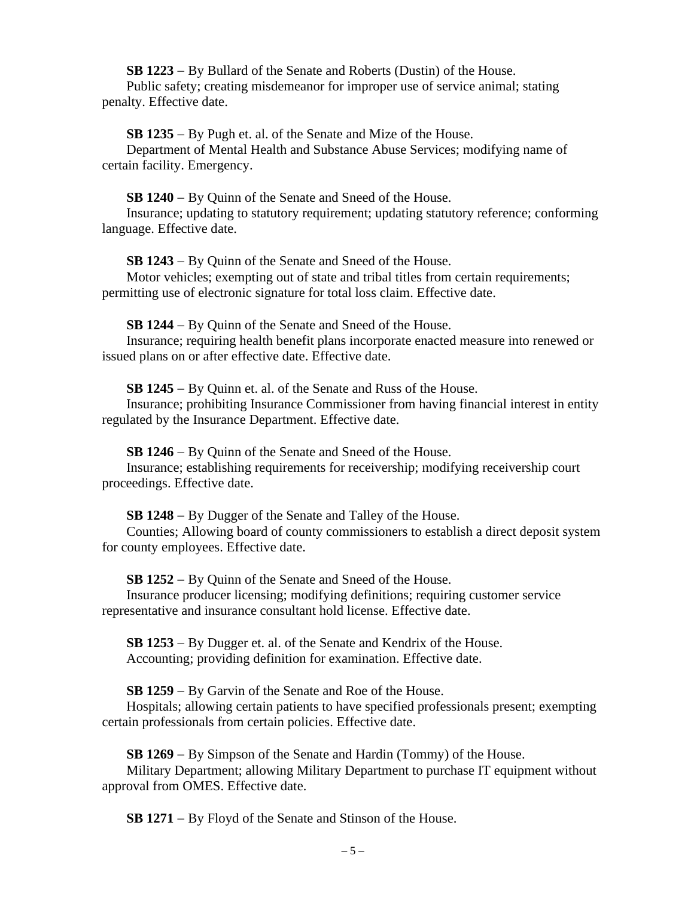**SB 1223** – By Bullard of the Senate and Roberts (Dustin) of the House.
Public safety; creating misdemeanor for improper use of service animal; stating penalty. Effective date.

**SB 1235** – By Pugh et. al. of the Senate and Mize of the House.
Department of Mental Health and Substance Abuse Services; modifying name of certain facility. Emergency.

**SB 1240** – By Quinn of the Senate and Sneed of the House.
Insurance; updating to statutory requirement; updating statutory reference; conforming language. Effective date.

**SB 1243** – By Quinn of the Senate and Sneed of the House.
Motor vehicles; exempting out of state and tribal titles from certain requirements; permitting use of electronic signature for total loss claim. Effective date.

**SB 1244** – By Quinn of the Senate and Sneed of the House.
Insurance; requiring health benefit plans incorporate enacted measure into renewed or issued plans on or after effective date. Effective date.

**SB 1245** – By Quinn et. al. of the Senate and Russ of the House.
Insurance; prohibiting Insurance Commissioner from having financial interest in entity regulated by the Insurance Department. Effective date.

**SB 1246** – By Quinn of the Senate and Sneed of the House.
Insurance; establishing requirements for receivership; modifying receivership court proceedings. Effective date.

**SB 1248** – By Dugger of the Senate and Talley of the House.
Counties; Allowing board of county commissioners to establish a direct deposit system for county employees. Effective date.

**SB 1252** – By Quinn of the Senate and Sneed of the House.
Insurance producer licensing; modifying definitions; requiring customer service representative and insurance consultant hold license. Effective date.

**SB 1253** – By Dugger et. al. of the Senate and Kendrix of the House.
Accounting; providing definition for examination. Effective date.

**SB 1259** – By Garvin of the Senate and Roe of the House.
Hospitals; allowing certain patients to have specified professionals present; exempting certain professionals from certain policies. Effective date.

**SB 1269** – By Simpson of the Senate and Hardin (Tommy) of the House.
Military Department; allowing Military Department to purchase IT equipment without approval from OMES. Effective date.

**SB 1271** – By Floyd of the Senate and Stinson of the House.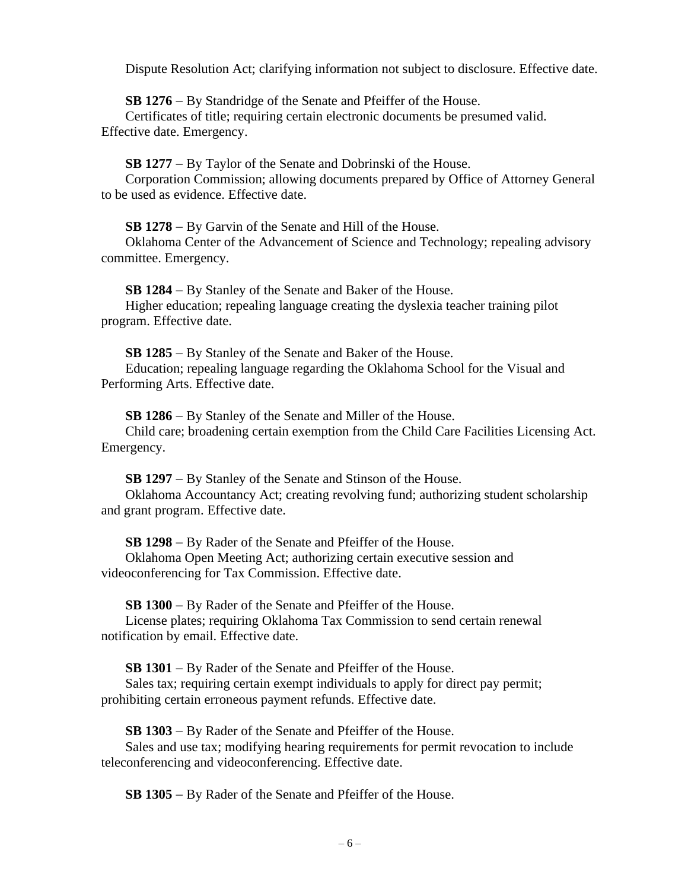Dispute Resolution Act; clarifying information not subject to disclosure. Effective date.

**SB 1276** – By Standridge of the Senate and Pfeiffer of the House.
Certificates of title; requiring certain electronic documents be presumed valid. Effective date. Emergency.

**SB 1277** – By Taylor of the Senate and Dobrinski of the House.
Corporation Commission; allowing documents prepared by Office of Attorney General to be used as evidence. Effective date.

**SB 1278** – By Garvin of the Senate and Hill of the House.
Oklahoma Center of the Advancement of Science and Technology; repealing advisory committee. Emergency.

**SB 1284** – By Stanley of the Senate and Baker of the House.
Higher education; repealing language creating the dyslexia teacher training pilot program. Effective date.

**SB 1285** – By Stanley of the Senate and Baker of the House.
Education; repealing language regarding the Oklahoma School for the Visual and Performing Arts. Effective date.

**SB 1286** – By Stanley of the Senate and Miller of the House.
Child care; broadening certain exemption from the Child Care Facilities Licensing Act. Emergency.

**SB 1297** – By Stanley of the Senate and Stinson of the House.
Oklahoma Accountancy Act; creating revolving fund; authorizing student scholarship and grant program. Effective date.

**SB 1298** – By Rader of the Senate and Pfeiffer of the House.
Oklahoma Open Meeting Act; authorizing certain executive session and videoconferencing for Tax Commission. Effective date.

**SB 1300** – By Rader of the Senate and Pfeiffer of the House.
License plates; requiring Oklahoma Tax Commission to send certain renewal notification by email. Effective date.

**SB 1301** – By Rader of the Senate and Pfeiffer of the House.
Sales tax; requiring certain exempt individuals to apply for direct pay permit; prohibiting certain erroneous payment refunds. Effective date.

**SB 1303** – By Rader of the Senate and Pfeiffer of the House.
Sales and use tax; modifying hearing requirements for permit revocation to include teleconferencing and videoconferencing. Effective date.

**SB 1305** – By Rader of the Senate and Pfeiffer of the House.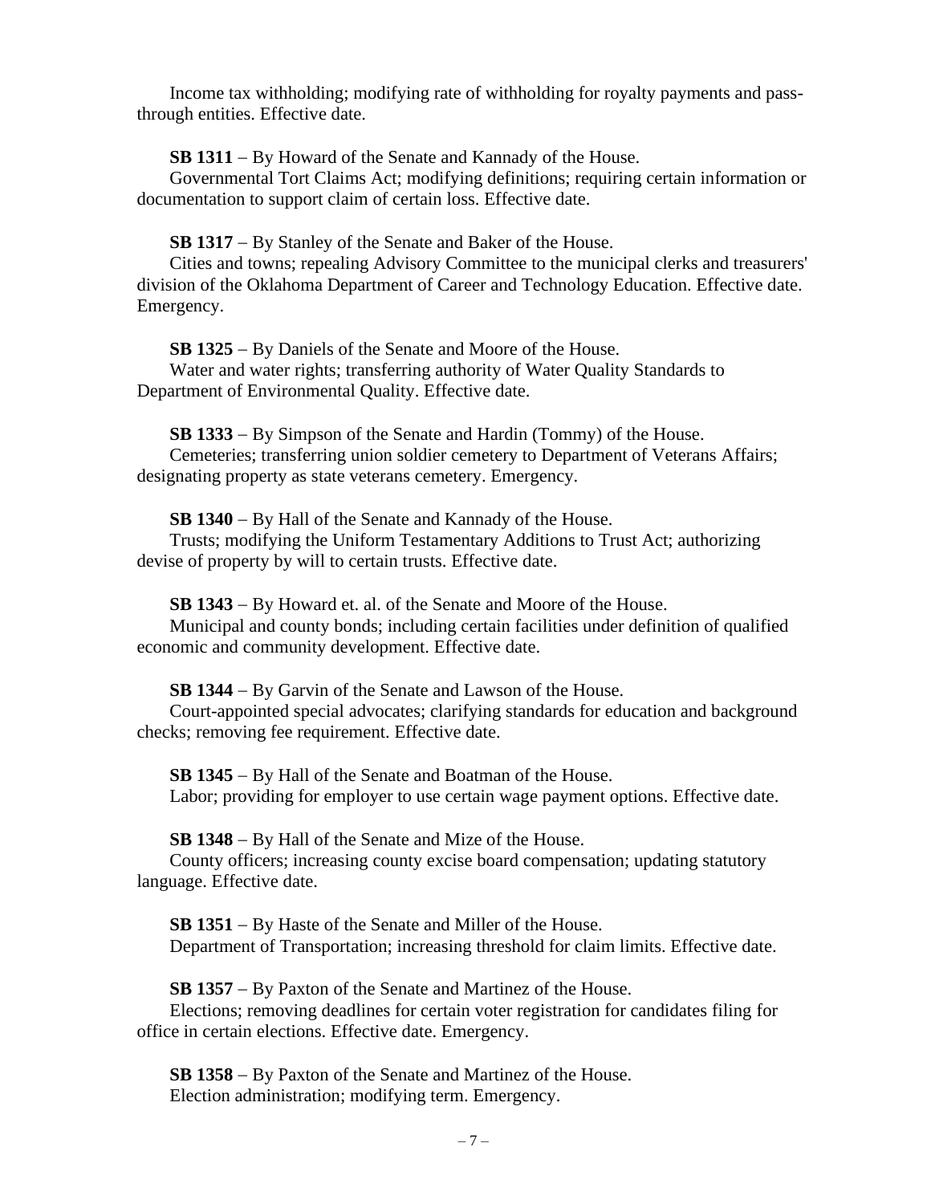Income tax withholding; modifying rate of withholding for royalty payments and pass-through entities. Effective date.

**SB 1311** – By Howard of the Senate and Kannady of the House.
Governmental Tort Claims Act; modifying definitions; requiring certain information or documentation to support claim of certain loss. Effective date.

**SB 1317** – By Stanley of the Senate and Baker of the House.
Cities and towns; repealing Advisory Committee to the municipal clerks and treasurers' division of the Oklahoma Department of Career and Technology Education. Effective date. Emergency.

**SB 1325** – By Daniels of the Senate and Moore of the House.
Water and water rights; transferring authority of Water Quality Standards to Department of Environmental Quality. Effective date.

**SB 1333** – By Simpson of the Senate and Hardin (Tommy) of the House.
Cemeteries; transferring union soldier cemetery to Department of Veterans Affairs; designating property as state veterans cemetery. Emergency.

**SB 1340** – By Hall of the Senate and Kannady of the House.
Trusts; modifying the Uniform Testamentary Additions to Trust Act; authorizing devise of property by will to certain trusts. Effective date.

**SB 1343** – By Howard et. al. of the Senate and Moore of the House.
Municipal and county bonds; including certain facilities under definition of qualified economic and community development. Effective date.

**SB 1344** – By Garvin of the Senate and Lawson of the House.
Court-appointed special advocates; clarifying standards for education and background checks; removing fee requirement. Effective date.

**SB 1345** – By Hall of the Senate and Boatman of the House.
Labor; providing for employer to use certain wage payment options. Effective date.

**SB 1348** – By Hall of the Senate and Mize of the House.
County officers; increasing county excise board compensation; updating statutory language. Effective date.

**SB 1351** – By Haste of the Senate and Miller of the House.
Department of Transportation; increasing threshold for claim limits. Effective date.

**SB 1357** – By Paxton of the Senate and Martinez of the House.
Elections; removing deadlines for certain voter registration for candidates filing for office in certain elections. Effective date. Emergency.

**SB 1358** – By Paxton of the Senate and Martinez of the House.
Election administration; modifying term. Emergency.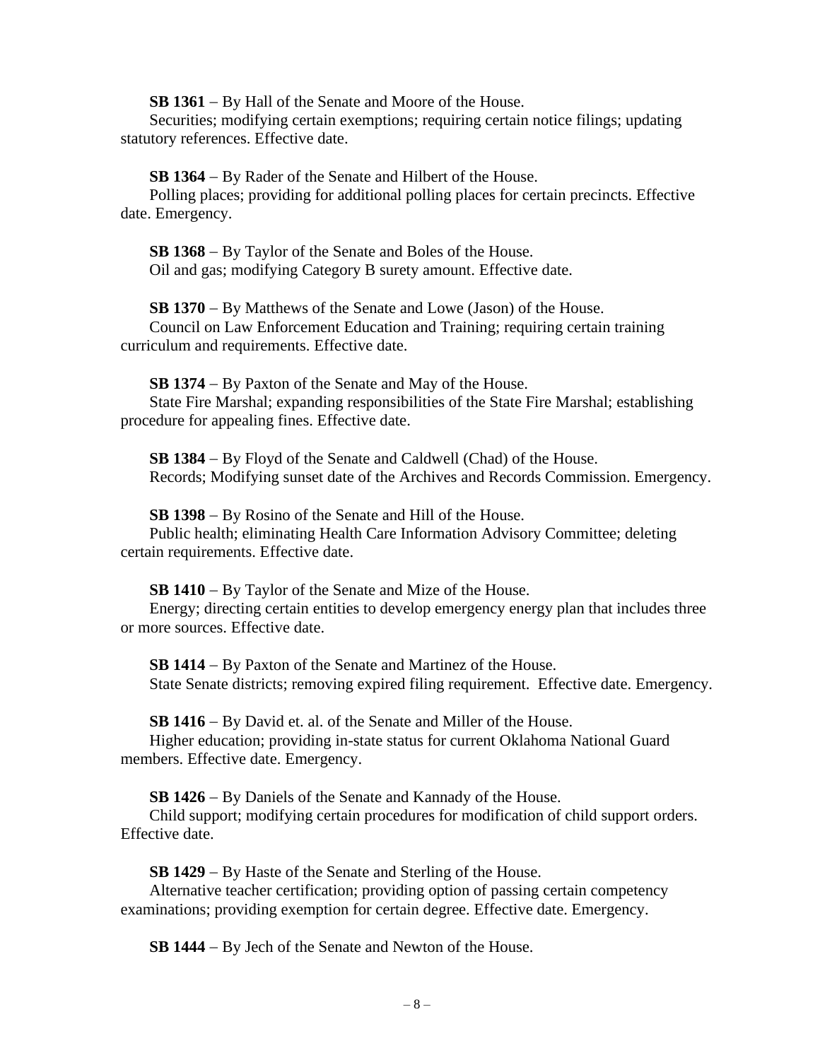**SB 1361** – By Hall of the Senate and Moore of the House.
Securities; modifying certain exemptions; requiring certain notice filings; updating statutory references. Effective date.

**SB 1364** – By Rader of the Senate and Hilbert of the House.
Polling places; providing for additional polling places for certain precincts. Effective date. Emergency.

**SB 1368** – By Taylor of the Senate and Boles of the House.
Oil and gas; modifying Category B surety amount. Effective date.

**SB 1370** – By Matthews of the Senate and Lowe (Jason) of the House.
Council on Law Enforcement Education and Training; requiring certain training curriculum and requirements. Effective date.

**SB 1374** – By Paxton of the Senate and May of the House.
State Fire Marshal; expanding responsibilities of the State Fire Marshal; establishing procedure for appealing fines. Effective date.

**SB 1384** – By Floyd of the Senate and Caldwell (Chad) of the House.
Records; Modifying sunset date of the Archives and Records Commission. Emergency.

**SB 1398** – By Rosino of the Senate and Hill of the House.
Public health; eliminating Health Care Information Advisory Committee; deleting certain requirements. Effective date.

**SB 1410** – By Taylor of the Senate and Mize of the House.
Energy; directing certain entities to develop emergency energy plan that includes three or more sources. Effective date.

**SB 1414** – By Paxton of the Senate and Martinez of the House.
State Senate districts; removing expired filing requirement. Effective date. Emergency.

**SB 1416** – By David et. al. of the Senate and Miller of the House.
Higher education; providing in-state status for current Oklahoma National Guard members. Effective date. Emergency.

**SB 1426** – By Daniels of the Senate and Kannady of the House.
Child support; modifying certain procedures for modification of child support orders. Effective date.

**SB 1429** – By Haste of the Senate and Sterling of the House.
Alternative teacher certification; providing option of passing certain competency examinations; providing exemption for certain degree. Effective date. Emergency.

**SB 1444** – By Jech of the Senate and Newton of the House.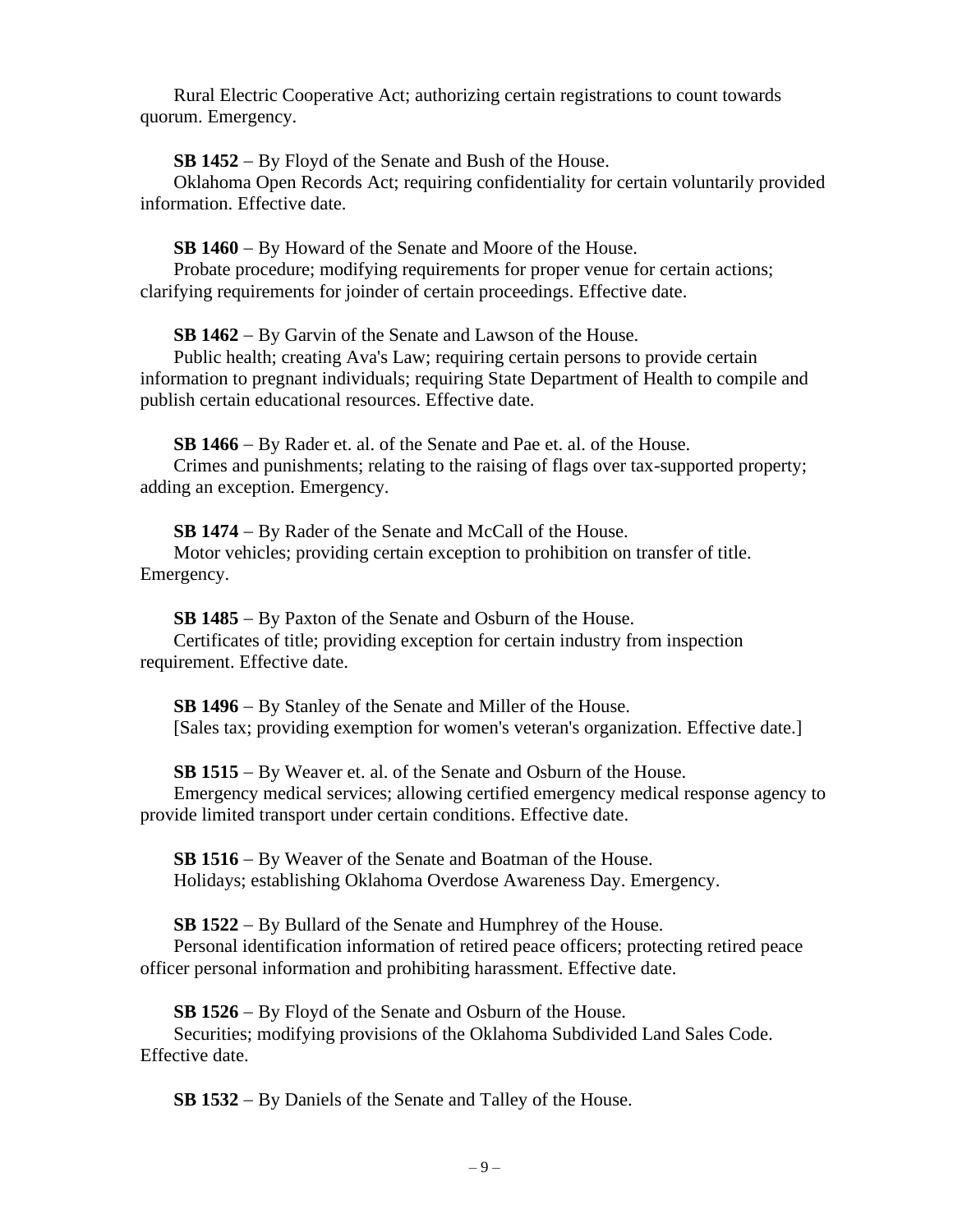Rural Electric Cooperative Act; authorizing certain registrations to count towards quorum. Emergency.

**SB 1452** – By Floyd of the Senate and Bush of the House.
Oklahoma Open Records Act; requiring confidentiality for certain voluntarily provided information. Effective date.

**SB 1460** – By Howard of the Senate and Moore of the House.
Probate procedure; modifying requirements for proper venue for certain actions; clarifying requirements for joinder of certain proceedings. Effective date.

**SB 1462** – By Garvin of the Senate and Lawson of the House.
Public health; creating Ava's Law; requiring certain persons to provide certain information to pregnant individuals; requiring State Department of Health to compile and publish certain educational resources. Effective date.

**SB 1466** – By Rader et. al. of the Senate and Pae et. al. of the House.
Crimes and punishments; relating to the raising of flags over tax-supported property; adding an exception. Emergency.

**SB 1474** – By Rader of the Senate and McCall of the House.
Motor vehicles; providing certain exception to prohibition on transfer of title. Emergency.

**SB 1485** – By Paxton of the Senate and Osburn of the House.
Certificates of title; providing exception for certain industry from inspection requirement. Effective date.

**SB 1496** – By Stanley of the Senate and Miller of the House.
[Sales tax; providing exemption for women's veteran's organization. Effective date.]

**SB 1515** – By Weaver et. al. of the Senate and Osburn of the House.
Emergency medical services; allowing certified emergency medical response agency to provide limited transport under certain conditions. Effective date.

**SB 1516** – By Weaver of the Senate and Boatman of the House.
Holidays; establishing Oklahoma Overdose Awareness Day. Emergency.

**SB 1522** – By Bullard of the Senate and Humphrey of the House.
Personal identification information of retired peace officers; protecting retired peace officer personal information and prohibiting harassment. Effective date.

**SB 1526** – By Floyd of the Senate and Osburn of the House.
Securities; modifying provisions of the Oklahoma Subdivided Land Sales Code. Effective date.

**SB 1532** – By Daniels of the Senate and Talley of the House.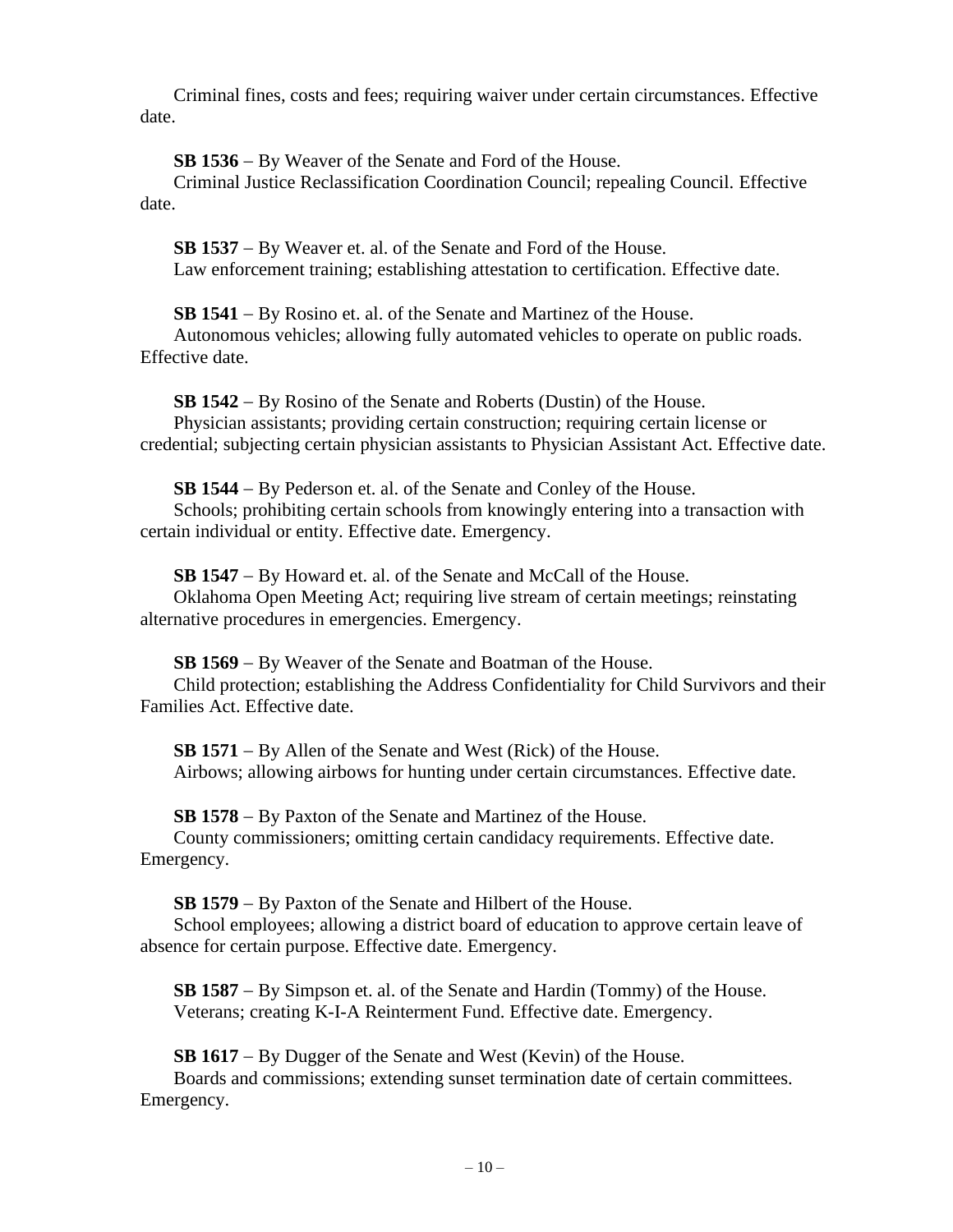Criminal fines, costs and fees; requiring waiver under certain circumstances. Effective date.

**SB 1536** – By Weaver of the Senate and Ford of the House.
Criminal Justice Reclassification Coordination Council; repealing Council. Effective date.

**SB 1537** – By Weaver et. al. of the Senate and Ford of the House.
Law enforcement training; establishing attestation to certification. Effective date.

**SB 1541** – By Rosino et. al. of the Senate and Martinez of the House.
Autonomous vehicles; allowing fully automated vehicles to operate on public roads. Effective date.

**SB 1542** – By Rosino of the Senate and Roberts (Dustin) of the House.
Physician assistants; providing certain construction; requiring certain license or credential; subjecting certain physician assistants to Physician Assistant Act. Effective date.

**SB 1544** – By Pederson et. al. of the Senate and Conley of the House.
Schools; prohibiting certain schools from knowingly entering into a transaction with certain individual or entity. Effective date. Emergency.

**SB 1547** – By Howard et. al. of the Senate and McCall of the House.
Oklahoma Open Meeting Act; requiring live stream of certain meetings; reinstating alternative procedures in emergencies. Emergency.

**SB 1569** – By Weaver of the Senate and Boatman of the House.
Child protection; establishing the Address Confidentiality for Child Survivors and their Families Act. Effective date.

**SB 1571** – By Allen of the Senate and West (Rick) of the House.
Airbows; allowing airbows for hunting under certain circumstances. Effective date.

**SB 1578** – By Paxton of the Senate and Martinez of the House.
County commissioners; omitting certain candidacy requirements. Effective date. Emergency.

**SB 1579** – By Paxton of the Senate and Hilbert of the House.
School employees; allowing a district board of education to approve certain leave of absence for certain purpose. Effective date. Emergency.

**SB 1587** – By Simpson et. al. of the Senate and Hardin (Tommy) of the House.
Veterans; creating K-I-A Reinterment Fund. Effective date. Emergency.

**SB 1617** – By Dugger of the Senate and West (Kevin) of the House.
Boards and commissions; extending sunset termination date of certain committees. Emergency.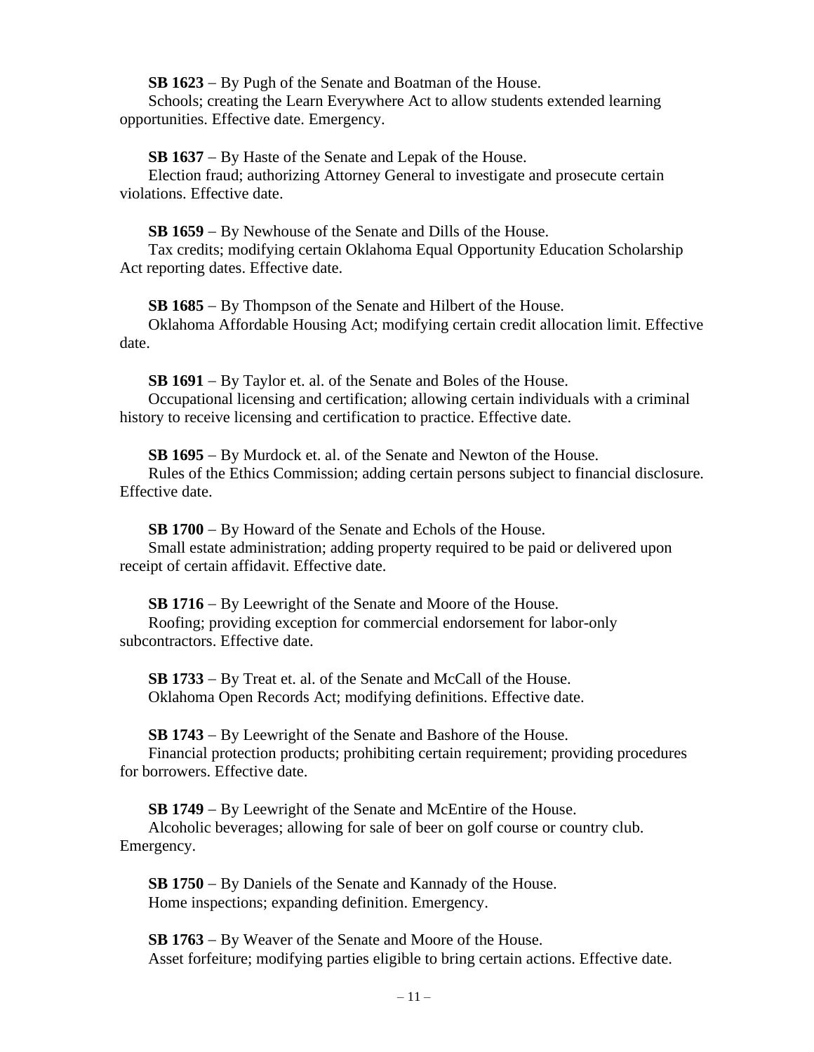**SB 1623** – By Pugh of the Senate and Boatman of the House.
Schools; creating the Learn Everywhere Act to allow students extended learning opportunities. Effective date. Emergency.

**SB 1637** – By Haste of the Senate and Lepak of the House.
Election fraud; authorizing Attorney General to investigate and prosecute certain violations. Effective date.

**SB 1659** – By Newhouse of the Senate and Dills of the House.
Tax credits; modifying certain Oklahoma Equal Opportunity Education Scholarship Act reporting dates. Effective date.

**SB 1685** – By Thompson of the Senate and Hilbert of the House.
Oklahoma Affordable Housing Act; modifying certain credit allocation limit. Effective date.

**SB 1691** – By Taylor et. al. of the Senate and Boles of the House.
Occupational licensing and certification; allowing certain individuals with a criminal history to receive licensing and certification to practice. Effective date.

**SB 1695** – By Murdock et. al. of the Senate and Newton of the House.
Rules of the Ethics Commission; adding certain persons subject to financial disclosure. Effective date.

**SB 1700** – By Howard of the Senate and Echols of the House.
Small estate administration; adding property required to be paid or delivered upon receipt of certain affidavit. Effective date.

**SB 1716** – By Leewright of the Senate and Moore of the House.
Roofing; providing exception for commercial endorsement for labor-only subcontractors. Effective date.

**SB 1733** – By Treat et. al. of the Senate and McCall of the House.
Oklahoma Open Records Act; modifying definitions. Effective date.

**SB 1743** – By Leewright of the Senate and Bashore of the House.
Financial protection products; prohibiting certain requirement; providing procedures for borrowers. Effective date.

**SB 1749** – By Leewright of the Senate and McEntire of the House.
Alcoholic beverages; allowing for sale of beer on golf course or country club. Emergency.

**SB 1750** – By Daniels of the Senate and Kannady of the House.
Home inspections; expanding definition. Emergency.

**SB 1763** – By Weaver of the Senate and Moore of the House.
Asset forfeiture; modifying parties eligible to bring certain actions. Effective date.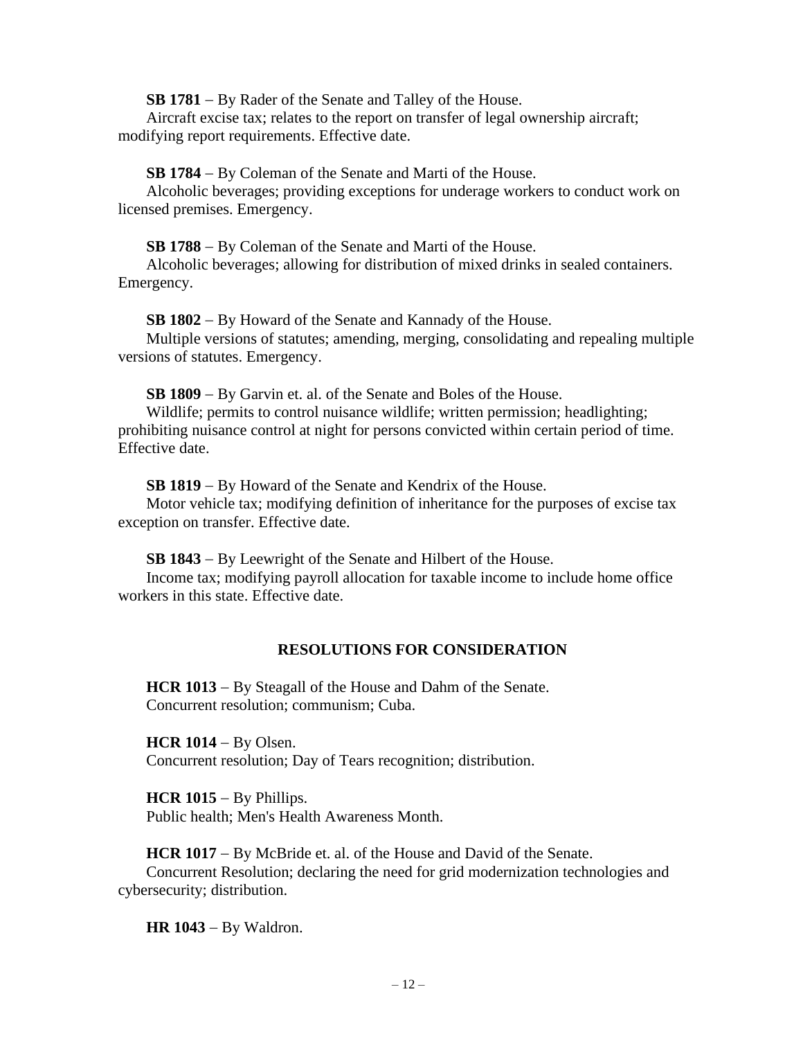**SB 1781** – By Rader of the Senate and Talley of the House.
Aircraft excise tax; relates to the report on transfer of legal ownership aircraft; modifying report requirements. Effective date.

**SB 1784** – By Coleman of the Senate and Marti of the House.
Alcoholic beverages; providing exceptions for underage workers to conduct work on licensed premises. Emergency.

**SB 1788** – By Coleman of the Senate and Marti of the House.
Alcoholic beverages; allowing for distribution of mixed drinks in sealed containers. Emergency.

**SB 1802** – By Howard of the Senate and Kannady of the House.
Multiple versions of statutes; amending, merging, consolidating and repealing multiple versions of statutes. Emergency.

**SB 1809** – By Garvin et. al. of the Senate and Boles of the House.
Wildlife; permits to control nuisance wildlife; written permission; headlighting; prohibiting nuisance control at night for persons convicted within certain period of time. Effective date.

**SB 1819** – By Howard of the Senate and Kendrix of the House.
Motor vehicle tax; modifying definition of inheritance for the purposes of excise tax exception on transfer. Effective date.

**SB 1843** – By Leewright of the Senate and Hilbert of the House.
Income tax; modifying payroll allocation for taxable income to include home office workers in this state. Effective date.

## RESOLUTIONS FOR CONSIDERATION

**HCR 1013** – By Steagall of the House and Dahm of the Senate.
Concurrent resolution; communism; Cuba.

**HCR 1014** – By Olsen.
Concurrent resolution; Day of Tears recognition; distribution.

**HCR 1015** – By Phillips.
Public health; Men's Health Awareness Month.

**HCR 1017** – By McBride et. al. of the House and David of the Senate.
Concurrent Resolution; declaring the need for grid modernization technologies and cybersecurity; distribution.

**HR 1043** – By Waldron.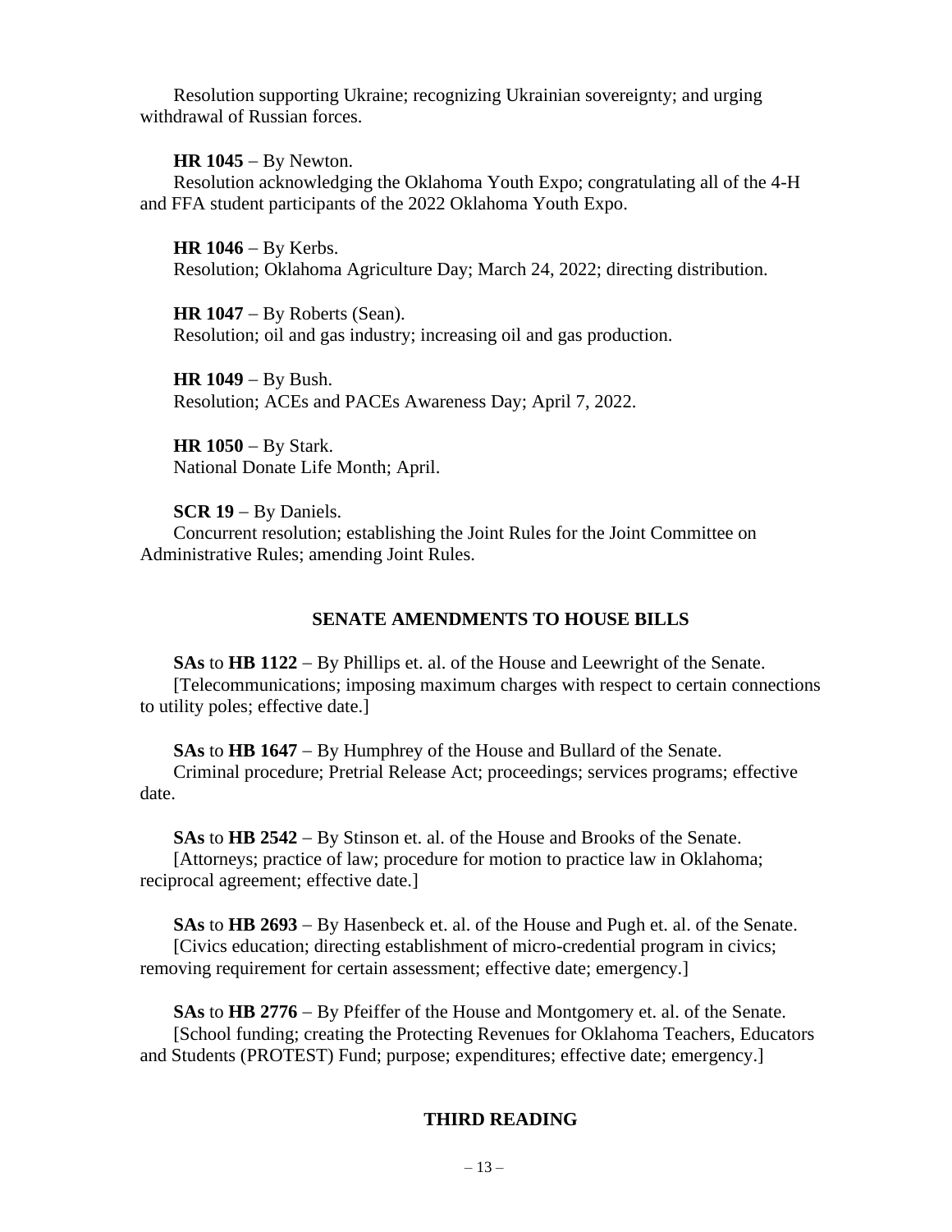Resolution supporting Ukraine; recognizing Ukrainian sovereignty; and urging withdrawal of Russian forces.

**HR 1045** – By Newton.
Resolution acknowledging the Oklahoma Youth Expo; congratulating all of the 4-H and FFA student participants of the 2022 Oklahoma Youth Expo.

**HR 1046** – By Kerbs.
Resolution; Oklahoma Agriculture Day; March 24, 2022; directing distribution.

**HR 1047** – By Roberts (Sean).
Resolution; oil and gas industry; increasing oil and gas production.

**HR 1049** – By Bush.
Resolution; ACEs and PACEs Awareness Day; April 7, 2022.

**HR 1050** – By Stark.
National Donate Life Month; April.

**SCR 19** – By Daniels.
Concurrent resolution; establishing the Joint Rules for the Joint Committee on Administrative Rules; amending Joint Rules.

## SENATE AMENDMENTS TO HOUSE BILLS

**SAs** to **HB 1122** – By Phillips et. al. of the House and Leewright of the Senate.
[Telecommunications; imposing maximum charges with respect to certain connections to utility poles; effective date.]

**SAs** to **HB 1647** – By Humphrey of the House and Bullard of the Senate.
Criminal procedure; Pretrial Release Act; proceedings; services programs; effective date.

**SAs** to **HB 2542** – By Stinson et. al. of the House and Brooks of the Senate.
[Attorneys; practice of law; procedure for motion to practice law in Oklahoma; reciprocal agreement; effective date.]

**SAs** to **HB 2693** – By Hasenbeck et. al. of the House and Pugh et. al. of the Senate.
[Civics education; directing establishment of micro-credential program in civics; removing requirement for certain assessment; effective date; emergency.]

**SAs** to **HB 2776** – By Pfeiffer of the House and Montgomery et. al. of the Senate.
[School funding; creating the Protecting Revenues for Oklahoma Teachers, Educators and Students (PROTEST) Fund; purpose; expenditures; effective date; emergency.]

## THIRD READING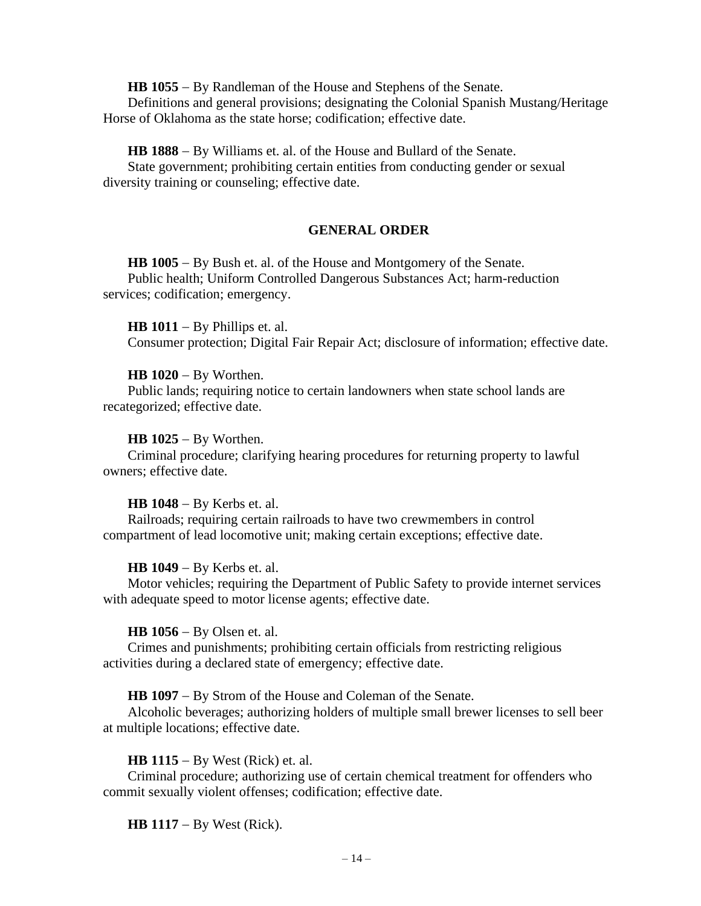**HB 1055** – By Randleman of the House and Stephens of the Senate.
Definitions and general provisions; designating the Colonial Spanish Mustang/Heritage Horse of Oklahoma as the state horse; codification; effective date.

**HB 1888** – By Williams et. al. of the House and Bullard of the Senate.
State government; prohibiting certain entities from conducting gender or sexual diversity training or counseling; effective date.

## GENERAL ORDER

**HB 1005** – By Bush et. al. of the House and Montgomery of the Senate.
Public health; Uniform Controlled Dangerous Substances Act; harm-reduction services; codification; emergency.

**HB 1011** – By Phillips et. al.
Consumer protection; Digital Fair Repair Act; disclosure of information; effective date.

**HB 1020** – By Worthen.
Public lands; requiring notice to certain landowners when state school lands are recategorized; effective date.

**HB 1025** – By Worthen.
Criminal procedure; clarifying hearing procedures for returning property to lawful owners; effective date.

**HB 1048** – By Kerbs et. al.
Railroads; requiring certain railroads to have two crewmembers in control compartment of lead locomotive unit; making certain exceptions; effective date.

**HB 1049** – By Kerbs et. al.
Motor vehicles; requiring the Department of Public Safety to provide internet services with adequate speed to motor license agents; effective date.

**HB 1056** – By Olsen et. al.
Crimes and punishments; prohibiting certain officials from restricting religious activities during a declared state of emergency; effective date.

**HB 1097** – By Strom of the House and Coleman of the Senate.
Alcoholic beverages; authorizing holders of multiple small brewer licenses to sell beer at multiple locations; effective date.

**HB 1115** – By West (Rick) et. al.
Criminal procedure; authorizing use of certain chemical treatment for offenders who commit sexually violent offenses; codification; effective date.

**HB 1117** – By West (Rick).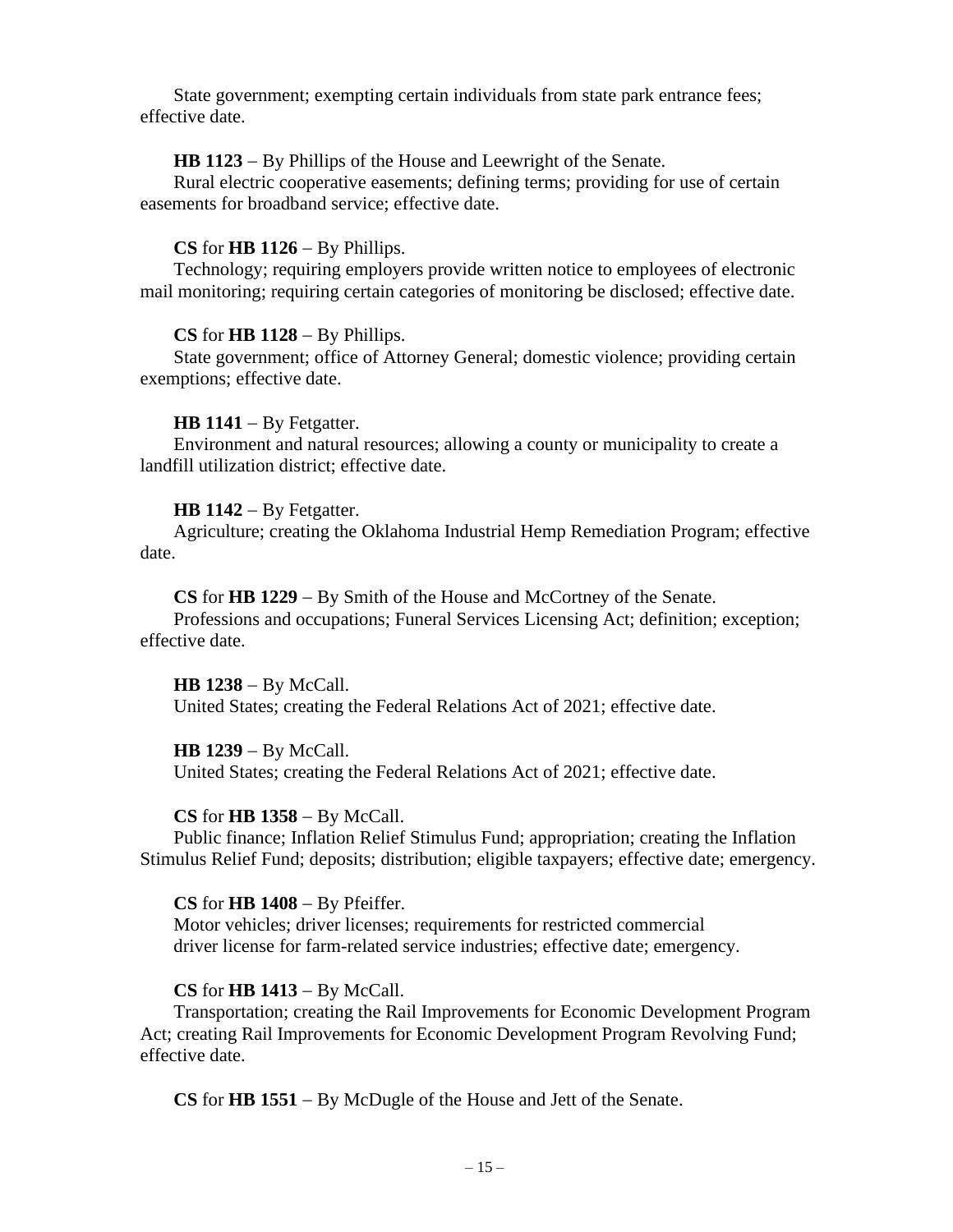State government; exempting certain individuals from state park entrance fees; effective date.

**HB 1123** − By Phillips of the House and Leewright of the Senate.
Rural electric cooperative easements; defining terms; providing for use of certain easements for broadband service; effective date.

**CS** for **HB 1126** − By Phillips.
Technology; requiring employers provide written notice to employees of electronic mail monitoring; requiring certain categories of monitoring be disclosed; effective date.

**CS** for **HB 1128** − By Phillips.
State government; office of Attorney General; domestic violence; providing certain exemptions; effective date.

**HB 1141** − By Fetgatter.
Environment and natural resources; allowing a county or municipality to create a landfill utilization district; effective date.

**HB 1142** − By Fetgatter.
Agriculture; creating the Oklahoma Industrial Hemp Remediation Program; effective date.

**CS** for **HB 1229** − By Smith of the House and McCortney of the Senate.
Professions and occupations; Funeral Services Licensing Act; definition; exception; effective date.

**HB 1238** − By McCall.
United States; creating the Federal Relations Act of 2021; effective date.

**HB 1239** − By McCall.
United States; creating the Federal Relations Act of 2021; effective date.

**CS** for **HB 1358** − By McCall.
Public finance; Inflation Relief Stimulus Fund; appropriation; creating the Inflation Stimulus Relief Fund; deposits; distribution; eligible taxpayers; effective date; emergency.

**CS** for **HB 1408** − By Pfeiffer.
Motor vehicles; driver licenses; requirements for restricted commercial driver license for farm-related service industries; effective date; emergency.

**CS** for **HB 1413** − By McCall.
Transportation; creating the Rail Improvements for Economic Development Program Act; creating Rail Improvements for Economic Development Program Revolving Fund; effective date.

**CS** for **HB 1551** − By McDugle of the House and Jett of the Senate.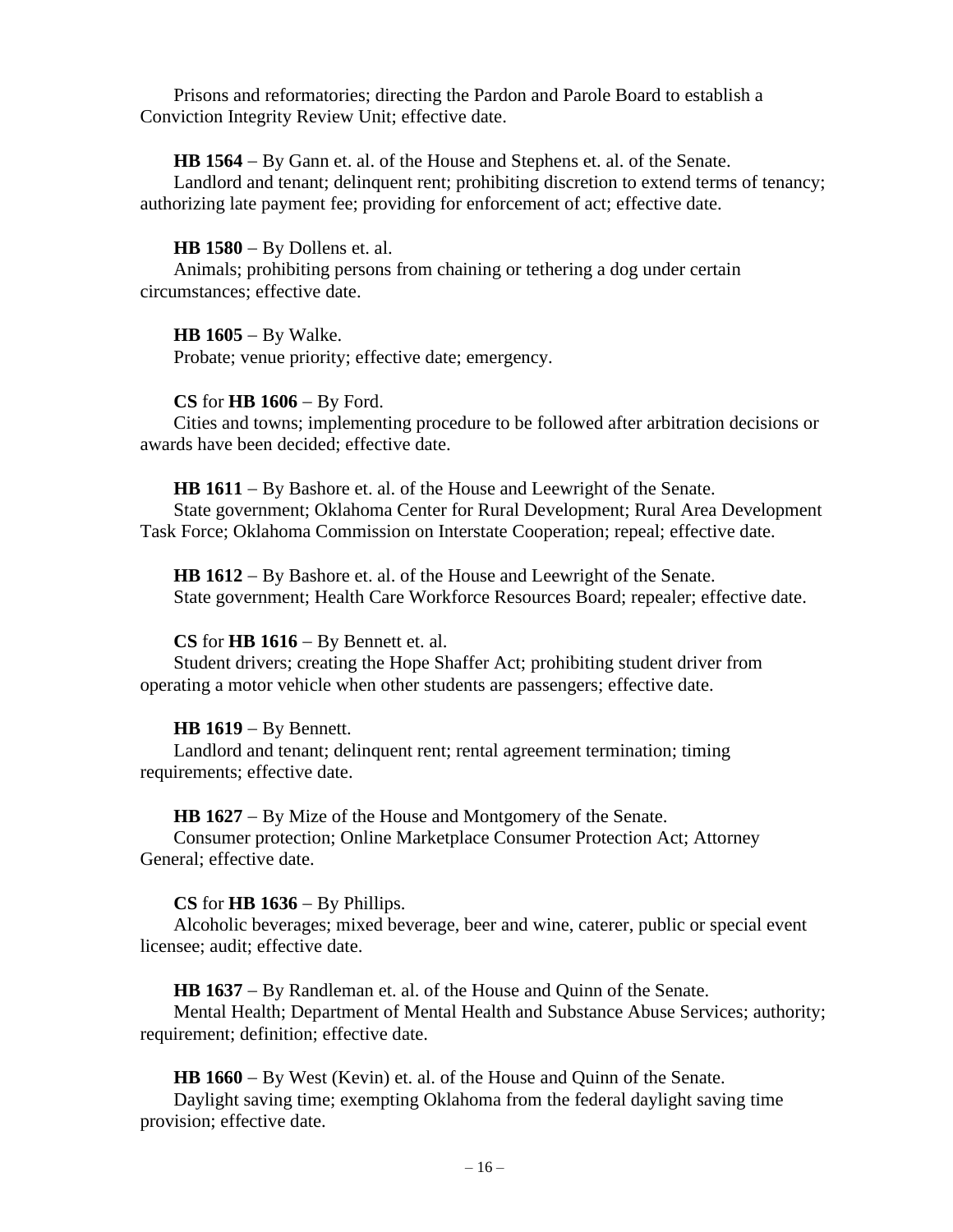Prisons and reformatories; directing the Pardon and Parole Board to establish a Conviction Integrity Review Unit; effective date.

**HB 1564** – By Gann et. al. of the House and Stephens et. al. of the Senate.
Landlord and tenant; delinquent rent; prohibiting discretion to extend terms of tenancy; authorizing late payment fee; providing for enforcement of act; effective date.

**HB 1580** – By Dollens et. al.
Animals; prohibiting persons from chaining or tethering a dog under certain circumstances; effective date.

**HB 1605** – By Walke.
Probate; venue priority; effective date; emergency.

**CS** for **HB 1606** – By Ford.
Cities and towns; implementing procedure to be followed after arbitration decisions or awards have been decided; effective date.

**HB 1611** – By Bashore et. al. of the House and Leewright of the Senate.
State government; Oklahoma Center for Rural Development; Rural Area Development Task Force; Oklahoma Commission on Interstate Cooperation; repeal; effective date.

**HB 1612** – By Bashore et. al. of the House and Leewright of the Senate.
State government; Health Care Workforce Resources Board; repealer; effective date.

**CS** for **HB 1616** – By Bennett et. al.
Student drivers; creating the Hope Shaffer Act; prohibiting student driver from operating a motor vehicle when other students are passengers; effective date.

**HB 1619** – By Bennett.
Landlord and tenant; delinquent rent; rental agreement termination; timing requirements; effective date.

**HB 1627** – By Mize of the House and Montgomery of the Senate.
Consumer protection; Online Marketplace Consumer Protection Act; Attorney General; effective date.

**CS** for **HB 1636** – By Phillips.
Alcoholic beverages; mixed beverage, beer and wine, caterer, public or special event licensee; audit; effective date.

**HB 1637** – By Randleman et. al. of the House and Quinn of the Senate.
Mental Health; Department of Mental Health and Substance Abuse Services; authority; requirement; definition; effective date.

**HB 1660** – By West (Kevin) et. al. of the House and Quinn of the Senate.
Daylight saving time; exempting Oklahoma from the federal daylight saving time provision; effective date.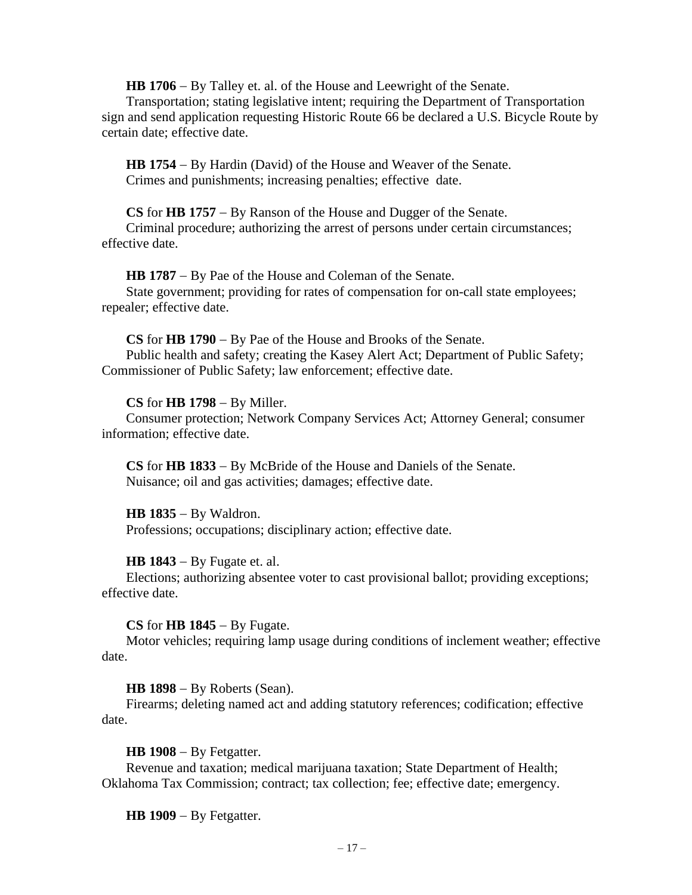**HB 1706** – By Talley et. al. of the House and Leewright of the Senate.
Transportation; stating legislative intent; requiring the Department of Transportation sign and send application requesting Historic Route 66 be declared a U.S. Bicycle Route by certain date; effective date.

**HB 1754** – By Hardin (David) of the House and Weaver of the Senate.
Crimes and punishments; increasing penalties; effective date.

**CS** for **HB 1757** – By Ranson of the House and Dugger of the Senate.
Criminal procedure; authorizing the arrest of persons under certain circumstances; effective date.

**HB 1787** – By Pae of the House and Coleman of the Senate.
State government; providing for rates of compensation for on-call state employees; repealer; effective date.

**CS** for **HB 1790** – By Pae of the House and Brooks of the Senate.
Public health and safety; creating the Kasey Alert Act; Department of Public Safety; Commissioner of Public Safety; law enforcement; effective date.

**CS** for **HB 1798** – By Miller.
Consumer protection; Network Company Services Act; Attorney General; consumer information; effective date.

**CS** for **HB 1833** – By McBride of the House and Daniels of the Senate.
Nuisance; oil and gas activities; damages; effective date.

**HB 1835** – By Waldron.
Professions; occupations; disciplinary action; effective date.

**HB 1843** – By Fugate et. al.
Elections; authorizing absentee voter to cast provisional ballot; providing exceptions; effective date.

**CS** for **HB 1845** – By Fugate.
Motor vehicles; requiring lamp usage during conditions of inclement weather; effective date.

**HB 1898** – By Roberts (Sean).
Firearms; deleting named act and adding statutory references; codification; effective date.

**HB 1908** – By Fetgatter.
Revenue and taxation; medical marijuana taxation; State Department of Health; Oklahoma Tax Commission; contract; tax collection; fee; effective date; emergency.

**HB 1909** – By Fetgatter.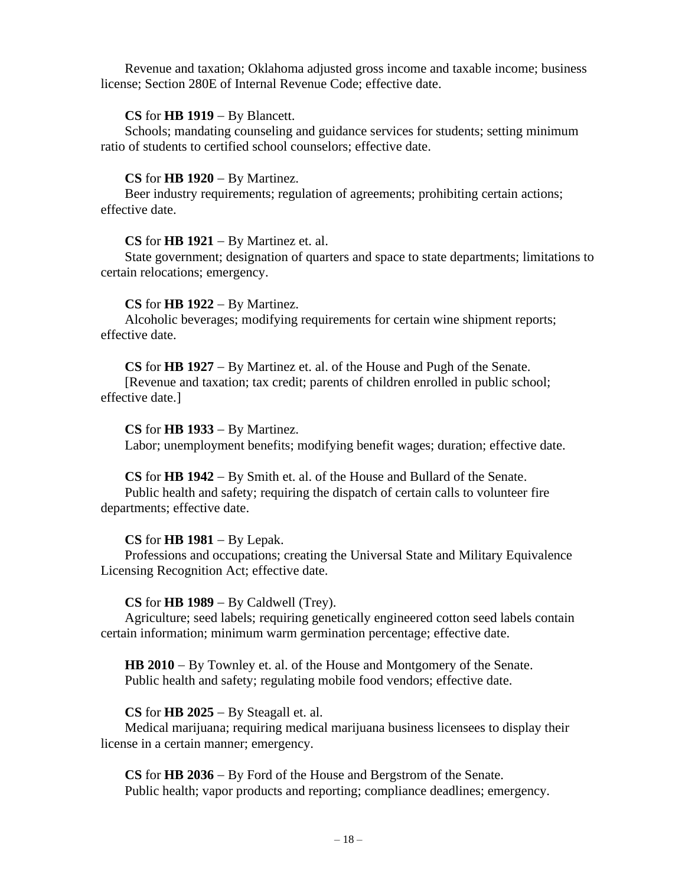Revenue and taxation; Oklahoma adjusted gross income and taxable income; business license; Section 280E of Internal Revenue Code; effective date.

**CS** for **HB 1919** – By Blancett.
Schools; mandating counseling and guidance services for students; setting minimum ratio of students to certified school counselors; effective date.

**CS** for **HB 1920** – By Martinez.
Beer industry requirements; regulation of agreements; prohibiting certain actions; effective date.

**CS** for **HB 1921** – By Martinez et. al.
State government; designation of quarters and space to state departments; limitations to certain relocations; emergency.

**CS** for **HB 1922** – By Martinez.
Alcoholic beverages; modifying requirements for certain wine shipment reports; effective date.

**CS** for **HB 1927** – By Martinez et. al. of the House and Pugh of the Senate.
[Revenue and taxation; tax credit; parents of children enrolled in public school; effective date.]

**CS** for **HB 1933** – By Martinez.
Labor; unemployment benefits; modifying benefit wages; duration; effective date.

**CS** for **HB 1942** – By Smith et. al. of the House and Bullard of the Senate.
Public health and safety; requiring the dispatch of certain calls to volunteer fire departments; effective date.

**CS** for **HB 1981** – By Lepak.
Professions and occupations; creating the Universal State and Military Equivalence Licensing Recognition Act; effective date.

**CS** for **HB 1989** – By Caldwell (Trey).
Agriculture; seed labels; requiring genetically engineered cotton seed labels contain certain information; minimum warm germination percentage; effective date.

**HB 2010** – By Townley et. al. of the House and Montgomery of the Senate.
Public health and safety; regulating mobile food vendors; effective date.

**CS** for **HB 2025** – By Steagall et. al.
Medical marijuana; requiring medical marijuana business licensees to display their license in a certain manner; emergency.

**CS** for **HB 2036** – By Ford of the House and Bergstrom of the Senate.
Public health; vapor products and reporting; compliance deadlines; emergency.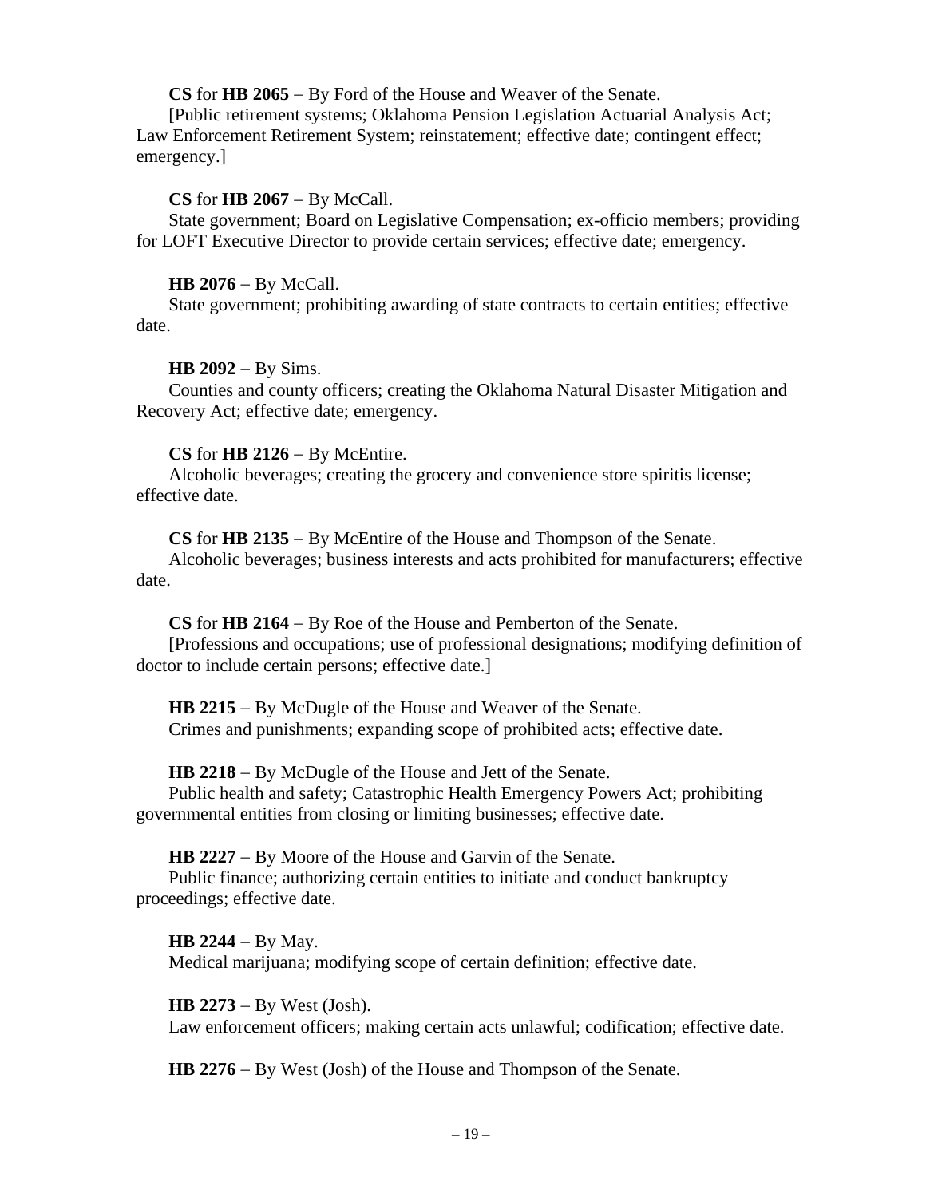**CS** for **HB 2065** – By Ford of the House and Weaver of the Senate.
[Public retirement systems; Oklahoma Pension Legislation Actuarial Analysis Act; Law Enforcement Retirement System; reinstatement; effective date; contingent effect; emergency.]

**CS** for **HB 2067** – By McCall.
State government; Board on Legislative Compensation; ex-officio members; providing for LOFT Executive Director to provide certain services; effective date; emergency.

**HB 2076** – By McCall.
State government; prohibiting awarding of state contracts to certain entities; effective date.

**HB 2092** – By Sims.
Counties and county officers; creating the Oklahoma Natural Disaster Mitigation and Recovery Act; effective date; emergency.

**CS** for **HB 2126** – By McEntire.
Alcoholic beverages; creating the grocery and convenience store spiritis license; effective date.

**CS** for **HB 2135** – By McEntire of the House and Thompson of the Senate.
Alcoholic beverages; business interests and acts prohibited for manufacturers; effective date.

**CS** for **HB 2164** – By Roe of the House and Pemberton of the Senate.
[Professions and occupations; use of professional designations; modifying definition of doctor to include certain persons; effective date.]

**HB 2215** – By McDugle of the House and Weaver of the Senate.
Crimes and punishments; expanding scope of prohibited acts; effective date.

**HB 2218** – By McDugle of the House and Jett of the Senate.
Public health and safety; Catastrophic Health Emergency Powers Act; prohibiting governmental entities from closing or limiting businesses; effective date.

**HB 2227** – By Moore of the House and Garvin of the Senate.
Public finance; authorizing certain entities to initiate and conduct bankruptcy proceedings; effective date.

**HB 2244** – By May.
Medical marijuana; modifying scope of certain definition; effective date.

**HB 2273** – By West (Josh).
Law enforcement officers; making certain acts unlawful; codification; effective date.

**HB 2276** – By West (Josh) of the House and Thompson of the Senate.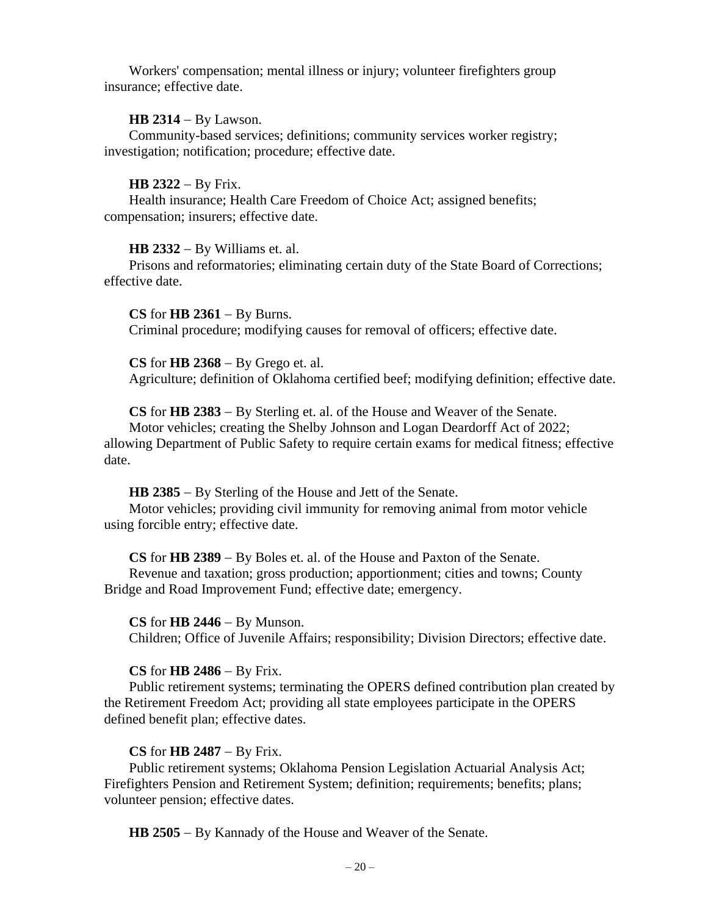Workers' compensation; mental illness or injury; volunteer firefighters group insurance; effective date.

**HB 2314** – By Lawson.
Community-based services; definitions; community services worker registry; investigation; notification; procedure; effective date.

**HB 2322** – By Frix.
Health insurance; Health Care Freedom of Choice Act; assigned benefits; compensation; insurers; effective date.

**HB 2332** – By Williams et. al.
Prisons and reformatories; eliminating certain duty of the State Board of Corrections; effective date.

**CS** for **HB 2361** – By Burns.
Criminal procedure; modifying causes for removal of officers; effective date.

**CS** for **HB 2368** – By Grego et. al.
Agriculture; definition of Oklahoma certified beef; modifying definition; effective date.

**CS** for **HB 2383** – By Sterling et. al. of the House and Weaver of the Senate.
Motor vehicles; creating the Shelby Johnson and Logan Deardorff Act of 2022; allowing Department of Public Safety to require certain exams for medical fitness; effective date.

**HB 2385** – By Sterling of the House and Jett of the Senate.
Motor vehicles; providing civil immunity for removing animal from motor vehicle using forcible entry; effective date.

**CS** for **HB 2389** – By Boles et. al. of the House and Paxton of the Senate.
Revenue and taxation; gross production; apportionment; cities and towns; County Bridge and Road Improvement Fund; effective date; emergency.

**CS** for **HB 2446** – By Munson.
Children; Office of Juvenile Affairs; responsibility; Division Directors; effective date.

**CS** for **HB 2486** – By Frix.
Public retirement systems; terminating the OPERS defined contribution plan created by the Retirement Freedom Act; providing all state employees participate in the OPERS defined benefit plan; effective dates.

**CS** for **HB 2487** – By Frix.
Public retirement systems; Oklahoma Pension Legislation Actuarial Analysis Act; Firefighters Pension and Retirement System; definition; requirements; benefits; plans; volunteer pension; effective dates.

**HB 2505** – By Kannady of the House and Weaver of the Senate.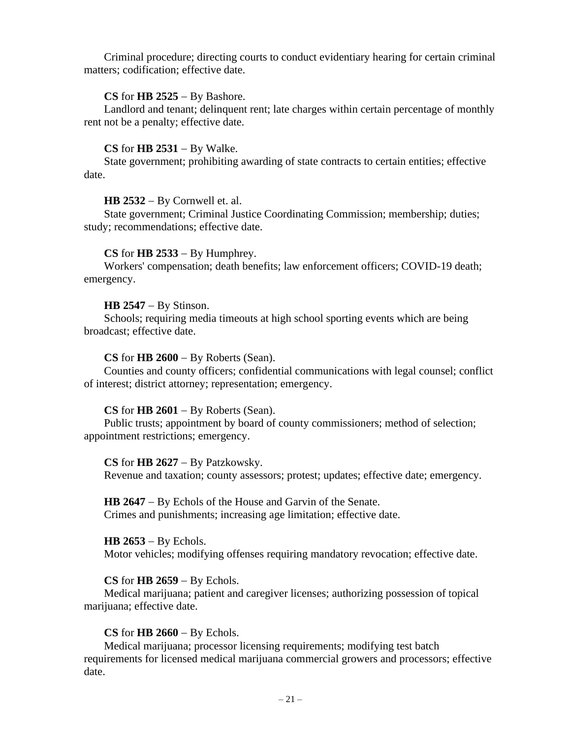Criminal procedure; directing courts to conduct evidentiary hearing for certain criminal matters; codification; effective date.

**CS** for **HB 2525** − By Bashore.

Landlord and tenant; delinquent rent; late charges within certain percentage of monthly rent not be a penalty; effective date.

**CS** for **HB 2531** − By Walke.

State government; prohibiting awarding of state contracts to certain entities; effective date.

**HB 2532** − By Cornwell et. al.

State government; Criminal Justice Coordinating Commission; membership; duties; study; recommendations; effective date.

**CS** for **HB 2533** − By Humphrey.

Workers' compensation; death benefits; law enforcement officers; COVID-19 death; emergency.

**HB 2547** − By Stinson.

Schools; requiring media timeouts at high school sporting events which are being broadcast; effective date.

**CS** for **HB 2600** − By Roberts (Sean).

Counties and county officers; confidential communications with legal counsel; conflict of interest; district attorney; representation; emergency.

**CS** for **HB 2601** − By Roberts (Sean).

Public trusts; appointment by board of county commissioners; method of selection; appointment restrictions; emergency.

**CS** for **HB 2627** − By Patzkowsky.

Revenue and taxation; county assessors; protest; updates; effective date; emergency.

**HB 2647** − By Echols of the House and Garvin of the Senate.

Crimes and punishments; increasing age limitation; effective date.

**HB 2653** − By Echols.

Motor vehicles; modifying offenses requiring mandatory revocation; effective date.

**CS** for **HB 2659** − By Echols.

Medical marijuana; patient and caregiver licenses; authorizing possession of topical marijuana; effective date.

**CS** for **HB 2660** − By Echols.

Medical marijuana; processor licensing requirements; modifying test batch requirements for licensed medical marijuana commercial growers and processors; effective date.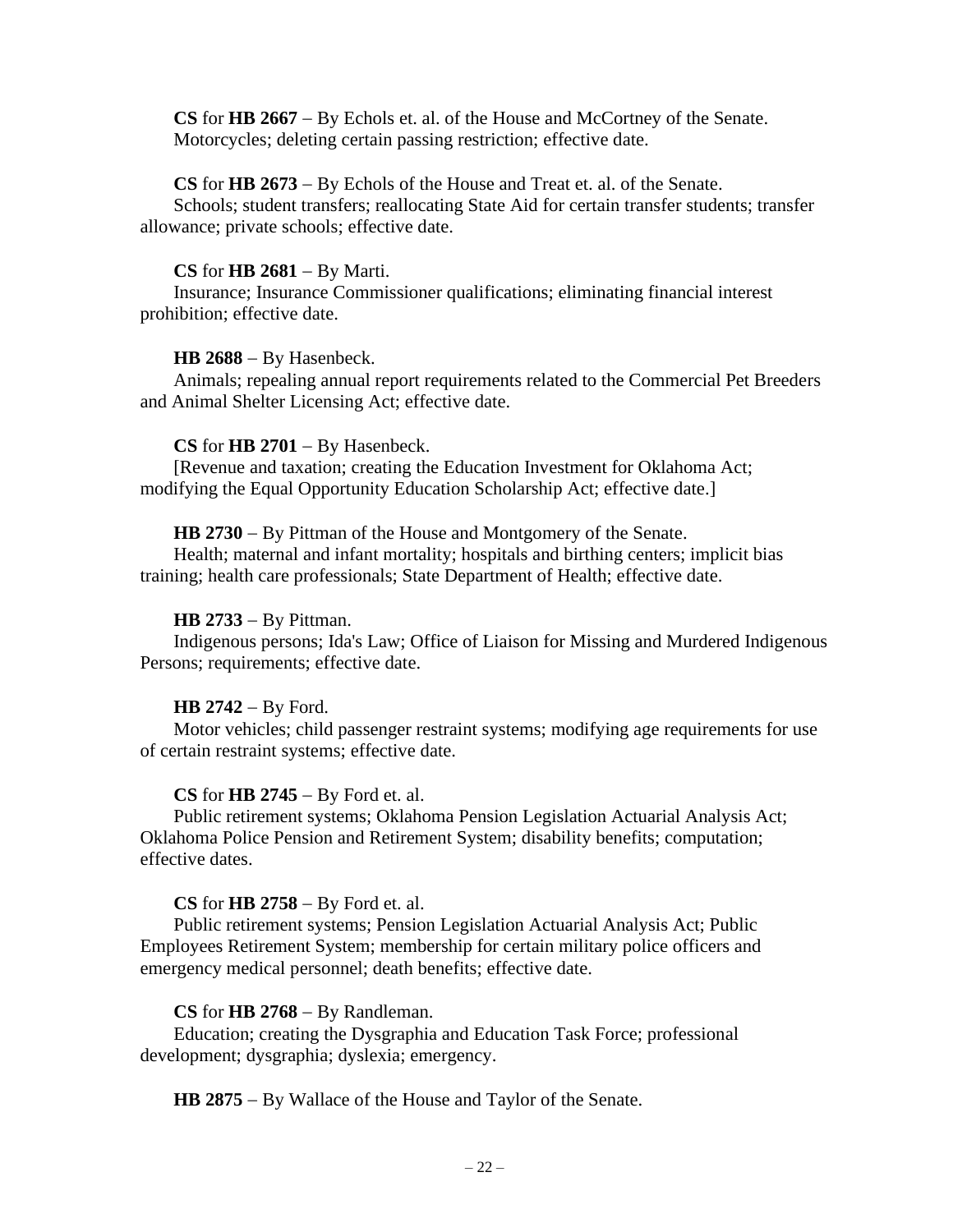**CS** for **HB 2667** – By Echols et. al. of the House and McCortney of the Senate.
Motorcycles; deleting certain passing restriction; effective date.

**CS** for **HB 2673** – By Echols of the House and Treat et. al. of the Senate.
Schools; student transfers; reallocating State Aid for certain transfer students; transfer allowance; private schools; effective date.

**CS** for **HB 2681** – By Marti.
Insurance; Insurance Commissioner qualifications; eliminating financial interest prohibition; effective date.

**HB 2688** – By Hasenbeck.
Animals; repealing annual report requirements related to the Commercial Pet Breeders and Animal Shelter Licensing Act; effective date.

**CS** for **HB 2701** – By Hasenbeck.
[Revenue and taxation; creating the Education Investment for Oklahoma Act; modifying the Equal Opportunity Education Scholarship Act; effective date.]

**HB 2730** – By Pittman of the House and Montgomery of the Senate.
Health; maternal and infant mortality; hospitals and birthing centers; implicit bias training; health care professionals; State Department of Health; effective date.

**HB 2733** – By Pittman.
Indigenous persons; Ida's Law; Office of Liaison for Missing and Murdered Indigenous Persons; requirements; effective date.

**HB 2742** – By Ford.
Motor vehicles; child passenger restraint systems; modifying age requirements for use of certain restraint systems; effective date.

**CS** for **HB 2745** – By Ford et. al.
Public retirement systems; Oklahoma Pension Legislation Actuarial Analysis Act; Oklahoma Police Pension and Retirement System; disability benefits; computation; effective dates.

**CS** for **HB 2758** – By Ford et. al.
Public retirement systems; Pension Legislation Actuarial Analysis Act; Public Employees Retirement System; membership for certain military police officers and emergency medical personnel; death benefits; effective date.

**CS** for **HB 2768** – By Randleman.
Education; creating the Dysgraphia and Education Task Force; professional development; dysgraphia; dyslexia; emergency.

**HB 2875** – By Wallace of the House and Taylor of the Senate.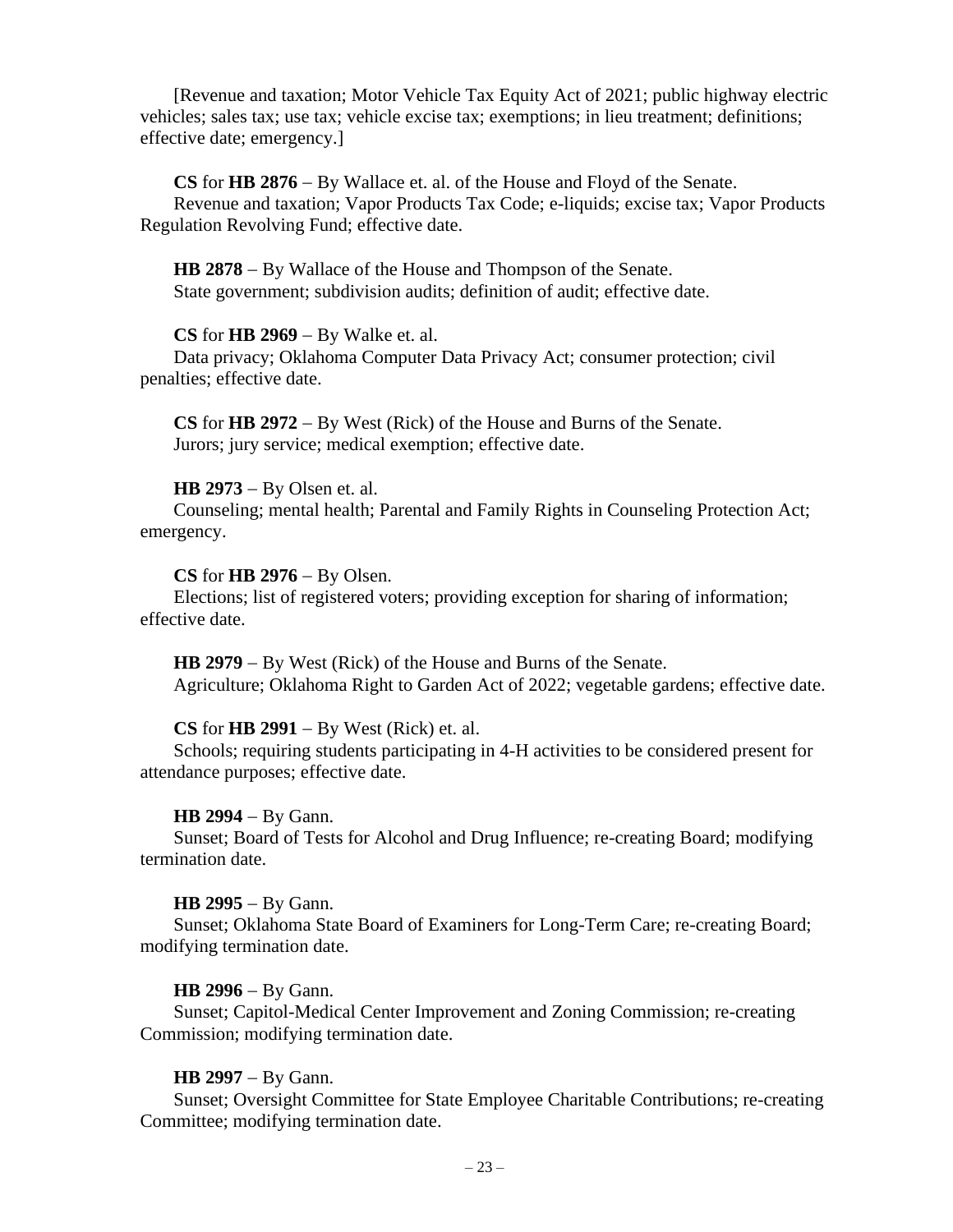[Revenue and taxation; Motor Vehicle Tax Equity Act of 2021; public highway electric vehicles; sales tax; use tax; vehicle excise tax; exemptions; in lieu treatment; definitions; effective date; emergency.]

**CS** for **HB 2876** – By Wallace et. al. of the House and Floyd of the Senate.
Revenue and taxation; Vapor Products Tax Code; e-liquids; excise tax; Vapor Products Regulation Revolving Fund; effective date.

**HB 2878** – By Wallace of the House and Thompson of the Senate.
State government; subdivision audits; definition of audit; effective date.

**CS** for **HB 2969** – By Walke et. al.
Data privacy; Oklahoma Computer Data Privacy Act; consumer protection; civil penalties; effective date.

**CS** for **HB 2972** – By West (Rick) of the House and Burns of the Senate.
Jurors; jury service; medical exemption; effective date.

**HB 2973** – By Olsen et. al.
Counseling; mental health; Parental and Family Rights in Counseling Protection Act; emergency.

**CS** for **HB 2976** – By Olsen.
Elections; list of registered voters; providing exception for sharing of information; effective date.

**HB 2979** – By West (Rick) of the House and Burns of the Senate.
Agriculture; Oklahoma Right to Garden Act of 2022; vegetable gardens; effective date.

**CS** for **HB 2991** – By West (Rick) et. al.
Schools; requiring students participating in 4-H activities to be considered present for attendance purposes; effective date.

**HB 2994** – By Gann.
Sunset; Board of Tests for Alcohol and Drug Influence; re-creating Board; modifying termination date.

**HB 2995** – By Gann.
Sunset; Oklahoma State Board of Examiners for Long-Term Care; re-creating Board; modifying termination date.

**HB 2996** – By Gann.
Sunset; Capitol-Medical Center Improvement and Zoning Commission; re-creating Commission; modifying termination date.

**HB 2997** – By Gann.
Sunset; Oversight Committee for State Employee Charitable Contributions; re-creating Committee; modifying termination date.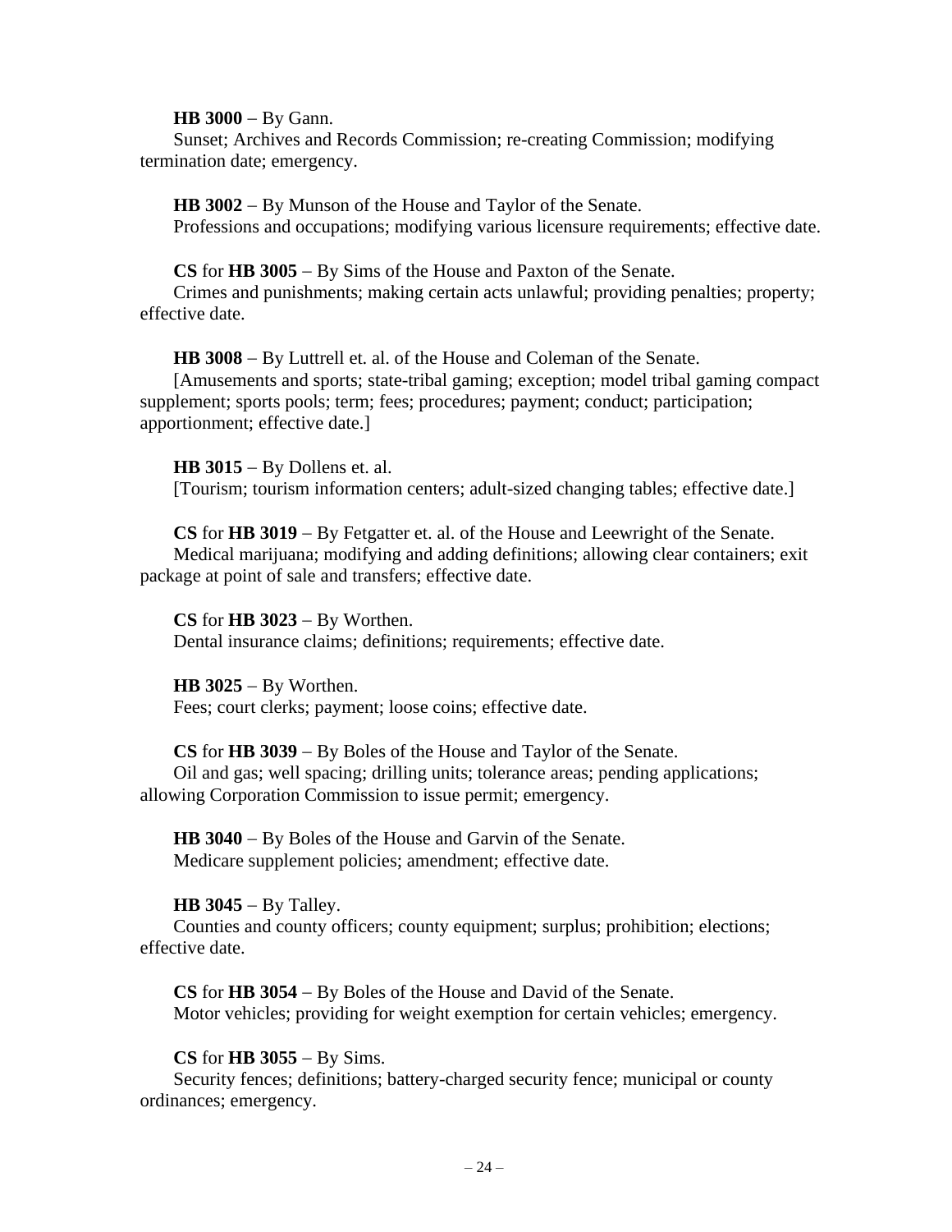**HB 3000** – By Gann.
Sunset; Archives and Records Commission; re-creating Commission; modifying termination date; emergency.

**HB 3002** – By Munson of the House and Taylor of the Senate.
Professions and occupations; modifying various licensure requirements; effective date.

**CS** for **HB 3005** – By Sims of the House and Paxton of the Senate.
Crimes and punishments; making certain acts unlawful; providing penalties; property; effective date.

**HB 3008** – By Luttrell et. al. of the House and Coleman of the Senate.
[Amusements and sports; state-tribal gaming; exception; model tribal gaming compact supplement; sports pools; term; fees; procedures; payment; conduct; participation; apportionment; effective date.]

**HB 3015** – By Dollens et. al.
[Tourism; tourism information centers; adult-sized changing tables; effective date.]

**CS** for **HB 3019** – By Fetgatter et. al. of the House and Leewright of the Senate.
Medical marijuana; modifying and adding definitions; allowing clear containers; exit package at point of sale and transfers; effective date.

**CS** for **HB 3023** – By Worthen.
Dental insurance claims; definitions; requirements; effective date.

**HB 3025** – By Worthen.
Fees; court clerks; payment; loose coins; effective date.

**CS** for **HB 3039** – By Boles of the House and Taylor of the Senate.
Oil and gas; well spacing; drilling units; tolerance areas; pending applications; allowing Corporation Commission to issue permit; emergency.

**HB 3040** – By Boles of the House and Garvin of the Senate.
Medicare supplement policies; amendment; effective date.

**HB 3045** – By Talley.
Counties and county officers; county equipment; surplus; prohibition; elections; effective date.

**CS** for **HB 3054** – By Boles of the House and David of the Senate.
Motor vehicles; providing for weight exemption for certain vehicles; emergency.

**CS** for **HB 3055** – By Sims.
Security fences; definitions; battery-charged security fence; municipal or county ordinances; emergency.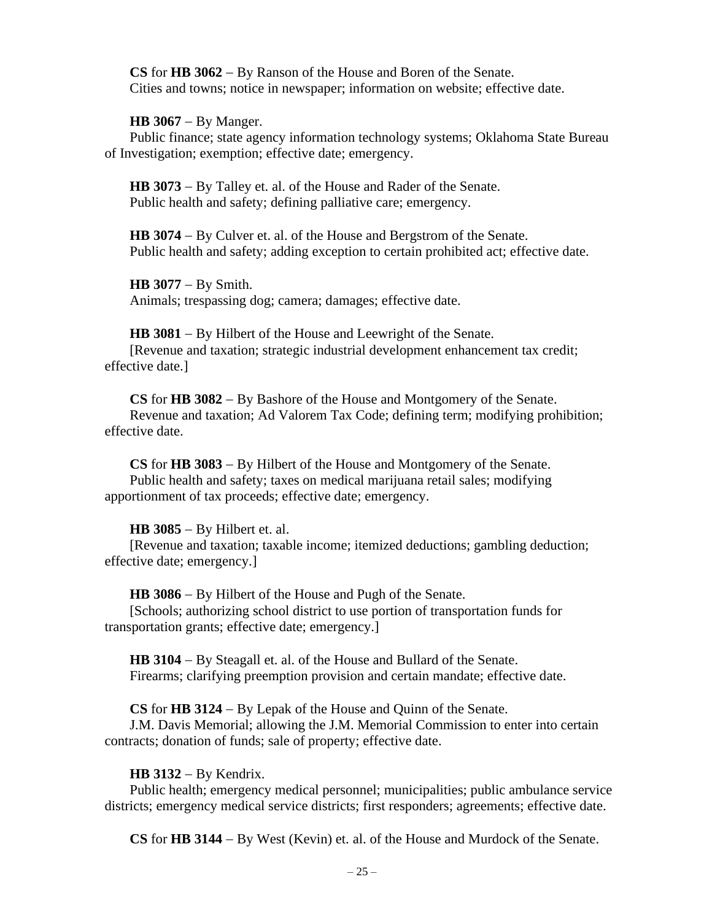**CS** for **HB 3062** – By Ranson of the House and Boren of the Senate.
Cities and towns; notice in newspaper; information on website; effective date.

**HB 3067** – By Manger.
Public finance; state agency information technology systems; Oklahoma State Bureau of Investigation; exemption; effective date; emergency.

**HB 3073** – By Talley et. al. of the House and Rader of the Senate.
Public health and safety; defining palliative care; emergency.

**HB 3074** – By Culver et. al. of the House and Bergstrom of the Senate.
Public health and safety; adding exception to certain prohibited act; effective date.

**HB 3077** – By Smith.
Animals; trespassing dog; camera; damages; effective date.

**HB 3081** – By Hilbert of the House and Leewright of the Senate.
[Revenue and taxation; strategic industrial development enhancement tax credit; effective date.]

**CS** for **HB 3082** – By Bashore of the House and Montgomery of the Senate.
Revenue and taxation; Ad Valorem Tax Code; defining term; modifying prohibition; effective date.

**CS** for **HB 3083** – By Hilbert of the House and Montgomery of the Senate.
Public health and safety; taxes on medical marijuana retail sales; modifying apportionment of tax proceeds; effective date; emergency.

**HB 3085** – By Hilbert et. al.
[Revenue and taxation; taxable income; itemized deductions; gambling deduction; effective date; emergency.]

**HB 3086** – By Hilbert of the House and Pugh of the Senate.
[Schools; authorizing school district to use portion of transportation funds for transportation grants; effective date; emergency.]

**HB 3104** – By Steagall et. al. of the House and Bullard of the Senate.
Firearms; clarifying preemption provision and certain mandate; effective date.

**CS** for **HB 3124** – By Lepak of the House and Quinn of the Senate.
J.M. Davis Memorial; allowing the J.M. Memorial Commission to enter into certain contracts; donation of funds; sale of property; effective date.

**HB 3132** – By Kendrix.
Public health; emergency medical personnel; municipalities; public ambulance service districts; emergency medical service districts; first responders; agreements; effective date.

**CS** for **HB 3144** – By West (Kevin) et. al. of the House and Murdock of the Senate.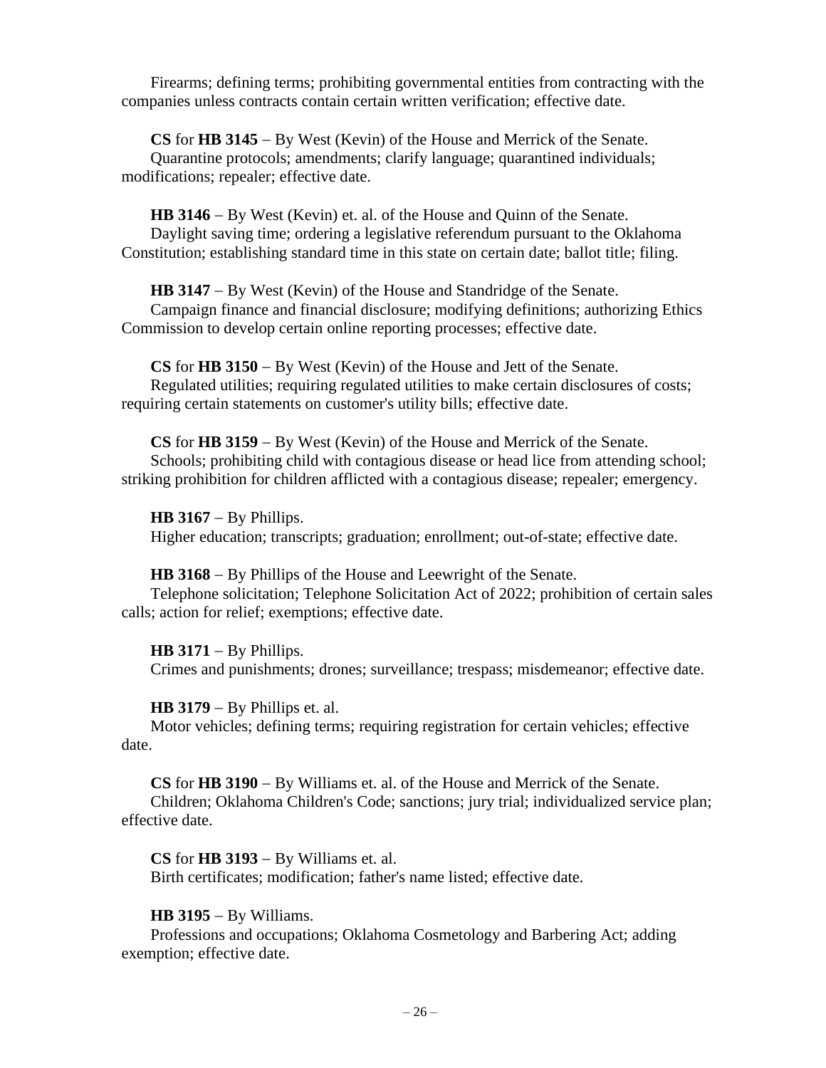Firearms; defining terms; prohibiting governmental entities from contracting with the companies unless contracts contain certain written verification; effective date.

**CS** for **HB 3145** – By West (Kevin) of the House and Merrick of the Senate.
Quarantine protocols; amendments; clarify language; quarantined individuals; modifications; repealer; effective date.

**HB 3146** – By West (Kevin) et. al. of the House and Quinn of the Senate.
Daylight saving time; ordering a legislative referendum pursuant to the Oklahoma Constitution; establishing standard time in this state on certain date; ballot title; filing.

**HB 3147** – By West (Kevin) of the House and Standridge of the Senate.
Campaign finance and financial disclosure; modifying definitions; authorizing Ethics Commission to develop certain online reporting processes; effective date.

**CS** for **HB 3150** – By West (Kevin) of the House and Jett of the Senate.
Regulated utilities; requiring regulated utilities to make certain disclosures of costs; requiring certain statements on customer's utility bills; effective date.

**CS** for **HB 3159** – By West (Kevin) of the House and Merrick of the Senate.
Schools; prohibiting child with contagious disease or head lice from attending school; striking prohibition for children afflicted with a contagious disease; repealer; emergency.

**HB 3167** – By Phillips.
Higher education; transcripts; graduation; enrollment; out-of-state; effective date.

**HB 3168** – By Phillips of the House and Leewright of the Senate.
Telephone solicitation; Telephone Solicitation Act of 2022; prohibition of certain sales calls; action for relief; exemptions; effective date.

**HB 3171** – By Phillips.
Crimes and punishments; drones; surveillance; trespass; misdemeanor; effective date.

**HB 3179** – By Phillips et. al.
Motor vehicles; defining terms; requiring registration for certain vehicles; effective date.

**CS** for **HB 3190** – By Williams et. al. of the House and Merrick of the Senate.
Children; Oklahoma Children's Code; sanctions; jury trial; individualized service plan; effective date.

**CS** for **HB 3193** – By Williams et. al.
Birth certificates; modification; father's name listed; effective date.

**HB 3195** – By Williams.
Professions and occupations; Oklahoma Cosmetology and Barbering Act; adding exemption; effective date.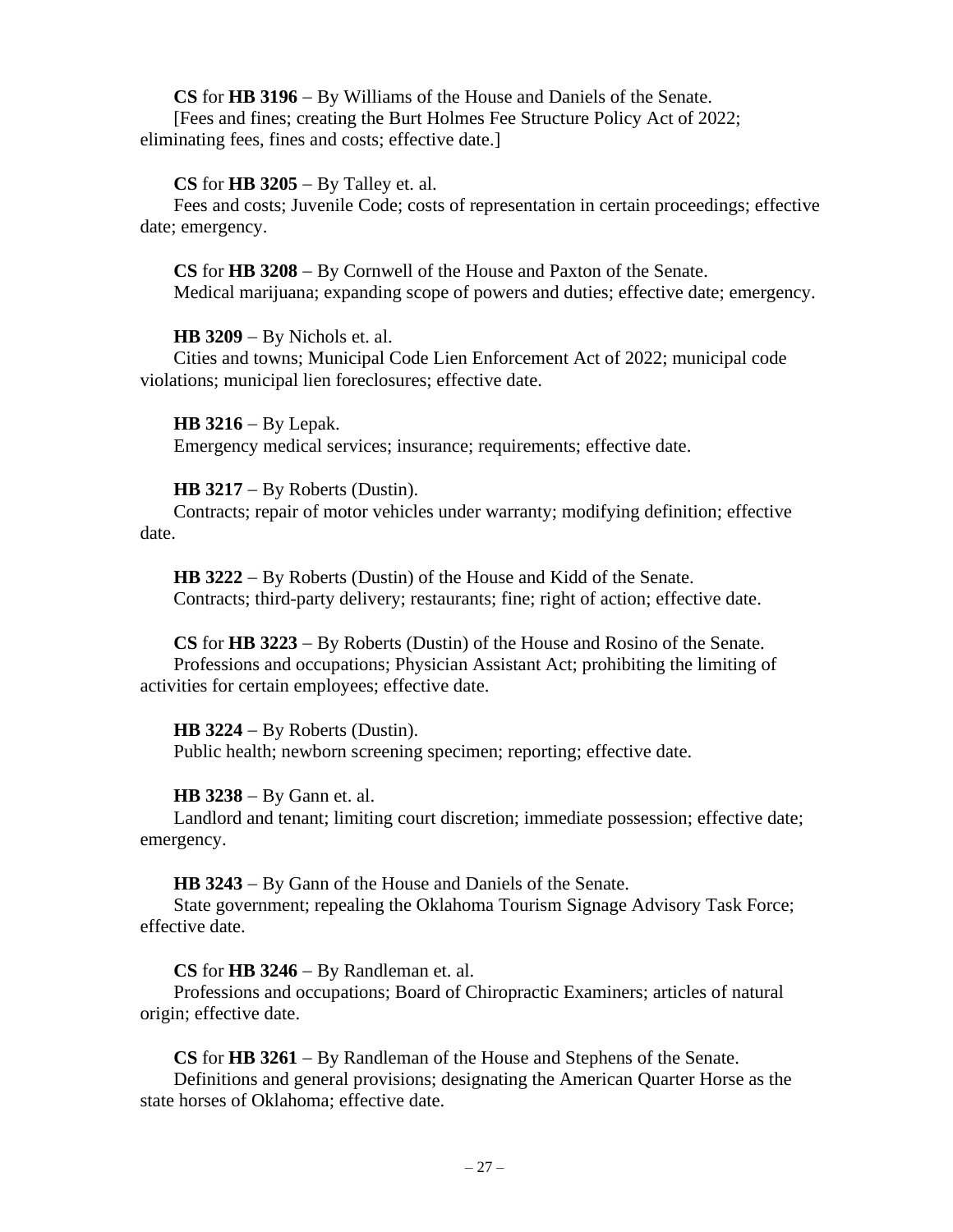**CS** for **HB 3196** – By Williams of the House and Daniels of the Senate.
[Fees and fines; creating the Burt Holmes Fee Structure Policy Act of 2022; eliminating fees, fines and costs; effective date.]

**CS** for **HB 3205** – By Talley et. al.
Fees and costs; Juvenile Code; costs of representation in certain proceedings; effective date; emergency.

**CS** for **HB 3208** – By Cornwell of the House and Paxton of the Senate.
Medical marijuana; expanding scope of powers and duties; effective date; emergency.

**HB 3209** – By Nichols et. al.
Cities and towns; Municipal Code Lien Enforcement Act of 2022; municipal code violations; municipal lien foreclosures; effective date.

**HB 3216** – By Lepak.
Emergency medical services; insurance; requirements; effective date.

**HB 3217** – By Roberts (Dustin).
Contracts; repair of motor vehicles under warranty; modifying definition; effective date.

**HB 3222** – By Roberts (Dustin) of the House and Kidd of the Senate.
Contracts; third-party delivery; restaurants; fine; right of action; effective date.

**CS** for **HB 3223** – By Roberts (Dustin) of the House and Rosino of the Senate.
Professions and occupations; Physician Assistant Act; prohibiting the limiting of activities for certain employees; effective date.

**HB 3224** – By Roberts (Dustin).
Public health; newborn screening specimen; reporting; effective date.

**HB 3238** – By Gann et. al.
Landlord and tenant; limiting court discretion; immediate possession; effective date; emergency.

**HB 3243** – By Gann of the House and Daniels of the Senate.
State government; repealing the Oklahoma Tourism Signage Advisory Task Force; effective date.

**CS** for **HB 3246** – By Randleman et. al.
Professions and occupations; Board of Chiropractic Examiners; articles of natural origin; effective date.

**CS** for **HB 3261** – By Randleman of the House and Stephens of the Senate.
Definitions and general provisions; designating the American Quarter Horse as the state horses of Oklahoma; effective date.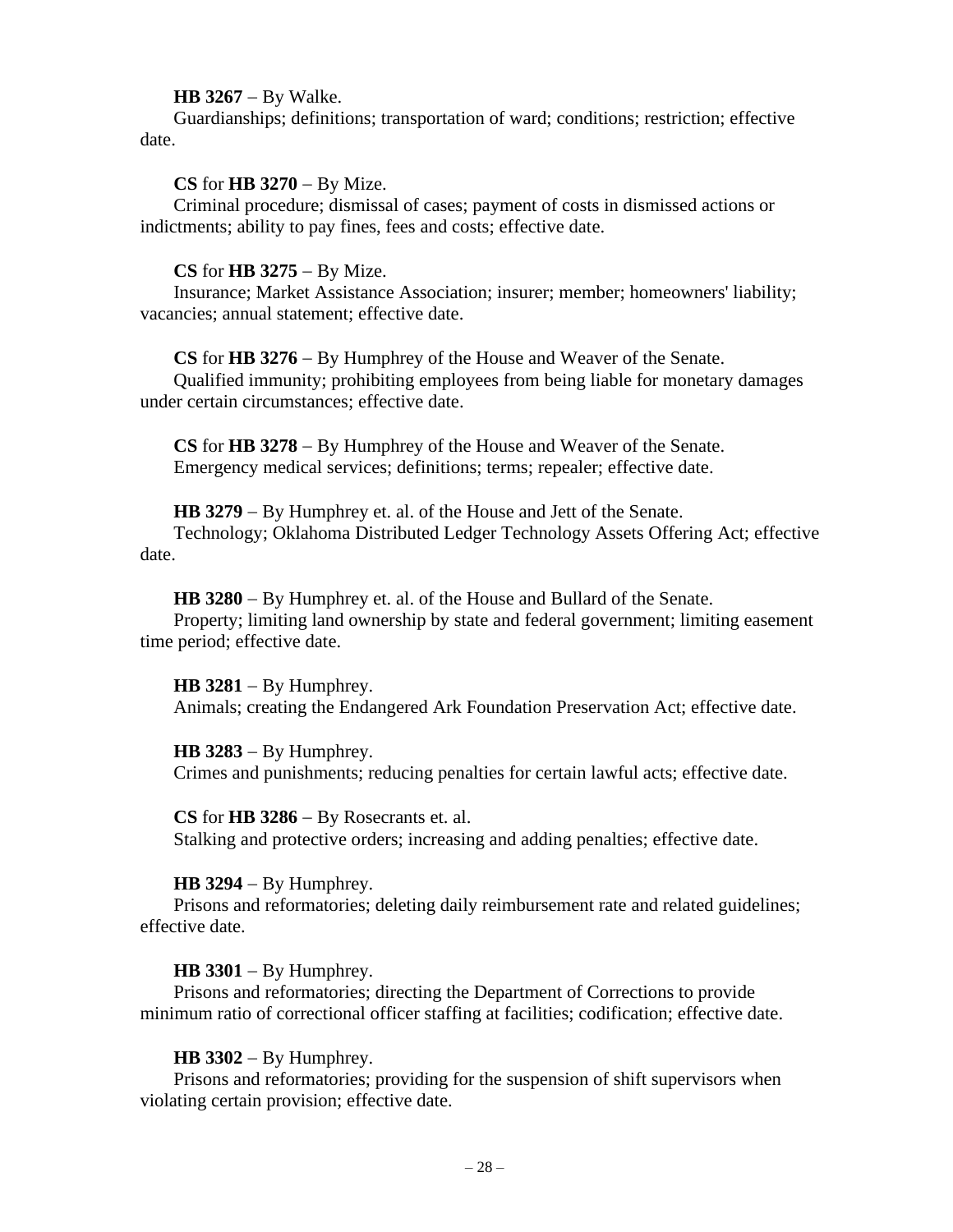**HB 3267** – By Walke.
Guardianships; definitions; transportation of ward; conditions; restriction; effective date.

**CS** for **HB 3270** – By Mize.
Criminal procedure; dismissal of cases; payment of costs in dismissed actions or indictments; ability to pay fines, fees and costs; effective date.

**CS** for **HB 3275** – By Mize.
Insurance; Market Assistance Association; insurer; member; homeowners' liability; vacancies; annual statement; effective date.

**CS** for **HB 3276** – By Humphrey of the House and Weaver of the Senate.
Qualified immunity; prohibiting employees from being liable for monetary damages under certain circumstances; effective date.

**CS** for **HB 3278** – By Humphrey of the House and Weaver of the Senate.
Emergency medical services; definitions; terms; repealer; effective date.

**HB 3279** – By Humphrey et. al. of the House and Jett of the Senate.
Technology; Oklahoma Distributed Ledger Technology Assets Offering Act; effective date.

**HB 3280** – By Humphrey et. al. of the House and Bullard of the Senate.
Property; limiting land ownership by state and federal government; limiting easement time period; effective date.

**HB 3281** – By Humphrey.
Animals; creating the Endangered Ark Foundation Preservation Act; effective date.

**HB 3283** – By Humphrey.
Crimes and punishments; reducing penalties for certain lawful acts; effective date.

**CS** for **HB 3286** – By Rosecrants et. al.
Stalking and protective orders; increasing and adding penalties; effective date.

**HB 3294** – By Humphrey.
Prisons and reformatories; deleting daily reimbursement rate and related guidelines; effective date.

**HB 3301** – By Humphrey.
Prisons and reformatories; directing the Department of Corrections to provide minimum ratio of correctional officer staffing at facilities; codification; effective date.

**HB 3302** – By Humphrey.
Prisons and reformatories; providing for the suspension of shift supervisors when violating certain provision; effective date.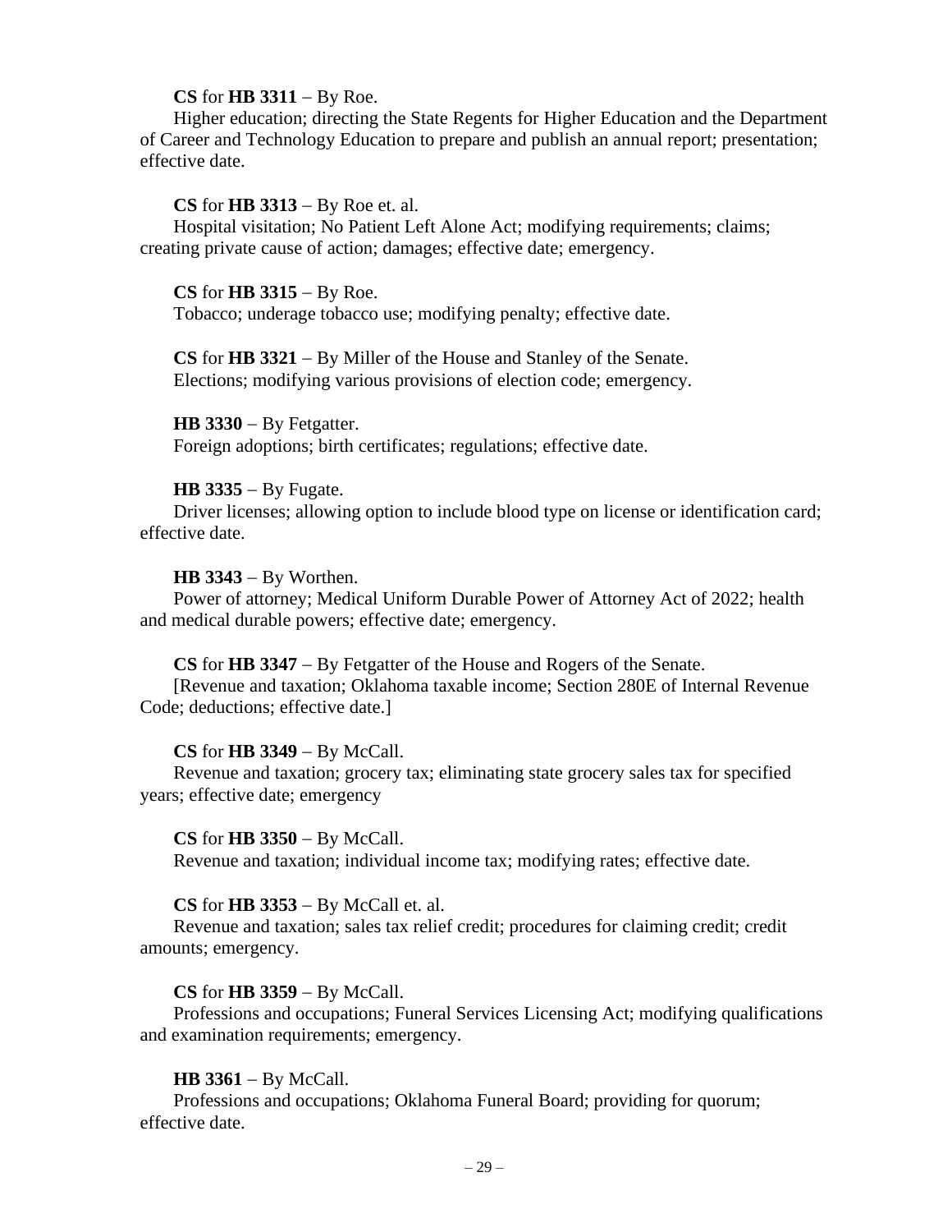**CS** for **HB 3311** – By Roe.

Higher education; directing the State Regents for Higher Education and the Department of Career and Technology Education to prepare and publish an annual report; presentation; effective date.

**CS** for **HB 3313** – By Roe et. al.

Hospital visitation; No Patient Left Alone Act; modifying requirements; claims; creating private cause of action; damages; effective date; emergency.

**CS** for **HB 3315** – By Roe.

Tobacco; underage tobacco use; modifying penalty; effective date.

**CS** for **HB 3321** – By Miller of the House and Stanley of the Senate.

Elections; modifying various provisions of election code; emergency.

**HB 3330** – By Fetgatter.

Foreign adoptions; birth certificates; regulations; effective date.

**HB 3335** – By Fugate.

Driver licenses; allowing option to include blood type on license or identification card; effective date.

**HB 3343** – By Worthen.

Power of attorney; Medical Uniform Durable Power of Attorney Act of 2022; health and medical durable powers; effective date; emergency.

**CS** for **HB 3347** – By Fetgatter of the House and Rogers of the Senate.

[Revenue and taxation; Oklahoma taxable income; Section 280E of Internal Revenue Code; deductions; effective date.]

**CS** for **HB 3349** – By McCall.

Revenue and taxation; grocery tax; eliminating state grocery sales tax for specified years; effective date; emergency

**CS** for **HB 3350** – By McCall.

Revenue and taxation; individual income tax; modifying rates; effective date.

**CS** for **HB 3353** – By McCall et. al.

Revenue and taxation; sales tax relief credit; procedures for claiming credit; credit amounts; emergency.

**CS** for **HB 3359** – By McCall.

Professions and occupations; Funeral Services Licensing Act; modifying qualifications and examination requirements; emergency.

**HB 3361** – By McCall.

Professions and occupations; Oklahoma Funeral Board; providing for quorum; effective date.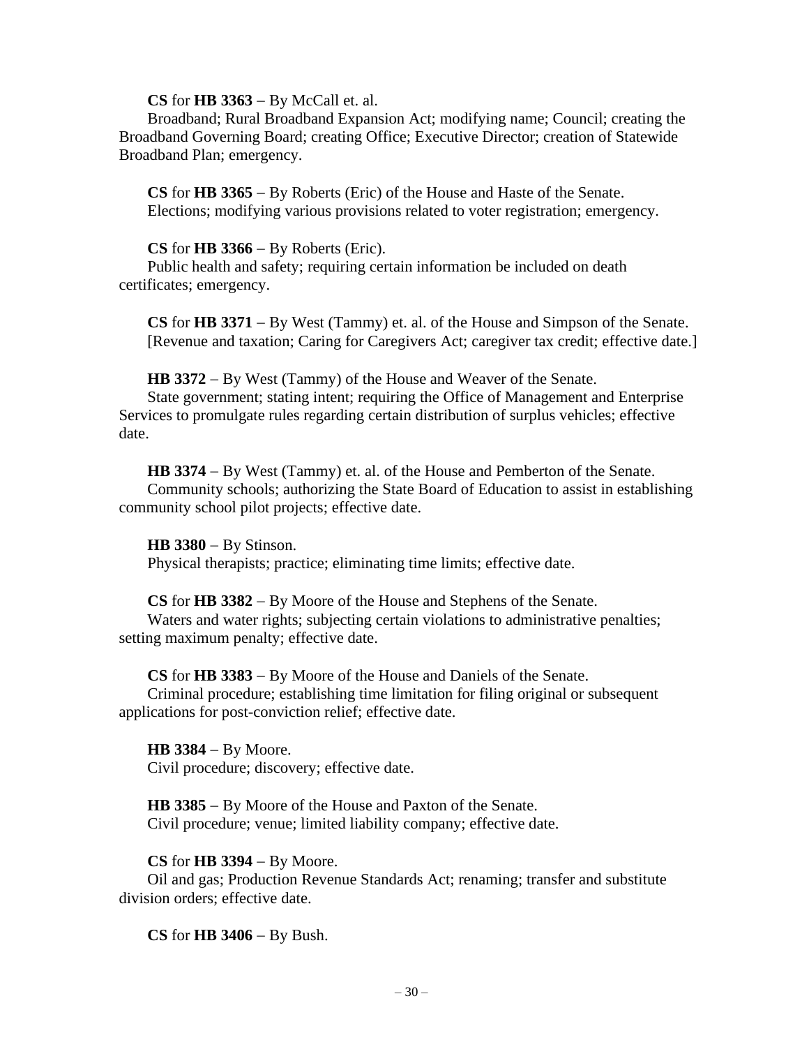**CS** for **HB 3363** – By McCall et. al.
Broadband; Rural Broadband Expansion Act; modifying name; Council; creating the Broadband Governing Board; creating Office; Executive Director; creation of Statewide Broadband Plan; emergency.

**CS** for **HB 3365** – By Roberts (Eric) of the House and Haste of the Senate.
Elections; modifying various provisions related to voter registration; emergency.

**CS** for **HB 3366** – By Roberts (Eric).
Public health and safety; requiring certain information be included on death certificates; emergency.

**CS** for **HB 3371** – By West (Tammy) et. al. of the House and Simpson of the Senate.
[Revenue and taxation; Caring for Caregivers Act; caregiver tax credit; effective date.]

**HB 3372** – By West (Tammy) of the House and Weaver of the Senate.
State government; stating intent; requiring the Office of Management and Enterprise Services to promulgate rules regarding certain distribution of surplus vehicles; effective date.

**HB 3374** – By West (Tammy) et. al. of the House and Pemberton of the Senate.
Community schools; authorizing the State Board of Education to assist in establishing community school pilot projects; effective date.

**HB 3380** – By Stinson.
Physical therapists; practice; eliminating time limits; effective date.

**CS** for **HB 3382** – By Moore of the House and Stephens of the Senate.
Waters and water rights; subjecting certain violations to administrative penalties; setting maximum penalty; effective date.

**CS** for **HB 3383** – By Moore of the House and Daniels of the Senate.
Criminal procedure; establishing time limitation for filing original or subsequent applications for post-conviction relief; effective date.

**HB 3384** – By Moore.
Civil procedure; discovery; effective date.

**HB 3385** – By Moore of the House and Paxton of the Senate.
Civil procedure; venue; limited liability company; effective date.

**CS** for **HB 3394** – By Moore.
Oil and gas; Production Revenue Standards Act; renaming; transfer and substitute division orders; effective date.

**CS** for **HB 3406** – By Bush.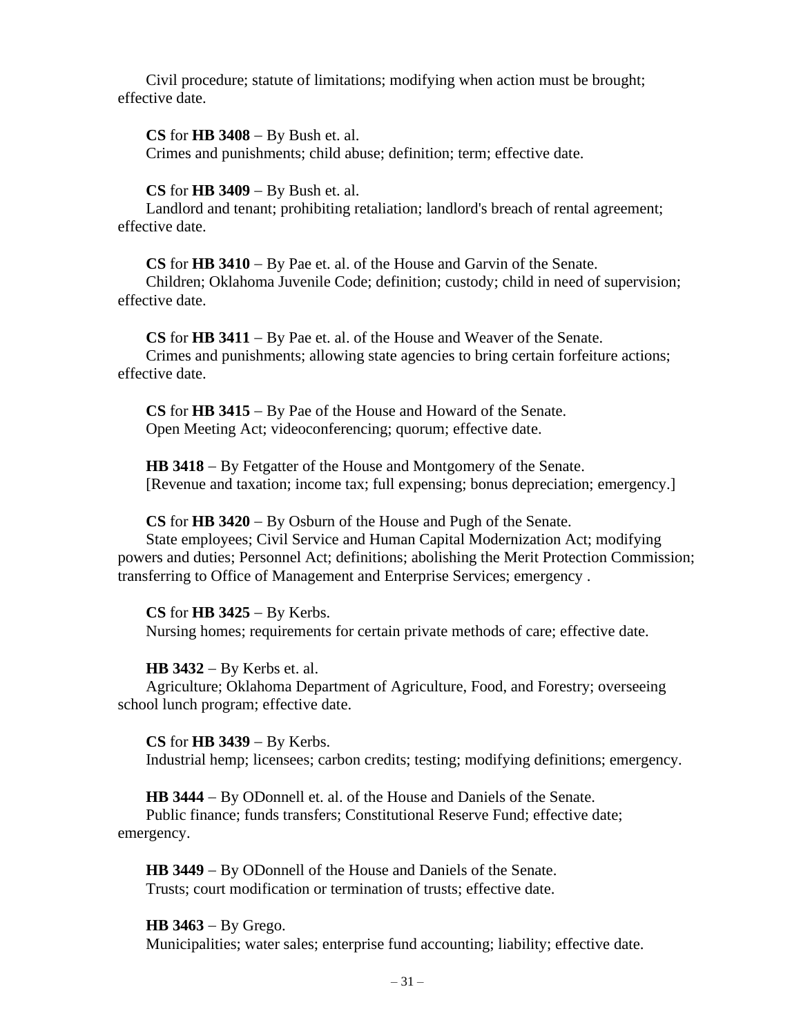Civil procedure; statute of limitations; modifying when action must be brought; effective date.

**CS** for **HB 3408** – By Bush et. al.
Crimes and punishments; child abuse; definition; term; effective date.

**CS** for **HB 3409** – By Bush et. al.
Landlord and tenant; prohibiting retaliation; landlord's breach of rental agreement; effective date.

**CS** for **HB 3410** – By Pae et. al. of the House and Garvin of the Senate.
Children; Oklahoma Juvenile Code; definition; custody; child in need of supervision; effective date.

**CS** for **HB 3411** – By Pae et. al. of the House and Weaver of the Senate.
Crimes and punishments; allowing state agencies to bring certain forfeiture actions; effective date.

**CS** for **HB 3415** – By Pae of the House and Howard of the Senate.
Open Meeting Act; videoconferencing; quorum; effective date.

**HB 3418** – By Fetgatter of the House and Montgomery of the Senate.
[Revenue and taxation; income tax; full expensing; bonus depreciation; emergency.]

**CS** for **HB 3420** – By Osburn of the House and Pugh of the Senate.
State employees; Civil Service and Human Capital Modernization Act; modifying powers and duties; Personnel Act; definitions; abolishing the Merit Protection Commission; transferring to Office of Management and Enterprise Services; emergency .

**CS** for **HB 3425** – By Kerbs.
Nursing homes; requirements for certain private methods of care; effective date.

**HB 3432** – By Kerbs et. al.
Agriculture; Oklahoma Department of Agriculture, Food, and Forestry; overseeing school lunch program; effective date.

**CS** for **HB 3439** – By Kerbs.
Industrial hemp; licensees; carbon credits; testing; modifying definitions; emergency.

**HB 3444** – By ODonnell et. al. of the House and Daniels of the Senate.
Public finance; funds transfers; Constitutional Reserve Fund; effective date; emergency.

**HB 3449** – By ODonnell of the House and Daniels of the Senate.
Trusts; court modification or termination of trusts; effective date.

**HB 3463** – By Grego.
Municipalities; water sales; enterprise fund accounting; liability; effective date.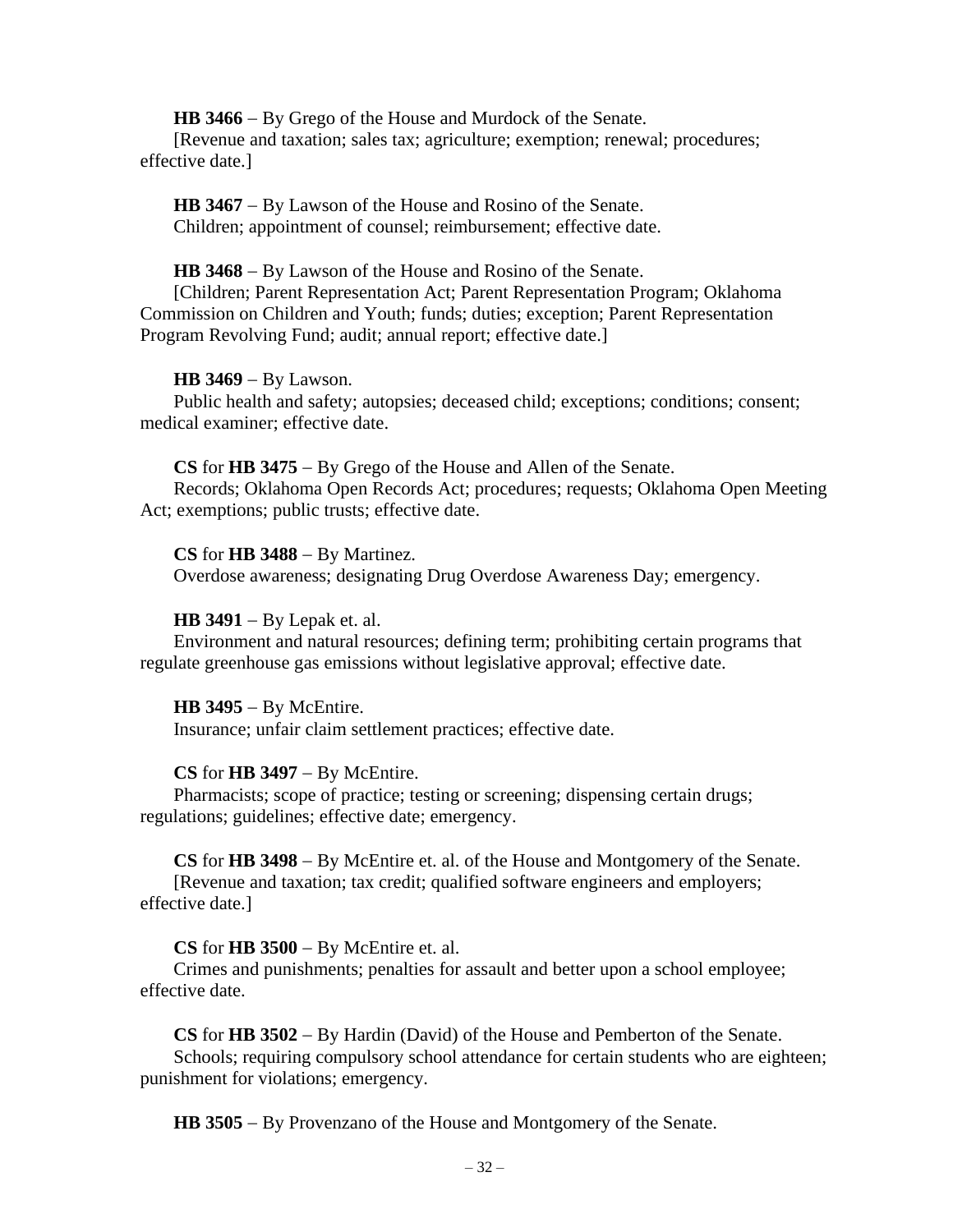**HB 3466** – By Grego of the House and Murdock of the Senate.
[Revenue and taxation; sales tax; agriculture; exemption; renewal; procedures; effective date.]

**HB 3467** – By Lawson of the House and Rosino of the Senate.
Children; appointment of counsel; reimbursement; effective date.

**HB 3468** – By Lawson of the House and Rosino of the Senate.
[Children; Parent Representation Act; Parent Representation Program; Oklahoma Commission on Children and Youth; funds; duties; exception; Parent Representation Program Revolving Fund; audit; annual report; effective date.]

**HB 3469** – By Lawson.
Public health and safety; autopsies; deceased child; exceptions; conditions; consent; medical examiner; effective date.

**CS** for **HB 3475** – By Grego of the House and Allen of the Senate.
Records; Oklahoma Open Records Act; procedures; requests; Oklahoma Open Meeting Act; exemptions; public trusts; effective date.

**CS** for **HB 3488** – By Martinez.
Overdose awareness; designating Drug Overdose Awareness Day; emergency.

**HB 3491** – By Lepak et. al.
Environment and natural resources; defining term; prohibiting certain programs that regulate greenhouse gas emissions without legislative approval; effective date.

**HB 3495** – By McEntire.
Insurance; unfair claim settlement practices; effective date.

**CS** for **HB 3497** – By McEntire.
Pharmacists; scope of practice; testing or screening; dispensing certain drugs; regulations; guidelines; effective date; emergency.

**CS** for **HB 3498** – By McEntire et. al. of the House and Montgomery of the Senate.
[Revenue and taxation; tax credit; qualified software engineers and employers; effective date.]

**CS** for **HB 3500** – By McEntire et. al.
Crimes and punishments; penalties for assault and better upon a school employee; effective date.

**CS** for **HB 3502** – By Hardin (David) of the House and Pemberton of the Senate.
Schools; requiring compulsory school attendance for certain students who are eighteen; punishment for violations; emergency.

**HB 3505** – By Provenzano of the House and Montgomery of the Senate.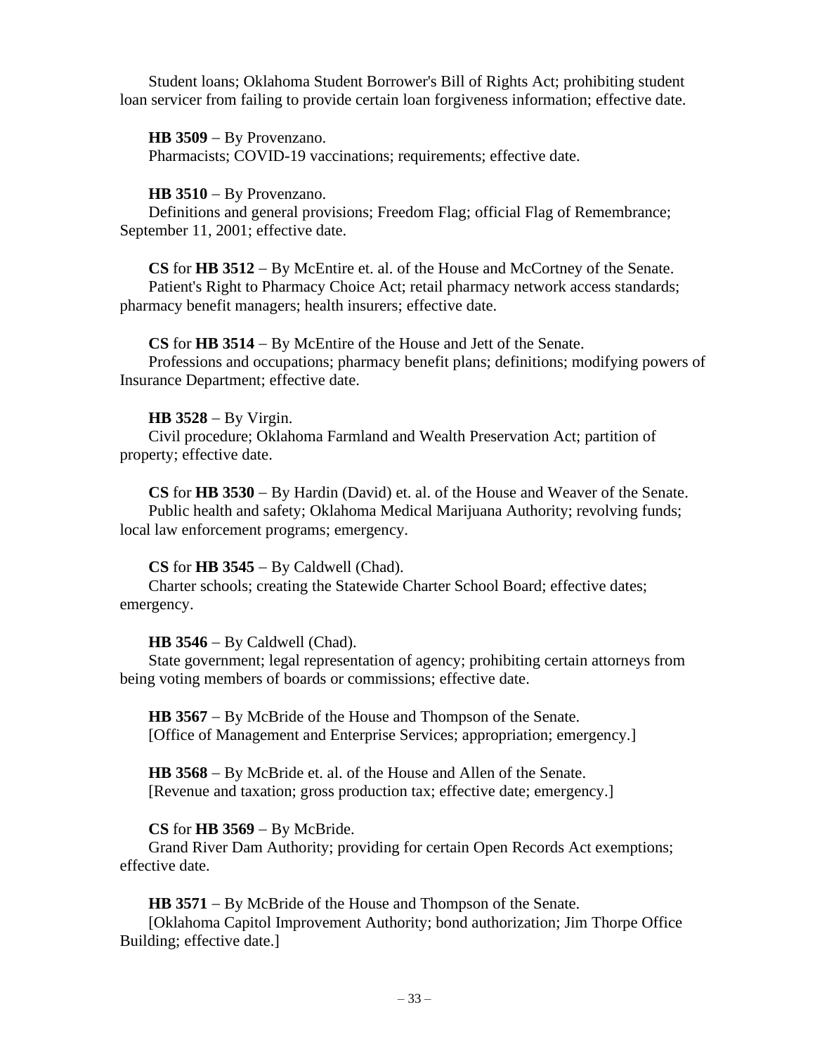Student loans; Oklahoma Student Borrower's Bill of Rights Act; prohibiting student loan servicer from failing to provide certain loan forgiveness information; effective date.

**HB 3509** – By Provenzano.
Pharmacists; COVID-19 vaccinations; requirements; effective date.

**HB 3510** – By Provenzano.
Definitions and general provisions; Freedom Flag; official Flag of Remembrance; September 11, 2001; effective date.

**CS** for **HB 3512** – By McEntire et. al. of the House and McCortney of the Senate.
Patient's Right to Pharmacy Choice Act; retail pharmacy network access standards; pharmacy benefit managers; health insurers; effective date.

**CS** for **HB 3514** – By McEntire of the House and Jett of the Senate.
Professions and occupations; pharmacy benefit plans; definitions; modifying powers of Insurance Department; effective date.

**HB 3528** – By Virgin.
Civil procedure; Oklahoma Farmland and Wealth Preservation Act; partition of property; effective date.

**CS** for **HB 3530** – By Hardin (David) et. al. of the House and Weaver of the Senate.
Public health and safety; Oklahoma Medical Marijuana Authority; revolving funds; local law enforcement programs; emergency.

**CS** for **HB 3545** – By Caldwell (Chad).
Charter schools; creating the Statewide Charter School Board; effective dates; emergency.

**HB 3546** – By Caldwell (Chad).
State government; legal representation of agency; prohibiting certain attorneys from being voting members of boards or commissions; effective date.

**HB 3567** – By McBride of the House and Thompson of the Senate.
[Office of Management and Enterprise Services; appropriation; emergency.]

**HB 3568** – By McBride et. al. of the House and Allen of the Senate.
[Revenue and taxation; gross production tax; effective date; emergency.]

**CS** for **HB 3569** – By McBride.
Grand River Dam Authority; providing for certain Open Records Act exemptions; effective date.

**HB 3571** – By McBride of the House and Thompson of the Senate.
[Oklahoma Capitol Improvement Authority; bond authorization; Jim Thorpe Office Building; effective date.]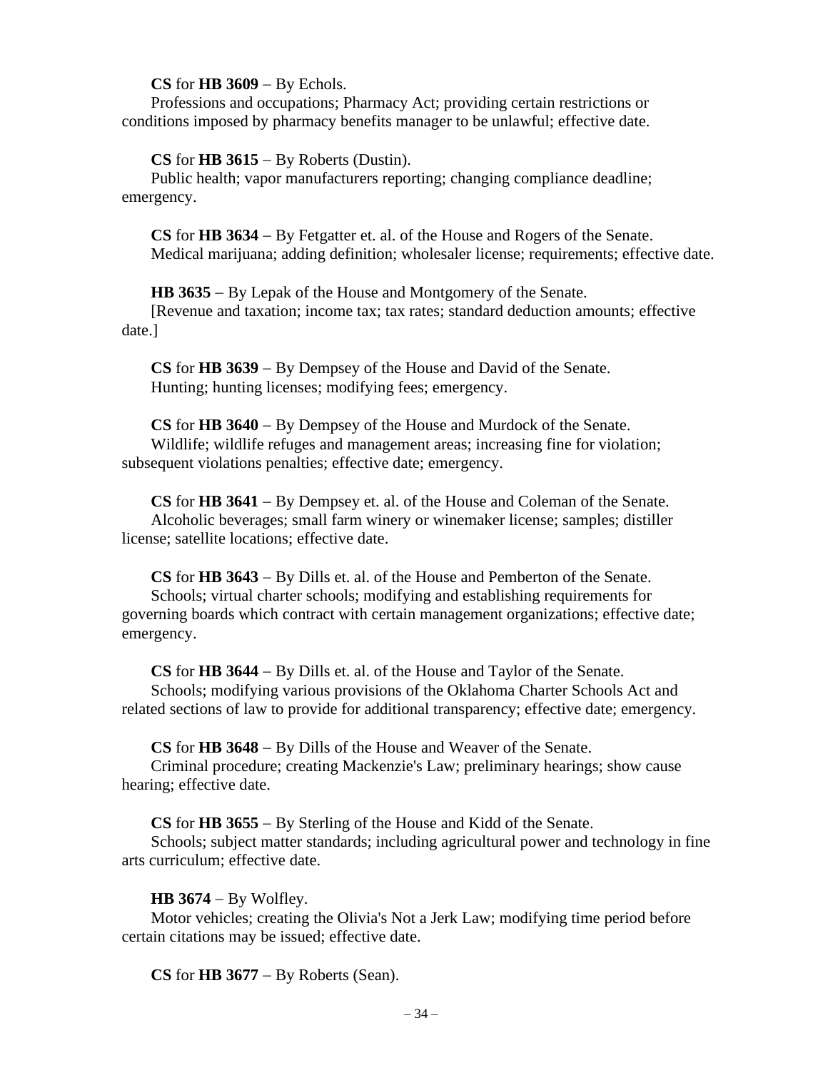**CS** for **HB 3609** – By Echols.

Professions and occupations; Pharmacy Act; providing certain restrictions or conditions imposed by pharmacy benefits manager to be unlawful; effective date.

**CS** for **HB 3615** – By Roberts (Dustin).

Public health; vapor manufacturers reporting; changing compliance deadline; emergency.

**CS** for **HB 3634** – By Fetgatter et. al. of the House and Rogers of the Senate.

Medical marijuana; adding definition; wholesaler license; requirements; effective date.

**HB 3635** – By Lepak of the House and Montgomery of the Senate.

[Revenue and taxation; income tax; tax rates; standard deduction amounts; effective date.]

**CS** for **HB 3639** – By Dempsey of the House and David of the Senate.

Hunting; hunting licenses; modifying fees; emergency.

**CS** for **HB 3640** – By Dempsey of the House and Murdock of the Senate.

Wildlife; wildlife refuges and management areas; increasing fine for violation; subsequent violations penalties; effective date; emergency.

**CS** for **HB 3641** – By Dempsey et. al. of the House and Coleman of the Senate.

Alcoholic beverages; small farm winery or winemaker license; samples; distiller license; satellite locations; effective date.

**CS** for **HB 3643** – By Dills et. al. of the House and Pemberton of the Senate.

Schools; virtual charter schools; modifying and establishing requirements for governing boards which contract with certain management organizations; effective date; emergency.

**CS** for **HB 3644** – By Dills et. al. of the House and Taylor of the Senate.

Schools; modifying various provisions of the Oklahoma Charter Schools Act and related sections of law to provide for additional transparency; effective date; emergency.

**CS** for **HB 3648** – By Dills of the House and Weaver of the Senate.

Criminal procedure; creating Mackenzie's Law; preliminary hearings; show cause hearing; effective date.

**CS** for **HB 3655** – By Sterling of the House and Kidd of the Senate.

Schools; subject matter standards; including agricultural power and technology in fine arts curriculum; effective date.

**HB 3674** – By Wolfley.

Motor vehicles; creating the Olivia's Not a Jerk Law; modifying time period before certain citations may be issued; effective date.

**CS** for **HB 3677** – By Roberts (Sean).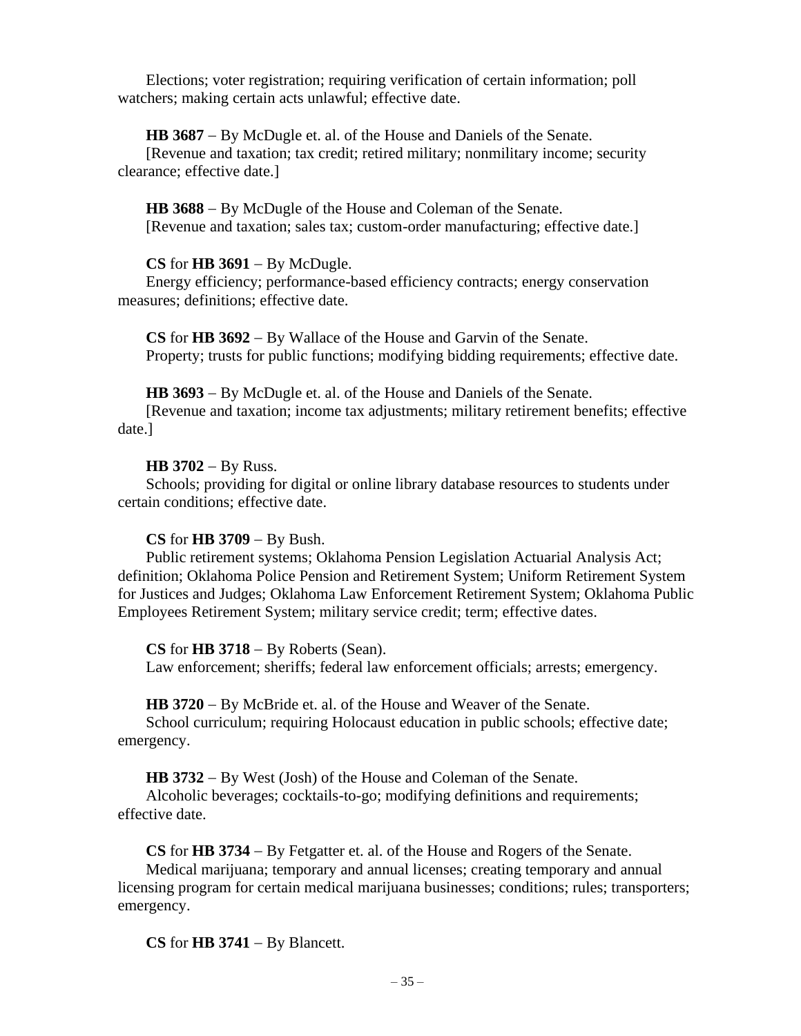Elections; voter registration; requiring verification of certain information; poll watchers; making certain acts unlawful; effective date.

**HB 3687** – By McDugle et. al. of the House and Daniels of the Senate.
[Revenue and taxation; tax credit; retired military; nonmilitary income; security clearance; effective date.]

**HB 3688** – By McDugle of the House and Coleman of the Senate.
[Revenue and taxation; sales tax; custom-order manufacturing; effective date.]

**CS** for **HB 3691** – By McDugle.
Energy efficiency; performance-based efficiency contracts; energy conservation measures; definitions; effective date.

**CS** for **HB 3692** – By Wallace of the House and Garvin of the Senate.
Property; trusts for public functions; modifying bidding requirements; effective date.

**HB 3693** – By McDugle et. al. of the House and Daniels of the Senate.
[Revenue and taxation; income tax adjustments; military retirement benefits; effective date.]

**HB 3702** – By Russ.
Schools; providing for digital or online library database resources to students under certain conditions; effective date.

**CS** for **HB 3709** – By Bush.
Public retirement systems; Oklahoma Pension Legislation Actuarial Analysis Act; definition; Oklahoma Police Pension and Retirement System; Uniform Retirement System for Justices and Judges; Oklahoma Law Enforcement Retirement System; Oklahoma Public Employees Retirement System; military service credit; term; effective dates.

**CS** for **HB 3718** – By Roberts (Sean).
Law enforcement; sheriffs; federal law enforcement officials; arrests; emergency.

**HB 3720** – By McBride et. al. of the House and Weaver of the Senate.
School curriculum; requiring Holocaust education in public schools; effective date; emergency.

**HB 3732** – By West (Josh) of the House and Coleman of the Senate.
Alcoholic beverages; cocktails-to-go; modifying definitions and requirements; effective date.

**CS** for **HB 3734** – By Fetgatter et. al. of the House and Rogers of the Senate.
Medical marijuana; temporary and annual licenses; creating temporary and annual licensing program for certain medical marijuana businesses; conditions; rules; transporters; emergency.

**CS** for **HB 3741** – By Blancett.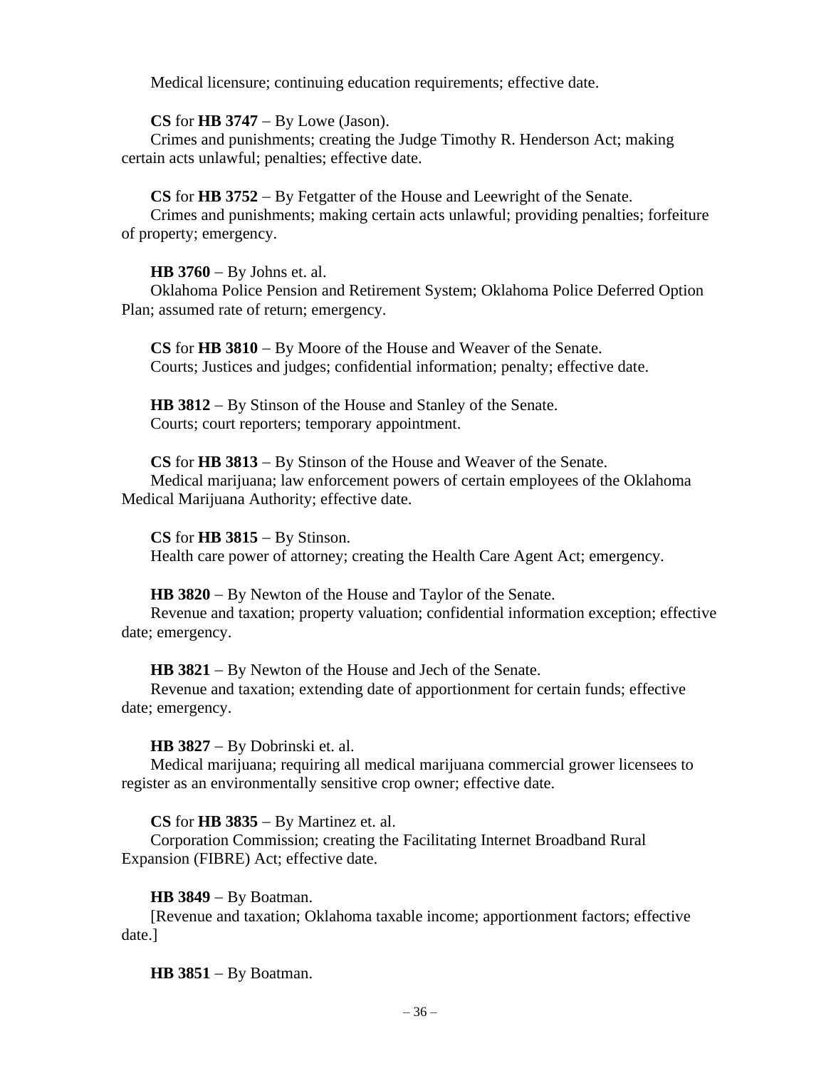Medical licensure; continuing education requirements; effective date.

**CS** for **HB 3747** – By Lowe (Jason).
Crimes and punishments; creating the Judge Timothy R. Henderson Act; making certain acts unlawful; penalties; effective date.

**CS** for **HB 3752** – By Fetgatter of the House and Leewright of the Senate.
Crimes and punishments; making certain acts unlawful; providing penalties; forfeiture of property; emergency.

**HB 3760** – By Johns et. al.
Oklahoma Police Pension and Retirement System; Oklahoma Police Deferred Option Plan; assumed rate of return; emergency.

**CS** for **HB 3810** – By Moore of the House and Weaver of the Senate.
Courts; Justices and judges; confidential information; penalty; effective date.

**HB 3812** – By Stinson of the House and Stanley of the Senate.
Courts; court reporters; temporary appointment.

**CS** for **HB 3813** – By Stinson of the House and Weaver of the Senate.
Medical marijuana; law enforcement powers of certain employees of the Oklahoma Medical Marijuana Authority; effective date.

**CS** for **HB 3815** – By Stinson.
Health care power of attorney; creating the Health Care Agent Act; emergency.

**HB 3820** – By Newton of the House and Taylor of the Senate.
Revenue and taxation; property valuation; confidential information exception; effective date; emergency.

**HB 3821** – By Newton of the House and Jech of the Senate.
Revenue and taxation; extending date of apportionment for certain funds; effective date; emergency.

**HB 3827** – By Dobrinski et. al.
Medical marijuana; requiring all medical marijuana commercial grower licensees to register as an environmentally sensitive crop owner; effective date.

**CS** for **HB 3835** – By Martinez et. al.
Corporation Commission; creating the Facilitating Internet Broadband Rural Expansion (FIBRE) Act; effective date.

**HB 3849** – By Boatman.
[Revenue and taxation; Oklahoma taxable income; apportionment factors; effective date.]

**HB 3851** – By Boatman.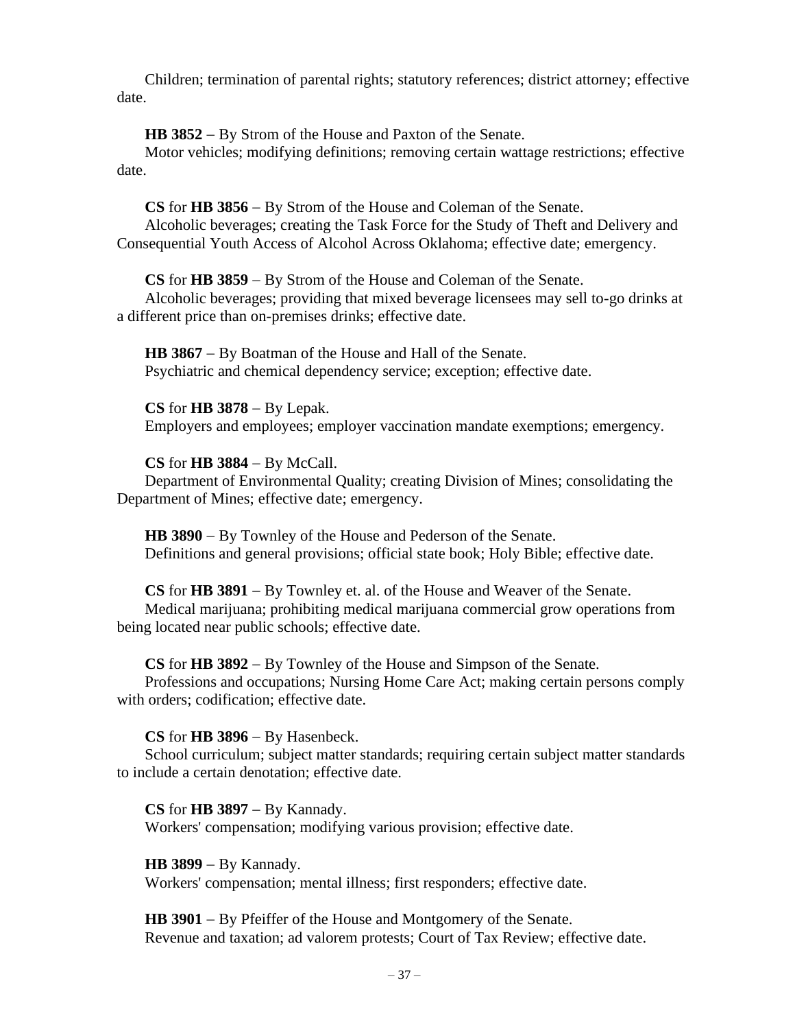Children; termination of parental rights; statutory references; district attorney; effective date.

**HB 3852** − By Strom of the House and Paxton of the Senate.
Motor vehicles; modifying definitions; removing certain wattage restrictions; effective date.

**CS** for **HB 3856** − By Strom of the House and Coleman of the Senate.
Alcoholic beverages; creating the Task Force for the Study of Theft and Delivery and Consequential Youth Access of Alcohol Across Oklahoma; effective date; emergency.

**CS** for **HB 3859** − By Strom of the House and Coleman of the Senate.
Alcoholic beverages; providing that mixed beverage licensees may sell to-go drinks at a different price than on-premises drinks; effective date.

**HB 3867** − By Boatman of the House and Hall of the Senate.
Psychiatric and chemical dependency service; exception; effective date.

**CS** for **HB 3878** − By Lepak.
Employers and employees; employer vaccination mandate exemptions; emergency.

**CS** for **HB 3884** − By McCall.
Department of Environmental Quality; creating Division of Mines; consolidating the Department of Mines; effective date; emergency.

**HB 3890** − By Townley of the House and Pederson of the Senate.
Definitions and general provisions; official state book; Holy Bible; effective date.

**CS** for **HB 3891** − By Townley et. al. of the House and Weaver of the Senate.
Medical marijuana; prohibiting medical marijuana commercial grow operations from being located near public schools; effective date.

**CS** for **HB 3892** − By Townley of the House and Simpson of the Senate.
Professions and occupations; Nursing Home Care Act; making certain persons comply with orders; codification; effective date.

**CS** for **HB 3896** − By Hasenbeck.
School curriculum; subject matter standards; requiring certain subject matter standards to include a certain denotation; effective date.

**CS** for **HB 3897** − By Kannady.
Workers' compensation; modifying various provision; effective date.

**HB 3899** − By Kannady.
Workers' compensation; mental illness; first responders; effective date.

**HB 3901** − By Pfeiffer of the House and Montgomery of the Senate.
Revenue and taxation; ad valorem protests; Court of Tax Review; effective date.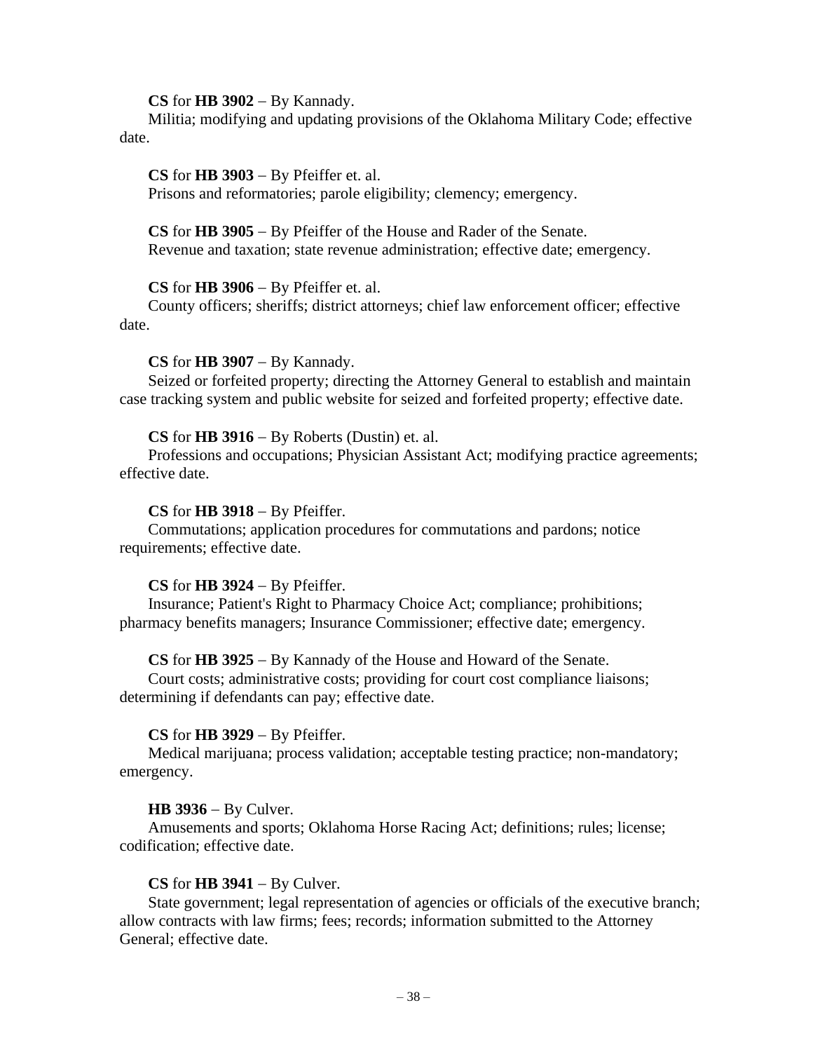**CS** for **HB 3902** – By Kannady.

Militia; modifying and updating provisions of the Oklahoma Military Code; effective date.

**CS** for **HB 3903** – By Pfeiffer et. al.

Prisons and reformatories; parole eligibility; clemency; emergency.

**CS** for **HB 3905** – By Pfeiffer of the House and Rader of the Senate.

Revenue and taxation; state revenue administration; effective date; emergency.

**CS** for **HB 3906** – By Pfeiffer et. al.

County officers; sheriffs; district attorneys; chief law enforcement officer; effective date.

**CS** for **HB 3907** – By Kannady.

Seized or forfeited property; directing the Attorney General to establish and maintain case tracking system and public website for seized and forfeited property; effective date.

**CS** for **HB 3916** – By Roberts (Dustin) et. al.

Professions and occupations; Physician Assistant Act; modifying practice agreements; effective date.

**CS** for **HB 3918** – By Pfeiffer.

Commutations; application procedures for commutations and pardons; notice requirements; effective date.

**CS** for **HB 3924** – By Pfeiffer.

Insurance; Patient's Right to Pharmacy Choice Act; compliance; prohibitions; pharmacy benefits managers; Insurance Commissioner; effective date; emergency.

**CS** for **HB 3925** – By Kannady of the House and Howard of the Senate.

Court costs; administrative costs; providing for court cost compliance liaisons; determining if defendants can pay; effective date.

**CS** for **HB 3929** – By Pfeiffer.

Medical marijuana; process validation; acceptable testing practice; non-mandatory; emergency.

**HB 3936** – By Culver.

Amusements and sports; Oklahoma Horse Racing Act; definitions; rules; license; codification; effective date.

**CS** for **HB 3941** – By Culver.

State government; legal representation of agencies or officials of the executive branch; allow contracts with law firms; fees; records; information submitted to the Attorney General; effective date.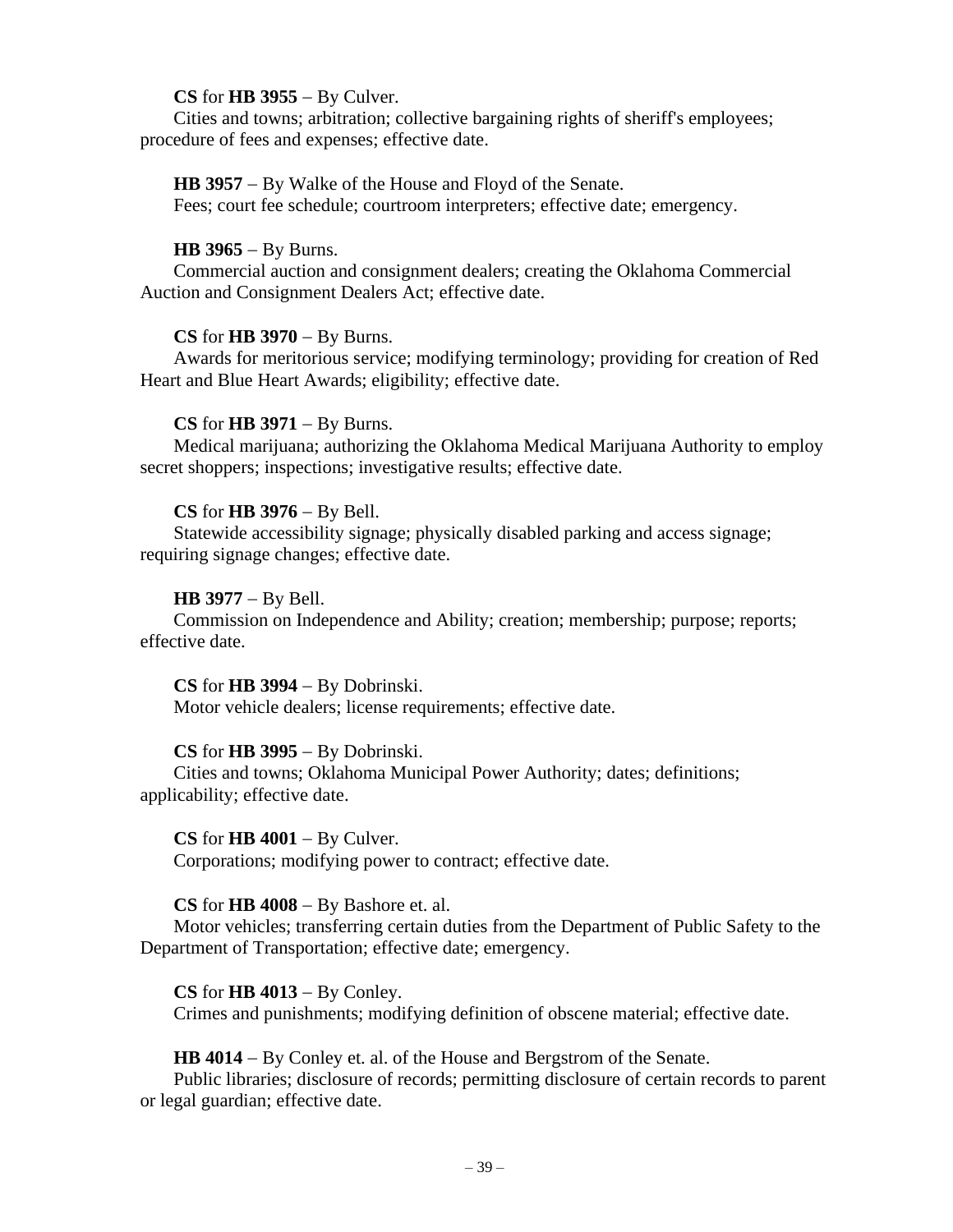**CS** for **HB 3955** − By Culver.

Cities and towns; arbitration; collective bargaining rights of sheriff's employees; procedure of fees and expenses; effective date.

**HB 3957** − By Walke of the House and Floyd of the Senate.

Fees; court fee schedule; courtroom interpreters; effective date; emergency.

**HB 3965** − By Burns.

Commercial auction and consignment dealers; creating the Oklahoma Commercial Auction and Consignment Dealers Act; effective date.

**CS** for **HB 3970** − By Burns.

Awards for meritorious service; modifying terminology; providing for creation of Red Heart and Blue Heart Awards; eligibility; effective date.

**CS** for **HB 3971** − By Burns.

Medical marijuana; authorizing the Oklahoma Medical Marijuana Authority to employ secret shoppers; inspections; investigative results; effective date.

**CS** for **HB 3976** − By Bell.

Statewide accessibility signage; physically disabled parking and access signage; requiring signage changes; effective date.

**HB 3977** − By Bell.

Commission on Independence and Ability; creation; membership; purpose; reports; effective date.

**CS** for **HB 3994** − By Dobrinski.

Motor vehicle dealers; license requirements; effective date.

**CS** for **HB 3995** − By Dobrinski.

Cities and towns; Oklahoma Municipal Power Authority; dates; definitions; applicability; effective date.

**CS** for **HB 4001** − By Culver.

Corporations; modifying power to contract; effective date.

**CS** for **HB 4008** − By Bashore et. al.

Motor vehicles; transferring certain duties from the Department of Public Safety to the Department of Transportation; effective date; emergency.

**CS** for **HB 4013** − By Conley.

Crimes and punishments; modifying definition of obscene material; effective date.

**HB 4014** − By Conley et. al. of the House and Bergstrom of the Senate.

Public libraries; disclosure of records; permitting disclosure of certain records to parent or legal guardian; effective date.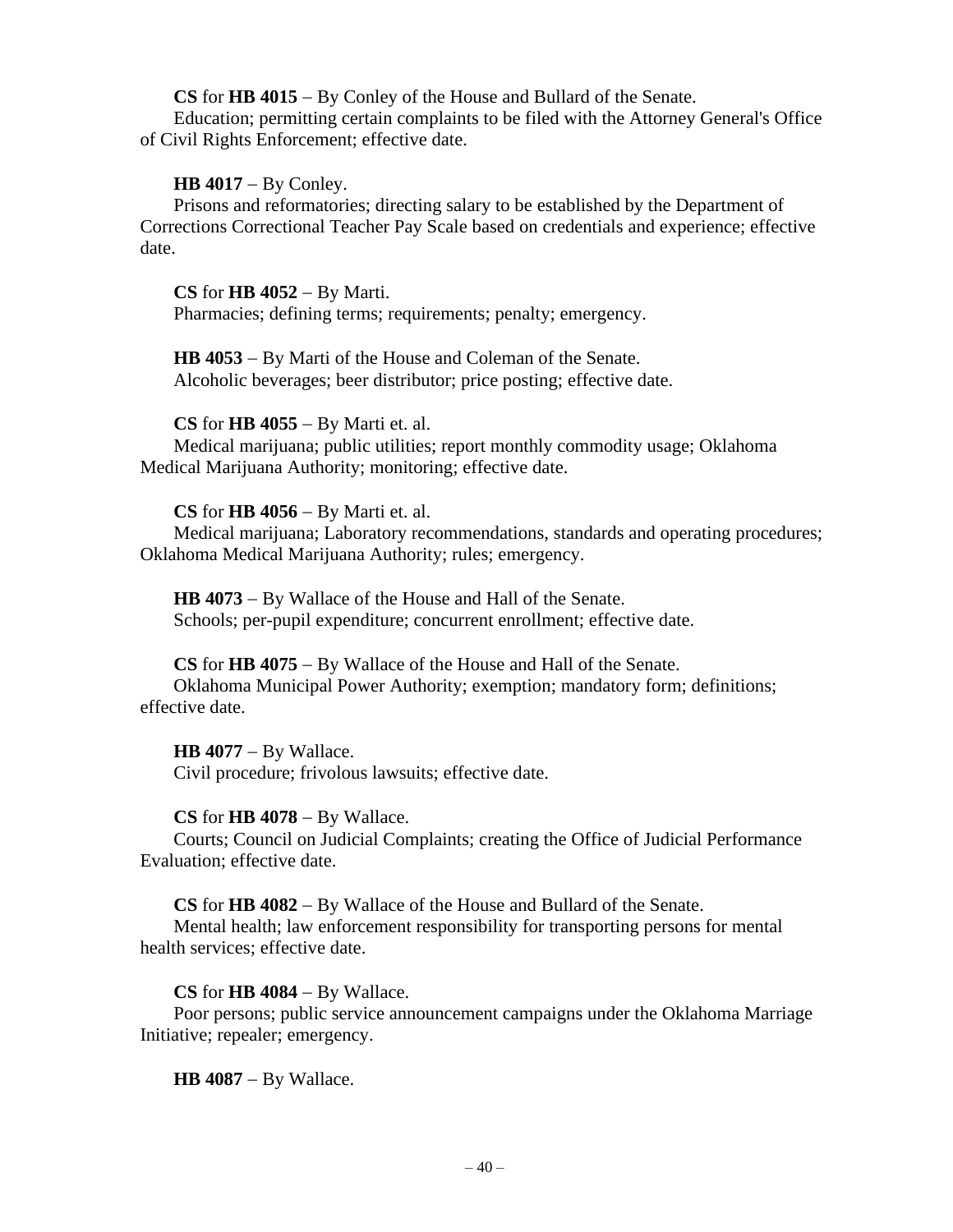**CS** for **HB 4015** – By Conley of the House and Bullard of the Senate.

Education; permitting certain complaints to be filed with the Attorney General's Office of Civil Rights Enforcement; effective date.

**HB 4017** – By Conley.

Prisons and reformatories; directing salary to be established by the Department of Corrections Correctional Teacher Pay Scale based on credentials and experience; effective date.

**CS** for **HB 4052** – By Marti.

Pharmacies; defining terms; requirements; penalty; emergency.

**HB 4053** – By Marti of the House and Coleman of the Senate.

Alcoholic beverages; beer distributor; price posting; effective date.

**CS** for **HB 4055** – By Marti et. al.

Medical marijuana; public utilities; report monthly commodity usage; Oklahoma Medical Marijuana Authority; monitoring; effective date.

**CS** for **HB 4056** – By Marti et. al.

Medical marijuana; Laboratory recommendations, standards and operating procedures; Oklahoma Medical Marijuana Authority; rules; emergency.

**HB 4073** – By Wallace of the House and Hall of the Senate.

Schools; per-pupil expenditure; concurrent enrollment; effective date.

**CS** for **HB 4075** – By Wallace of the House and Hall of the Senate.

Oklahoma Municipal Power Authority; exemption; mandatory form; definitions; effective date.

**HB 4077** – By Wallace.

Civil procedure; frivolous lawsuits; effective date.

**CS** for **HB 4078** – By Wallace.

Courts; Council on Judicial Complaints; creating the Office of Judicial Performance Evaluation; effective date.

**CS** for **HB 4082** – By Wallace of the House and Bullard of the Senate.

Mental health; law enforcement responsibility for transporting persons for mental health services; effective date.

**CS** for **HB 4084** – By Wallace.

Poor persons; public service announcement campaigns under the Oklahoma Marriage Initiative; repealer; emergency.

**HB 4087** – By Wallace.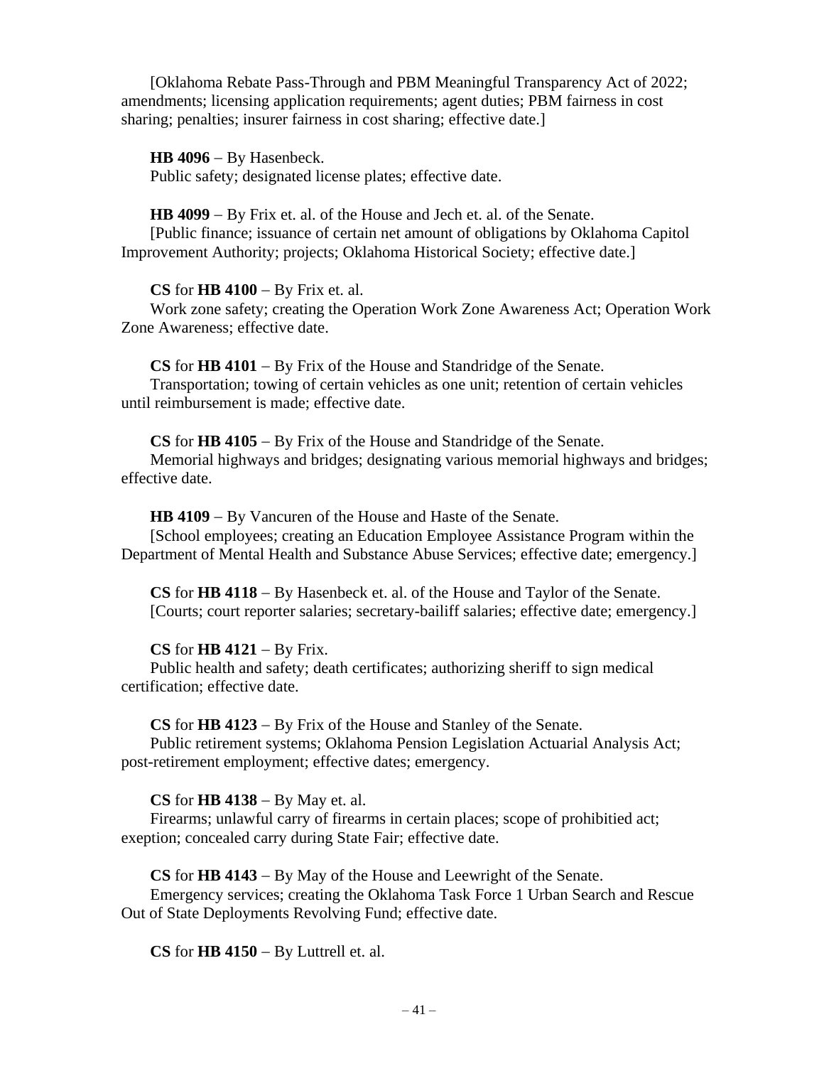[Oklahoma Rebate Pass-Through and PBM Meaningful Transparency Act of 2022; amendments; licensing application requirements; agent duties; PBM fairness in cost sharing; penalties; insurer fairness in cost sharing; effective date.]

**HB 4096** – By Hasenbeck.
Public safety; designated license plates; effective date.

**HB 4099** – By Frix et. al. of the House and Jech et. al. of the Senate.
[Public finance; issuance of certain net amount of obligations by Oklahoma Capitol Improvement Authority; projects; Oklahoma Historical Society; effective date.]

**CS** for **HB 4100** – By Frix et. al.
Work zone safety; creating the Operation Work Zone Awareness Act; Operation Work Zone Awareness; effective date.

**CS** for **HB 4101** – By Frix of the House and Standridge of the Senate.
Transportation; towing of certain vehicles as one unit; retention of certain vehicles until reimbursement is made; effective date.

**CS** for **HB 4105** – By Frix of the House and Standridge of the Senate.
Memorial highways and bridges; designating various memorial highways and bridges; effective date.

**HB 4109** – By Vancuren of the House and Haste of the Senate.
[School employees; creating an Education Employee Assistance Program within the Department of Mental Health and Substance Abuse Services; effective date; emergency.]

**CS** for **HB 4118** – By Hasenbeck et. al. of the House and Taylor of the Senate.
[Courts; court reporter salaries; secretary-bailiff salaries; effective date; emergency.]

**CS** for **HB 4121** – By Frix.
Public health and safety; death certificates; authorizing sheriff to sign medical certification; effective date.

**CS** for **HB 4123** – By Frix of the House and Stanley of the Senate.
Public retirement systems; Oklahoma Pension Legislation Actuarial Analysis Act; post-retirement employment; effective dates; emergency.

**CS** for **HB 4138** – By May et. al.
Firearms; unlawful carry of firearms in certain places; scope of prohibitied act; exeption; concealed carry during State Fair; effective date.

**CS** for **HB 4143** – By May of the House and Leewright of the Senate.
Emergency services; creating the Oklahoma Task Force 1 Urban Search and Rescue Out of State Deployments Revolving Fund; effective date.

**CS** for **HB 4150** – By Luttrell et. al.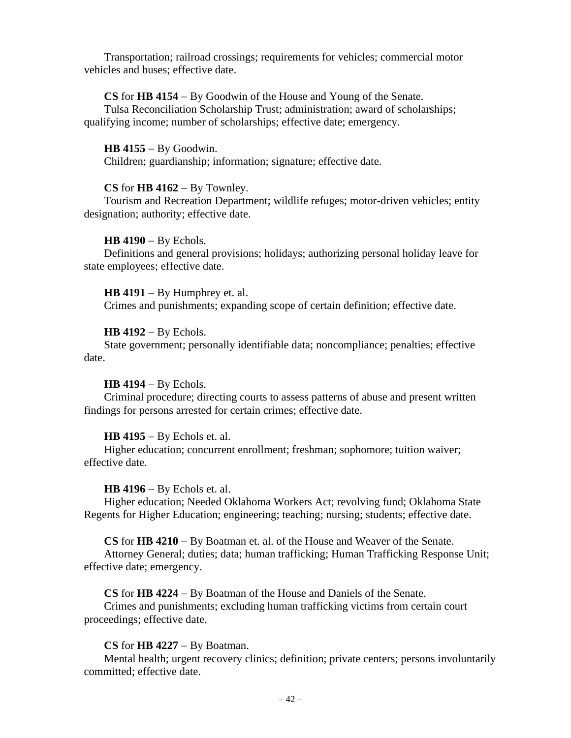Transportation; railroad crossings; requirements for vehicles; commercial motor vehicles and buses; effective date.

**CS** for **HB 4154** – By Goodwin of the House and Young of the Senate.
Tulsa Reconciliation Scholarship Trust; administration; award of scholarships; qualifying income; number of scholarships; effective date; emergency.

**HB 4155** – By Goodwin.
Children; guardianship; information; signature; effective date.

**CS** for **HB 4162** – By Townley.
Tourism and Recreation Department; wildlife refuges; motor-driven vehicles; entity designation; authority; effective date.

**HB 4190** – By Echols.
Definitions and general provisions; holidays; authorizing personal holiday leave for state employees; effective date.

**HB 4191** – By Humphrey et. al.
Crimes and punishments; expanding scope of certain definition; effective date.

**HB 4192** – By Echols.
State government; personally identifiable data; noncompliance; penalties; effective date.

**HB 4194** – By Echols.
Criminal procedure; directing courts to assess patterns of abuse and present written findings for persons arrested for certain crimes; effective date.

**HB 4195** – By Echols et. al.
Higher education; concurrent enrollment; freshman; sophomore; tuition waiver; effective date.

**HB 4196** – By Echols et. al.
Higher education; Needed Oklahoma Workers Act; revolving fund; Oklahoma State Regents for Higher Education; engineering; teaching; nursing; students; effective date.

**CS** for **HB 4210** – By Boatman et. al. of the House and Weaver of the Senate.
Attorney General; duties; data; human trafficking; Human Trafficking Response Unit; effective date; emergency.

**CS** for **HB 4224** – By Boatman of the House and Daniels of the Senate.
Crimes and punishments; excluding human trafficking victims from certain court proceedings; effective date.

**CS** for **HB 4227** – By Boatman.
Mental health; urgent recovery clinics; definition; private centers; persons involuntarily committed; effective date.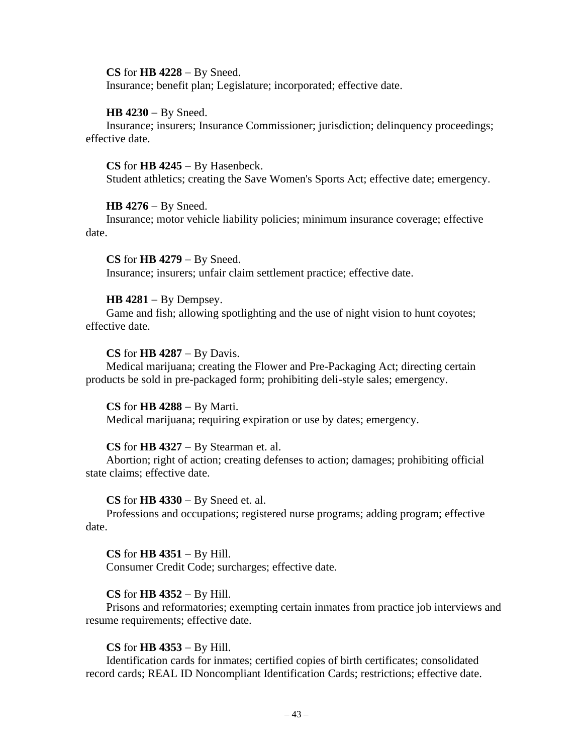**CS** for **HB 4228** – By Sneed.
Insurance; benefit plan; Legislature; incorporated; effective date.

**HB 4230** – By Sneed.
Insurance; insurers; Insurance Commissioner; jurisdiction; delinquency proceedings; effective date.

**CS** for **HB 4245** – By Hasenbeck.
Student athletics; creating the Save Women's Sports Act; effective date; emergency.

**HB 4276** – By Sneed.
Insurance; motor vehicle liability policies; minimum insurance coverage; effective date.

**CS** for **HB 4279** – By Sneed.
Insurance; insurers; unfair claim settlement practice; effective date.

**HB 4281** – By Dempsey.
Game and fish; allowing spotlighting and the use of night vision to hunt coyotes; effective date.

**CS** for **HB 4287** – By Davis.
Medical marijuana; creating the Flower and Pre-Packaging Act; directing certain products be sold in pre-packaged form; prohibiting deli-style sales; emergency.

**CS** for **HB 4288** – By Marti.
Medical marijuana; requiring expiration or use by dates; emergency.

**CS** for **HB 4327** – By Stearman et. al.
Abortion; right of action; creating defenses to action; damages; prohibiting official state claims; effective date.

**CS** for **HB 4330** – By Sneed et. al.
Professions and occupations; registered nurse programs; adding program; effective date.

**CS** for **HB 4351** – By Hill.
Consumer Credit Code; surcharges; effective date.

**CS** for **HB 4352** – By Hill.
Prisons and reformatories; exempting certain inmates from practice job interviews and resume requirements; effective date.

**CS** for **HB 4353** – By Hill.
Identification cards for inmates; certified copies of birth certificates; consolidated record cards; REAL ID Noncompliant Identification Cards; restrictions; effective date.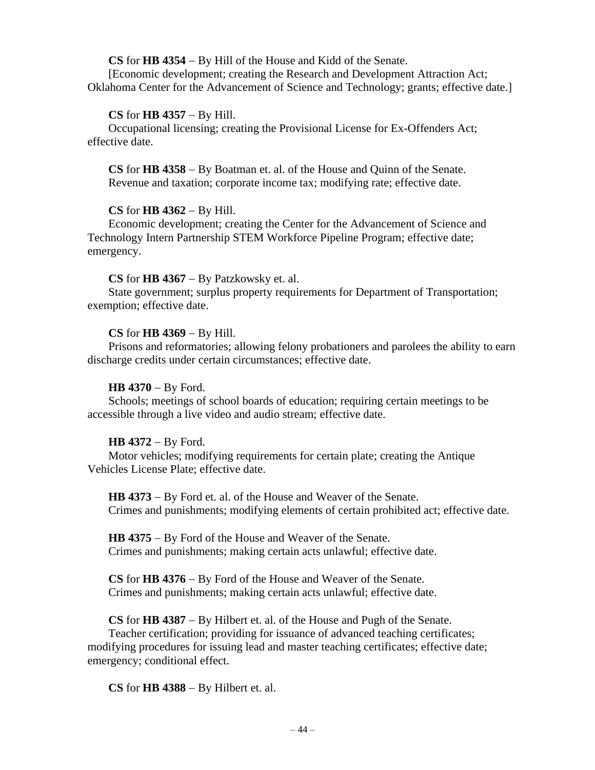**CS** for **HB 4354** – By Hill of the House and Kidd of the Senate.
[Economic development; creating the Research and Development Attraction Act; Oklahoma Center for the Advancement of Science and Technology; grants; effective date.]

**CS** for **HB 4357** – By Hill.
Occupational licensing; creating the Provisional License for Ex-Offenders Act; effective date.

**CS** for **HB 4358** – By Boatman et. al. of the House and Quinn of the Senate.
Revenue and taxation; corporate income tax; modifying rate; effective date.

**CS** for **HB 4362** – By Hill.
Economic development; creating the Center for the Advancement of Science and Technology Intern Partnership STEM Workforce Pipeline Program; effective date; emergency.

**CS** for **HB 4367** – By Patzkowsky et. al.
State government; surplus property requirements for Department of Transportation; exemption; effective date.

**CS** for **HB 4369** – By Hill.
Prisons and reformatories; allowing felony probationers and parolees the ability to earn discharge credits under certain circumstances; effective date.

**HB 4370** – By Ford.
Schools; meetings of school boards of education; requiring certain meetings to be accessible through a live video and audio stream; effective date.

**HB 4372** – By Ford.
Motor vehicles; modifying requirements for certain plate; creating the Antique Vehicles License Plate; effective date.

**HB 4373** – By Ford et. al. of the House and Weaver of the Senate.
Crimes and punishments; modifying elements of certain prohibited act; effective date.

**HB 4375** – By Ford of the House and Weaver of the Senate.
Crimes and punishments; making certain acts unlawful; effective date.

**CS** for **HB 4376** – By Ford of the House and Weaver of the Senate.
Crimes and punishments; making certain acts unlawful; effective date.

**CS** for **HB 4387** – By Hilbert et. al. of the House and Pugh of the Senate.
Teacher certification; providing for issuance of advanced teaching certificates; modifying procedures for issuing lead and master teaching certificates; effective date; emergency; conditional effect.

**CS** for **HB 4388** – By Hilbert et. al.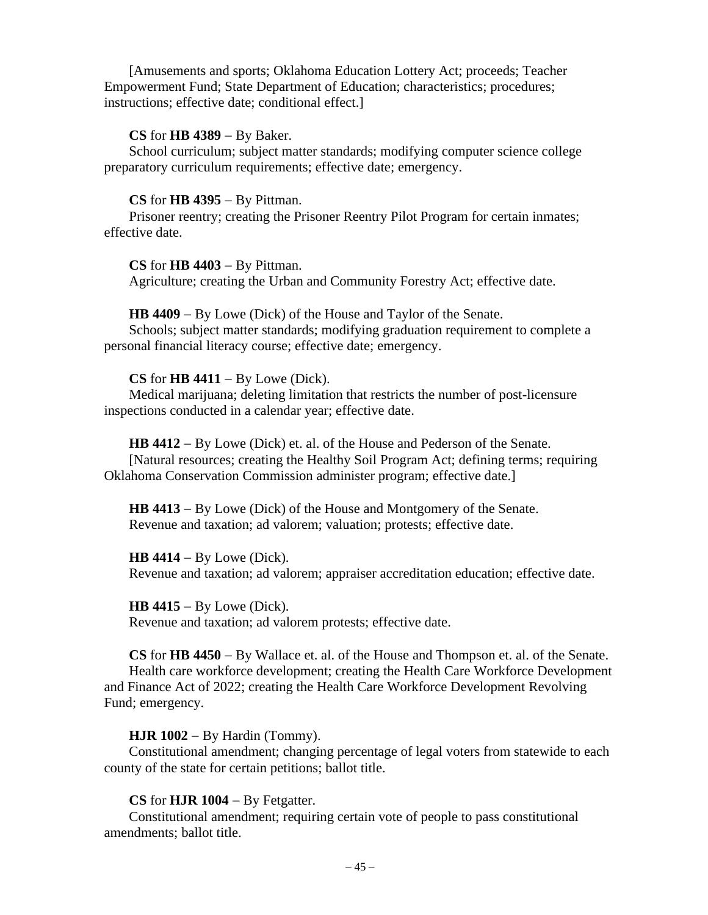[Amusements and sports; Oklahoma Education Lottery Act; proceeds; Teacher Empowerment Fund; State Department of Education; characteristics; procedures; instructions; effective date; conditional effect.]

**CS** for **HB 4389** – By Baker.
School curriculum; subject matter standards; modifying computer science college preparatory curriculum requirements; effective date; emergency.

**CS** for **HB 4395** – By Pittman.
Prisoner reentry; creating the Prisoner Reentry Pilot Program for certain inmates; effective date.

**CS** for **HB 4403** – By Pittman.
Agriculture; creating the Urban and Community Forestry Act; effective date.

**HB 4409** – By Lowe (Dick) of the House and Taylor of the Senate.
Schools; subject matter standards; modifying graduation requirement to complete a personal financial literacy course; effective date; emergency.

**CS** for **HB 4411** – By Lowe (Dick).
Medical marijuana; deleting limitation that restricts the number of post-licensure inspections conducted in a calendar year; effective date.

**HB 4412** – By Lowe (Dick) et. al. of the House and Pederson of the Senate.
[Natural resources; creating the Healthy Soil Program Act; defining terms; requiring Oklahoma Conservation Commission administer program; effective date.]

**HB 4413** – By Lowe (Dick) of the House and Montgomery of the Senate.
Revenue and taxation; ad valorem; valuation; protests; effective date.

**HB 4414** – By Lowe (Dick).
Revenue and taxation; ad valorem; appraiser accreditation education; effective date.

**HB 4415** – By Lowe (Dick).
Revenue and taxation; ad valorem protests; effective date.

**CS** for **HB 4450** – By Wallace et. al. of the House and Thompson et. al. of the Senate.
Health care workforce development; creating the Health Care Workforce Development and Finance Act of 2022; creating the Health Care Workforce Development Revolving Fund; emergency.

**HJR 1002** – By Hardin (Tommy).
Constitutional amendment; changing percentage of legal voters from statewide to each county of the state for certain petitions; ballot title.

**CS** for **HJR 1004** – By Fetgatter.
Constitutional amendment; requiring certain vote of people to pass constitutional amendments; ballot title.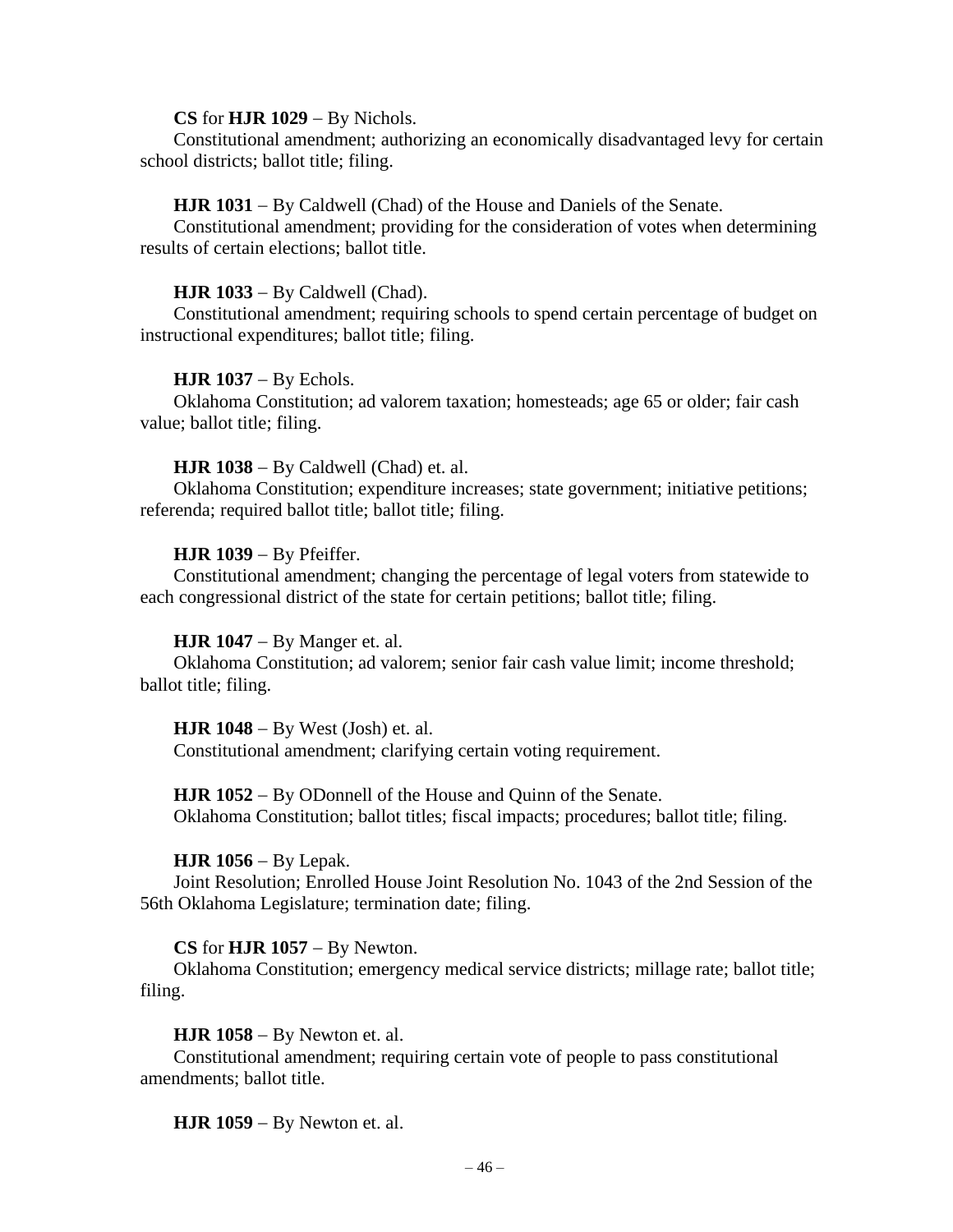**CS** for **HJR 1029** – By Nichols.
Constitutional amendment; authorizing an economically disadvantaged levy for certain school districts; ballot title; filing.

**HJR 1031** – By Caldwell (Chad) of the House and Daniels of the Senate.
Constitutional amendment; providing for the consideration of votes when determining results of certain elections; ballot title.

**HJR 1033** – By Caldwell (Chad).
Constitutional amendment; requiring schools to spend certain percentage of budget on instructional expenditures; ballot title; filing.

**HJR 1037** – By Echols.
Oklahoma Constitution; ad valorem taxation; homesteads; age 65 or older; fair cash value; ballot title; filing.

**HJR 1038** – By Caldwell (Chad) et. al.
Oklahoma Constitution; expenditure increases; state government; initiative petitions; referenda; required ballot title; ballot title; filing.

**HJR 1039** – By Pfeiffer.
Constitutional amendment; changing the percentage of legal voters from statewide to each congressional district of the state for certain petitions; ballot title; filing.

**HJR 1047** – By Manger et. al.
Oklahoma Constitution; ad valorem; senior fair cash value limit; income threshold; ballot title; filing.

**HJR 1048** – By West (Josh) et. al.
Constitutional amendment; clarifying certain voting requirement.

**HJR 1052** – By ODonnell of the House and Quinn of the Senate.
Oklahoma Constitution; ballot titles; fiscal impacts; procedures; ballot title; filing.

**HJR 1056** – By Lepak.
Joint Resolution; Enrolled House Joint Resolution No. 1043 of the 2nd Session of the 56th Oklahoma Legislature; termination date; filing.

**CS** for **HJR 1057** – By Newton.
Oklahoma Constitution; emergency medical service districts; millage rate; ballot title; filing.

**HJR 1058** – By Newton et. al.
Constitutional amendment; requiring certain vote of people to pass constitutional amendments; ballot title.

**HJR 1059** – By Newton et. al.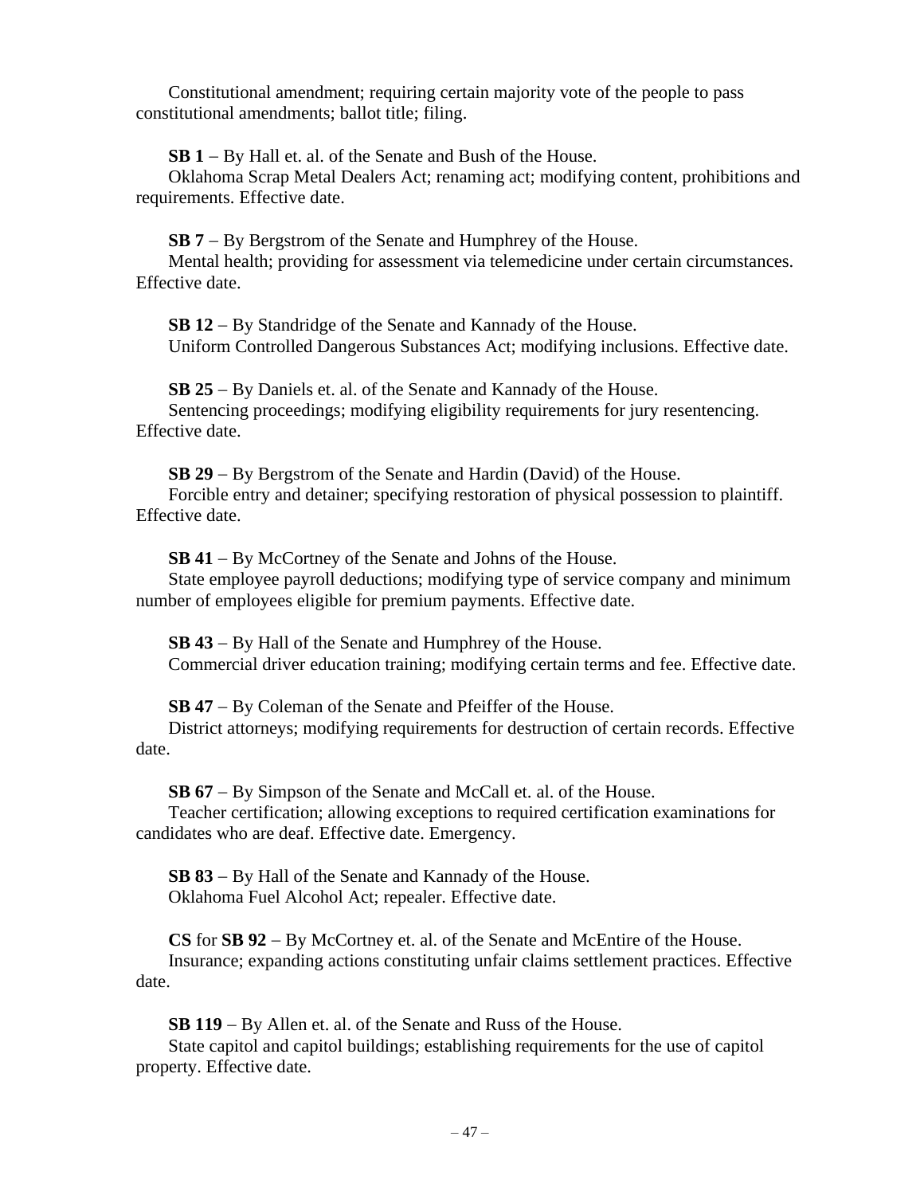Constitutional amendment; requiring certain majority vote of the people to pass constitutional amendments; ballot title; filing.

**SB 1** – By Hall et. al. of the Senate and Bush of the House.
Oklahoma Scrap Metal Dealers Act; renaming act; modifying content, prohibitions and requirements. Effective date.

**SB 7** – By Bergstrom of the Senate and Humphrey of the House.
Mental health; providing for assessment via telemedicine under certain circumstances. Effective date.

**SB 12** – By Standridge of the Senate and Kannady of the House.
Uniform Controlled Dangerous Substances Act; modifying inclusions. Effective date.

**SB 25** – By Daniels et. al. of the Senate and Kannady of the House.
Sentencing proceedings; modifying eligibility requirements for jury resentencing. Effective date.

**SB 29** – By Bergstrom of the Senate and Hardin (David) of the House.
Forcible entry and detainer; specifying restoration of physical possession to plaintiff. Effective date.

**SB 41** – By McCortney of the Senate and Johns of the House.
State employee payroll deductions; modifying type of service company and minimum number of employees eligible for premium payments. Effective date.

**SB 43** – By Hall of the Senate and Humphrey of the House.
Commercial driver education training; modifying certain terms and fee. Effective date.

**SB 47** – By Coleman of the Senate and Pfeiffer of the House.
District attorneys; modifying requirements for destruction of certain records. Effective date.

**SB 67** – By Simpson of the Senate and McCall et. al. of the House.
Teacher certification; allowing exceptions to required certification examinations for candidates who are deaf. Effective date. Emergency.

**SB 83** – By Hall of the Senate and Kannady of the House.
Oklahoma Fuel Alcohol Act; repealer. Effective date.

**CS** for **SB 92** – By McCortney et. al. of the Senate and McEntire of the House.
Insurance; expanding actions constituting unfair claims settlement practices. Effective date.

**SB 119** – By Allen et. al. of the Senate and Russ of the House.
State capitol and capitol buildings; establishing requirements for the use of capitol property. Effective date.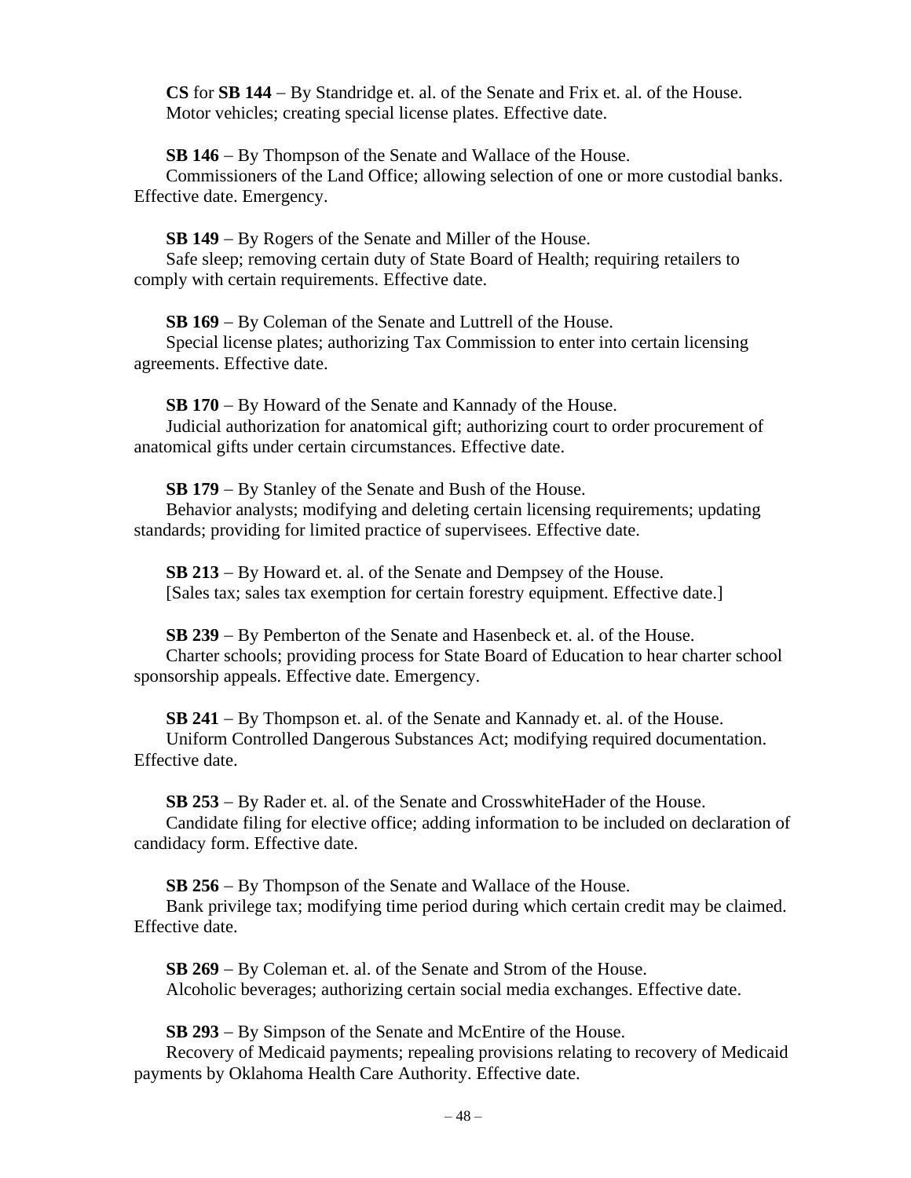**CS** for **SB 144** – By Standridge et. al. of the Senate and Frix et. al. of the House.
Motor vehicles; creating special license plates. Effective date.

**SB 146** – By Thompson of the Senate and Wallace of the House.
Commissioners of the Land Office; allowing selection of one or more custodial banks. Effective date. Emergency.

**SB 149** – By Rogers of the Senate and Miller of the House.
Safe sleep; removing certain duty of State Board of Health; requiring retailers to comply with certain requirements. Effective date.

**SB 169** – By Coleman of the Senate and Luttrell of the House.
Special license plates; authorizing Tax Commission to enter into certain licensing agreements. Effective date.

**SB 170** – By Howard of the Senate and Kannady of the House.
Judicial authorization for anatomical gift; authorizing court to order procurement of anatomical gifts under certain circumstances. Effective date.

**SB 179** – By Stanley of the Senate and Bush of the House.
Behavior analysts; modifying and deleting certain licensing requirements; updating standards; providing for limited practice of supervisees. Effective date.

**SB 213** – By Howard et. al. of the Senate and Dempsey of the House.
[Sales tax; sales tax exemption for certain forestry equipment. Effective date.]

**SB 239** – By Pemberton of the Senate and Hasenbeck et. al. of the House.
Charter schools; providing process for State Board of Education to hear charter school sponsorship appeals. Effective date. Emergency.

**SB 241** – By Thompson et. al. of the Senate and Kannady et. al. of the House.
Uniform Controlled Dangerous Substances Act; modifying required documentation. Effective date.

**SB 253** – By Rader et. al. of the Senate and CrosswhiteHader of the House.
Candidate filing for elective office; adding information to be included on declaration of candidacy form. Effective date.

**SB 256** – By Thompson of the Senate and Wallace of the House.
Bank privilege tax; modifying time period during which certain credit may be claimed. Effective date.

**SB 269** – By Coleman et. al. of the Senate and Strom of the House.
Alcoholic beverages; authorizing certain social media exchanges. Effective date.

**SB 293** – By Simpson of the Senate and McEntire of the House.
Recovery of Medicaid payments; repealing provisions relating to recovery of Medicaid payments by Oklahoma Health Care Authority. Effective date.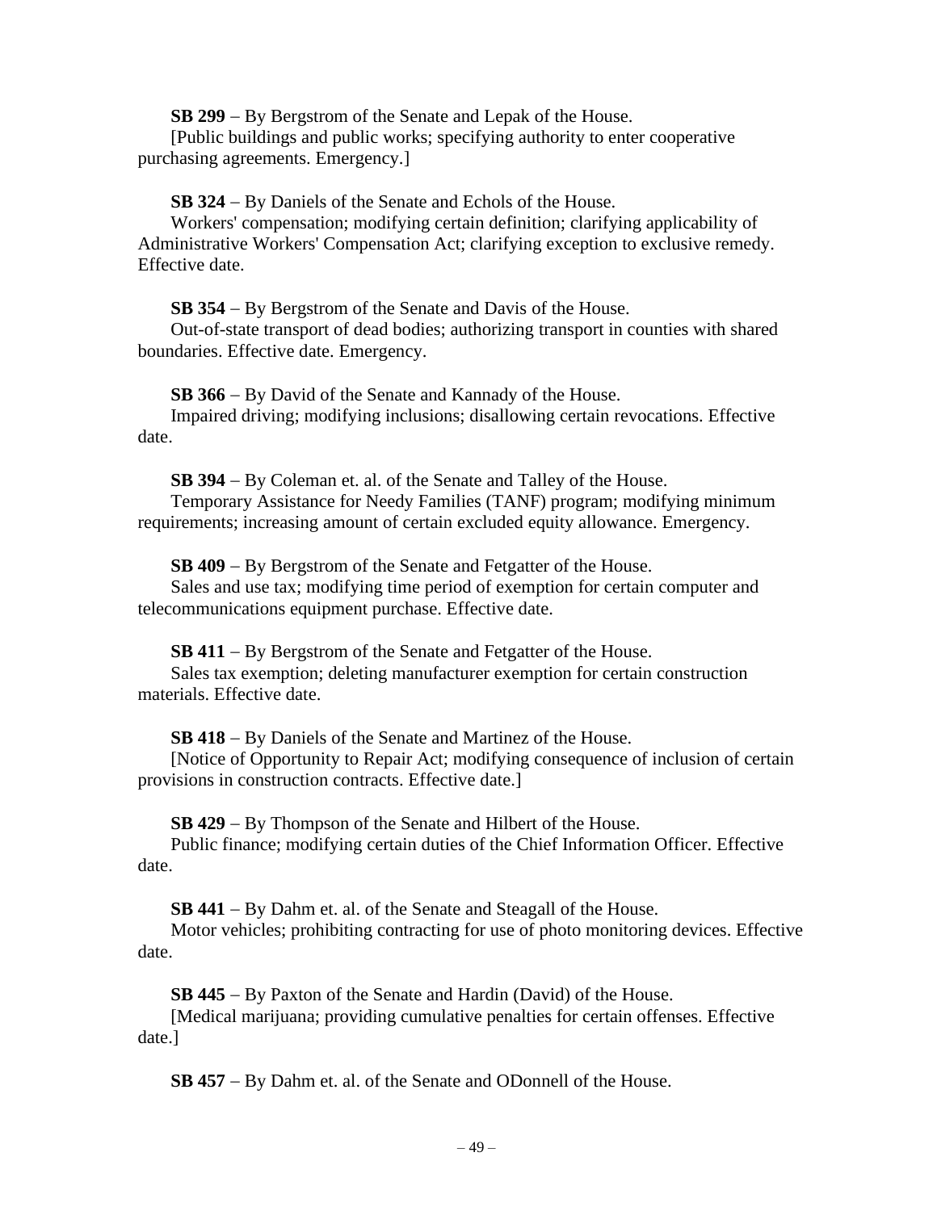**SB 299** – By Bergstrom of the Senate and Lepak of the House.

[Public buildings and public works; specifying authority to enter cooperative purchasing agreements. Emergency.]

**SB 324** – By Daniels of the Senate and Echols of the House.

Workers' compensation; modifying certain definition; clarifying applicability of Administrative Workers' Compensation Act; clarifying exception to exclusive remedy. Effective date.

**SB 354** – By Bergstrom of the Senate and Davis of the House.

Out-of-state transport of dead bodies; authorizing transport in counties with shared boundaries. Effective date. Emergency.

**SB 366** – By David of the Senate and Kannady of the House.

Impaired driving; modifying inclusions; disallowing certain revocations. Effective date.

**SB 394** – By Coleman et. al. of the Senate and Talley of the House.

Temporary Assistance for Needy Families (TANF) program; modifying minimum requirements; increasing amount of certain excluded equity allowance. Emergency.

**SB 409** – By Bergstrom of the Senate and Fetgatter of the House.

Sales and use tax; modifying time period of exemption for certain computer and telecommunications equipment purchase. Effective date.

**SB 411** – By Bergstrom of the Senate and Fetgatter of the House.

Sales tax exemption; deleting manufacturer exemption for certain construction materials. Effective date.

**SB 418** – By Daniels of the Senate and Martinez of the House.

[Notice of Opportunity to Repair Act; modifying consequence of inclusion of certain provisions in construction contracts. Effective date.]

**SB 429** – By Thompson of the Senate and Hilbert of the House.

Public finance; modifying certain duties of the Chief Information Officer. Effective date.

**SB 441** – By Dahm et. al. of the Senate and Steagall of the House.

Motor vehicles; prohibiting contracting for use of photo monitoring devices. Effective date.

**SB 445** – By Paxton of the Senate and Hardin (David) of the House.

[Medical marijuana; providing cumulative penalties for certain offenses. Effective date.]

**SB 457** – By Dahm et. al. of the Senate and ODonnell of the House.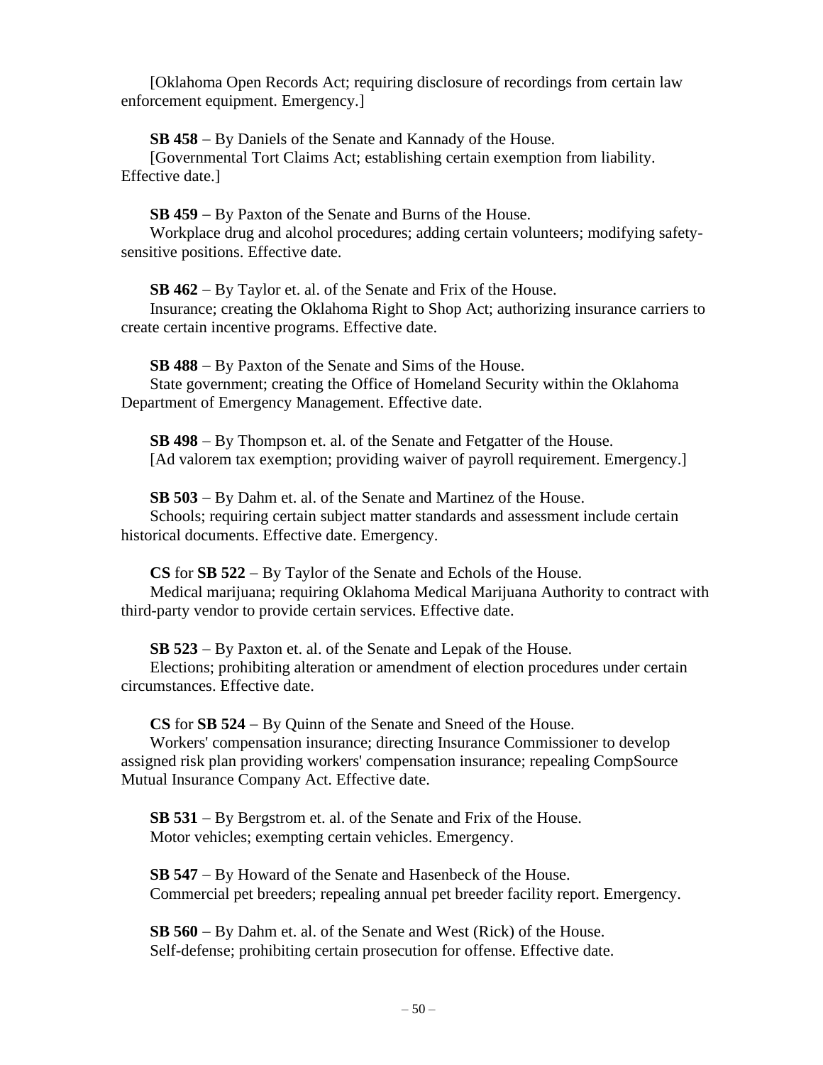[Oklahoma Open Records Act; requiring disclosure of recordings from certain law enforcement equipment. Emergency.]

**SB 458** – By Daniels of the Senate and Kannady of the House.
[Governmental Tort Claims Act; establishing certain exemption from liability. Effective date.]

**SB 459** – By Paxton of the Senate and Burns of the House.
Workplace drug and alcohol procedures; adding certain volunteers; modifying safety-sensitive positions. Effective date.

**SB 462** – By Taylor et. al. of the Senate and Frix of the House.
Insurance; creating the Oklahoma Right to Shop Act; authorizing insurance carriers to create certain incentive programs. Effective date.

**SB 488** – By Paxton of the Senate and Sims of the House.
State government; creating the Office of Homeland Security within the Oklahoma Department of Emergency Management. Effective date.

**SB 498** – By Thompson et. al. of the Senate and Fetgatter of the House.
[Ad valorem tax exemption; providing waiver of payroll requirement. Emergency.]

**SB 503** – By Dahm et. al. of the Senate and Martinez of the House.
Schools; requiring certain subject matter standards and assessment include certain historical documents. Effective date. Emergency.

**CS** for **SB 522** – By Taylor of the Senate and Echols of the House.
Medical marijuana; requiring Oklahoma Medical Marijuana Authority to contract with third-party vendor to provide certain services. Effective date.

**SB 523** – By Paxton et. al. of the Senate and Lepak of the House.
Elections; prohibiting alteration or amendment of election procedures under certain circumstances. Effective date.

**CS** for **SB 524** – By Quinn of the Senate and Sneed of the House.
Workers' compensation insurance; directing Insurance Commissioner to develop assigned risk plan providing workers' compensation insurance; repealing CompSource Mutual Insurance Company Act. Effective date.

**SB 531** – By Bergstrom et. al. of the Senate and Frix of the House.
Motor vehicles; exempting certain vehicles. Emergency.

**SB 547** – By Howard of the Senate and Hasenbeck of the House.
Commercial pet breeders; repealing annual pet breeder facility report. Emergency.

**SB 560** – By Dahm et. al. of the Senate and West (Rick) of the House.
Self-defense; prohibiting certain prosecution for offense. Effective date.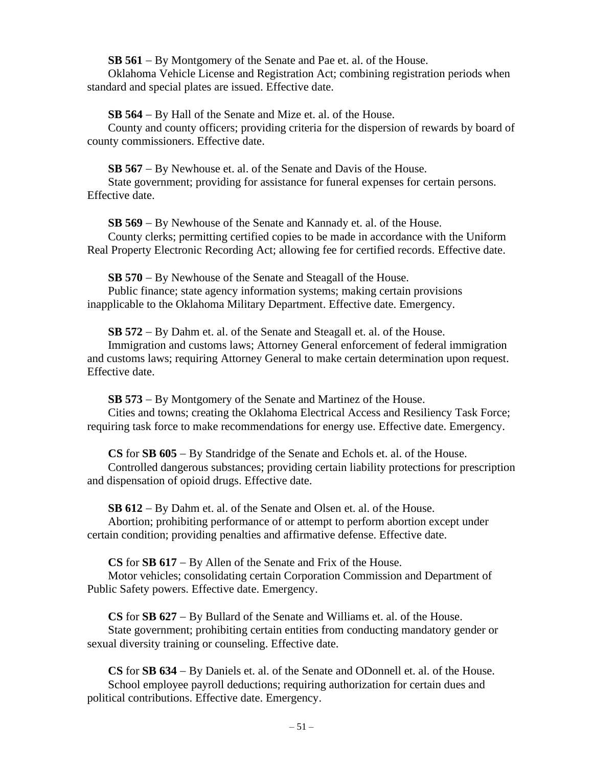**SB 561** – By Montgomery of the Senate and Pae et. al. of the House.

Oklahoma Vehicle License and Registration Act; combining registration periods when standard and special plates are issued. Effective date.

**SB 564** – By Hall of the Senate and Mize et. al. of the House.

County and county officers; providing criteria for the dispersion of rewards by board of county commissioners. Effective date.

**SB 567** – By Newhouse et. al. of the Senate and Davis of the House.

State government; providing for assistance for funeral expenses for certain persons. Effective date.

**SB 569** – By Newhouse of the Senate and Kannady et. al. of the House.

County clerks; permitting certified copies to be made in accordance with the Uniform Real Property Electronic Recording Act; allowing fee for certified records. Effective date.

**SB 570** – By Newhouse of the Senate and Steagall of the House.

Public finance; state agency information systems; making certain provisions inapplicable to the Oklahoma Military Department. Effective date. Emergency.

**SB 572** – By Dahm et. al. of the Senate and Steagall et. al. of the House.

Immigration and customs laws; Attorney General enforcement of federal immigration and customs laws; requiring Attorney General to make certain determination upon request. Effective date.

**SB 573** – By Montgomery of the Senate and Martinez of the House.

Cities and towns; creating the Oklahoma Electrical Access and Resiliency Task Force; requiring task force to make recommendations for energy use. Effective date. Emergency.

**CS** for **SB 605** – By Standridge of the Senate and Echols et. al. of the House.

Controlled dangerous substances; providing certain liability protections for prescription and dispensation of opioid drugs. Effective date.

**SB 612** – By Dahm et. al. of the Senate and Olsen et. al. of the House.

Abortion; prohibiting performance of or attempt to perform abortion except under certain condition; providing penalties and affirmative defense. Effective date.

**CS** for **SB 617** – By Allen of the Senate and Frix of the House.

Motor vehicles; consolidating certain Corporation Commission and Department of Public Safety powers. Effective date. Emergency.

**CS** for **SB 627** – By Bullard of the Senate and Williams et. al. of the House.

State government; prohibiting certain entities from conducting mandatory gender or sexual diversity training or counseling. Effective date.

**CS** for **SB 634** – By Daniels et. al. of the Senate and ODonnell et. al. of the House.

School employee payroll deductions; requiring authorization for certain dues and political contributions. Effective date. Emergency.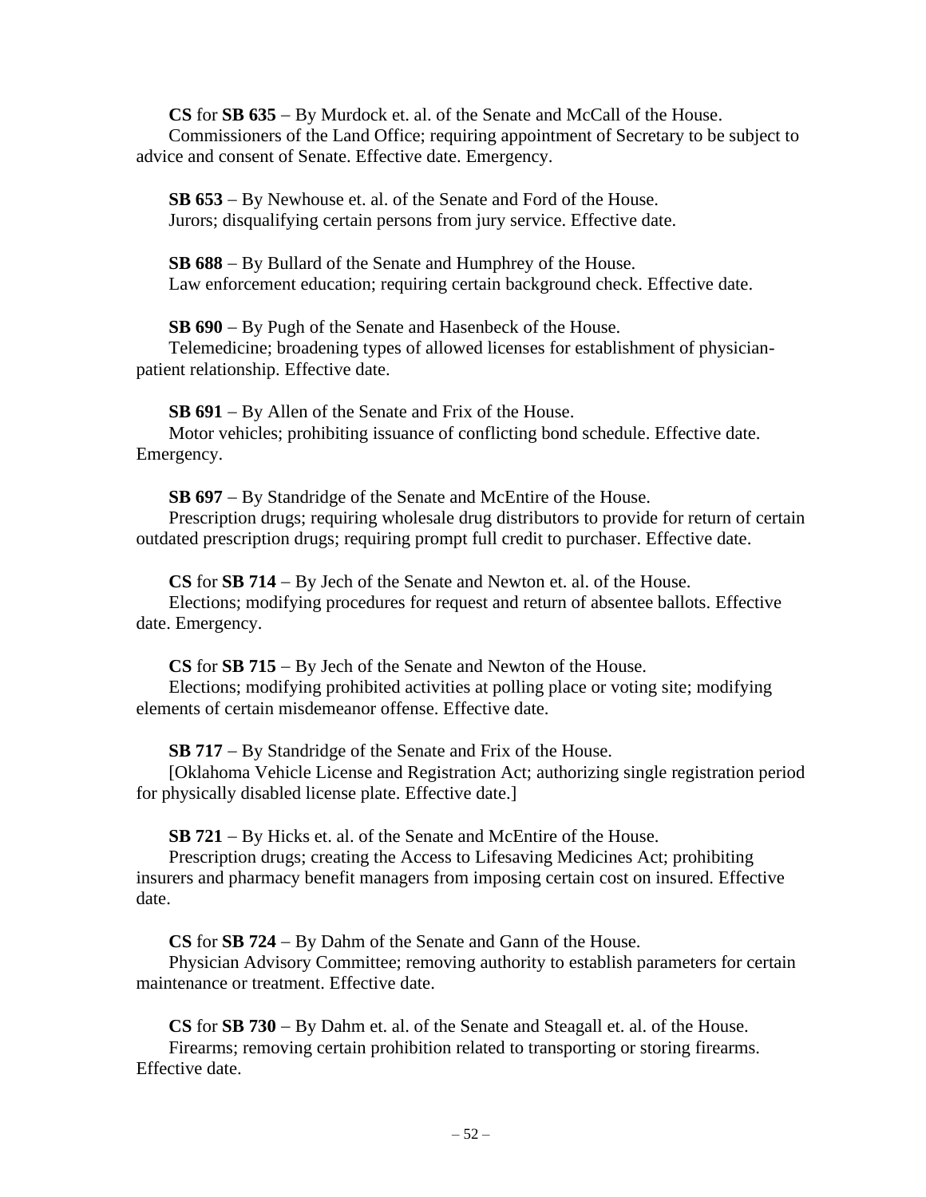**CS** for **SB 635** – By Murdock et. al. of the Senate and McCall of the House.
Commissioners of the Land Office; requiring appointment of Secretary to be subject to advice and consent of Senate. Effective date. Emergency.

**SB 653** – By Newhouse et. al. of the Senate and Ford of the House.
Jurors; disqualifying certain persons from jury service. Effective date.

**SB 688** – By Bullard of the Senate and Humphrey of the House.
Law enforcement education; requiring certain background check. Effective date.

**SB 690** – By Pugh of the Senate and Hasenbeck of the House.
Telemedicine; broadening types of allowed licenses for establishment of physician-patient relationship. Effective date.

**SB 691** – By Allen of the Senate and Frix of the House.
Motor vehicles; prohibiting issuance of conflicting bond schedule. Effective date. Emergency.

**SB 697** – By Standridge of the Senate and McEntire of the House.
Prescription drugs; requiring wholesale drug distributors to provide for return of certain outdated prescription drugs; requiring prompt full credit to purchaser. Effective date.

**CS** for **SB 714** – By Jech of the Senate and Newton et. al. of the House.
Elections; modifying procedures for request and return of absentee ballots. Effective date. Emergency.

**CS** for **SB 715** – By Jech of the Senate and Newton of the House.
Elections; modifying prohibited activities at polling place or voting site; modifying elements of certain misdemeanor offense. Effective date.

**SB 717** – By Standridge of the Senate and Frix of the House.
[Oklahoma Vehicle License and Registration Act; authorizing single registration period for physically disabled license plate. Effective date.]

**SB 721** – By Hicks et. al. of the Senate and McEntire of the House.
Prescription drugs; creating the Access to Lifesaving Medicines Act; prohibiting insurers and pharmacy benefit managers from imposing certain cost on insured. Effective date.

**CS** for **SB 724** – By Dahm of the Senate and Gann of the House.
Physician Advisory Committee; removing authority to establish parameters for certain maintenance or treatment. Effective date.

**CS** for **SB 730** – By Dahm et. al. of the Senate and Steagall et. al. of the House.
Firearms; removing certain prohibition related to transporting or storing firearms. Effective date.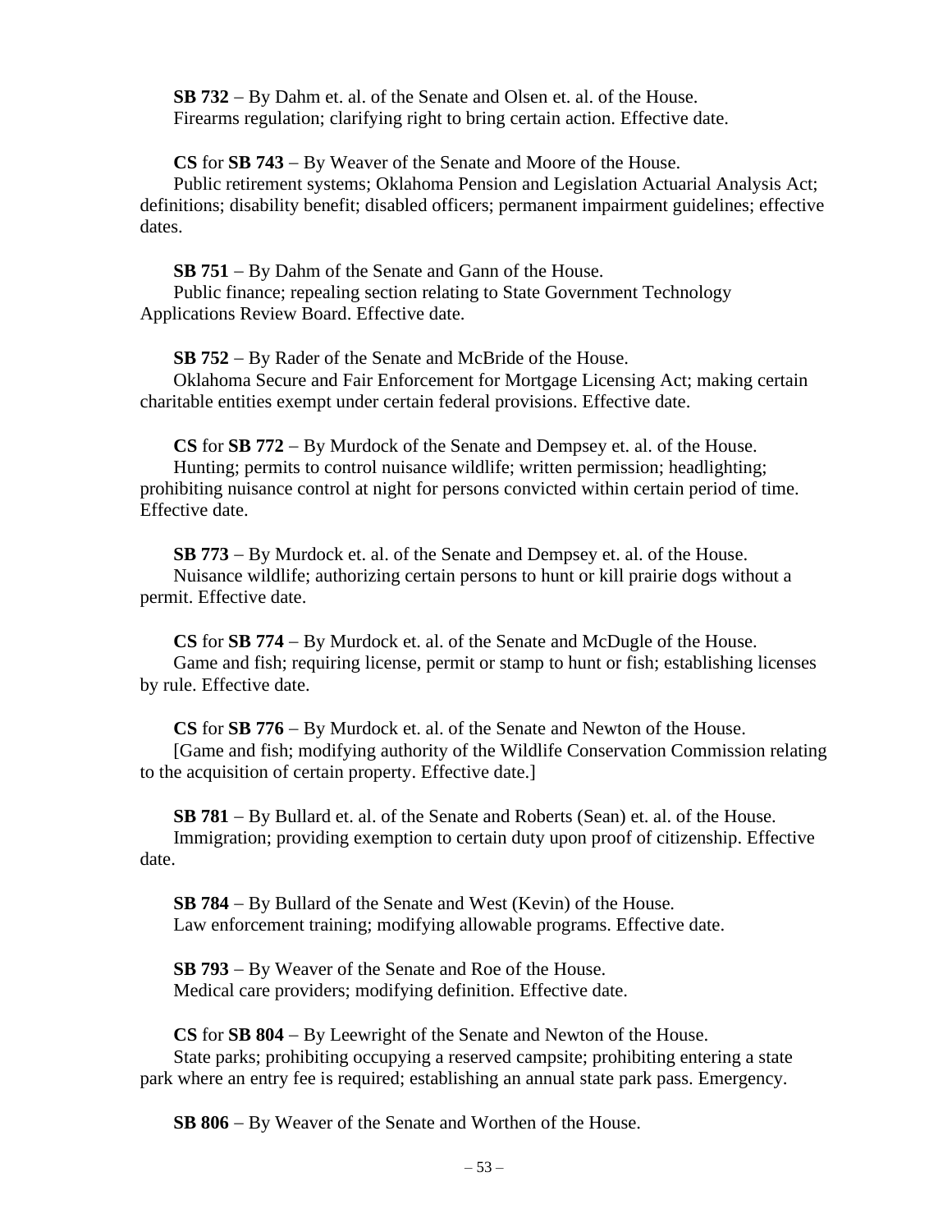**SB 732** – By Dahm et. al. of the Senate and Olsen et. al. of the House.
Firearms regulation; clarifying right to bring certain action. Effective date.

**CS** for **SB 743** – By Weaver of the Senate and Moore of the House.
Public retirement systems; Oklahoma Pension and Legislation Actuarial Analysis Act; definitions; disability benefit; disabled officers; permanent impairment guidelines; effective dates.

**SB 751** – By Dahm of the Senate and Gann of the House.
Public finance; repealing section relating to State Government Technology Applications Review Board. Effective date.

**SB 752** – By Rader of the Senate and McBride of the House.
Oklahoma Secure and Fair Enforcement for Mortgage Licensing Act; making certain charitable entities exempt under certain federal provisions. Effective date.

**CS** for **SB 772** – By Murdock of the Senate and Dempsey et. al. of the House.
Hunting; permits to control nuisance wildlife; written permission; headlighting; prohibiting nuisance control at night for persons convicted within certain period of time. Effective date.

**SB 773** – By Murdock et. al. of the Senate and Dempsey et. al. of the House.
Nuisance wildlife; authorizing certain persons to hunt or kill prairie dogs without a permit. Effective date.

**CS** for **SB 774** – By Murdock et. al. of the Senate and McDugle of the House.
Game and fish; requiring license, permit or stamp to hunt or fish; establishing licenses by rule. Effective date.

**CS** for **SB 776** – By Murdock et. al. of the Senate and Newton of the House.
[Game and fish; modifying authority of the Wildlife Conservation Commission relating to the acquisition of certain property. Effective date.]

**SB 781** – By Bullard et. al. of the Senate and Roberts (Sean) et. al. of the House.
Immigration; providing exemption to certain duty upon proof of citizenship. Effective date.

**SB 784** – By Bullard of the Senate and West (Kevin) of the House.
Law enforcement training; modifying allowable programs. Effective date.

**SB 793** – By Weaver of the Senate and Roe of the House.
Medical care providers; modifying definition. Effective date.

**CS** for **SB 804** – By Leewright of the Senate and Newton of the House.
State parks; prohibiting occupying a reserved campsite; prohibiting entering a state park where an entry fee is required; establishing an annual state park pass. Emergency.

**SB 806** – By Weaver of the Senate and Worthen of the House.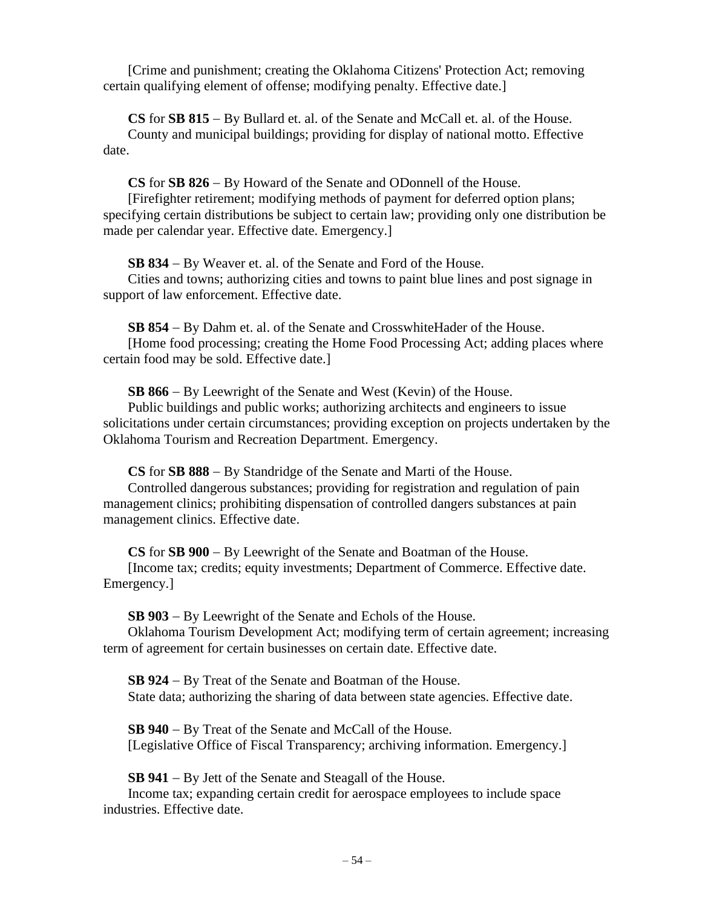[Crime and punishment; creating the Oklahoma Citizens' Protection Act; removing certain qualifying element of offense; modifying penalty. Effective date.]

**CS** for **SB 815** – By Bullard et. al. of the Senate and McCall et. al. of the House.
County and municipal buildings; providing for display of national motto. Effective date.

**CS** for **SB 826** – By Howard of the Senate and ODonnell of the House.
[Firefighter retirement; modifying methods of payment for deferred option plans; specifying certain distributions be subject to certain law; providing only one distribution be made per calendar year. Effective date. Emergency.]

**SB 834** – By Weaver et. al. of the Senate and Ford of the House.
Cities and towns; authorizing cities and towns to paint blue lines and post signage in support of law enforcement. Effective date.

**SB 854** – By Dahm et. al. of the Senate and CrosswhiteHader of the House.
[Home food processing; creating the Home Food Processing Act; adding places where certain food may be sold. Effective date.]

**SB 866** – By Leewright of the Senate and West (Kevin) of the House.
Public buildings and public works; authorizing architects and engineers to issue solicitations under certain circumstances; providing exception on projects undertaken by the Oklahoma Tourism and Recreation Department. Emergency.

**CS** for **SB 888** – By Standridge of the Senate and Marti of the House.
Controlled dangerous substances; providing for registration and regulation of pain management clinics; prohibiting dispensation of controlled dangers substances at pain management clinics. Effective date.

**CS** for **SB 900** – By Leewright of the Senate and Boatman of the House.
[Income tax; credits; equity investments; Department of Commerce. Effective date. Emergency.]

**SB 903** – By Leewright of the Senate and Echols of the House.
Oklahoma Tourism Development Act; modifying term of certain agreement; increasing term of agreement for certain businesses on certain date. Effective date.

**SB 924** – By Treat of the Senate and Boatman of the House.
State data; authorizing the sharing of data between state agencies. Effective date.

**SB 940** – By Treat of the Senate and McCall of the House.
[Legislative Office of Fiscal Transparency; archiving information. Emergency.]

**SB 941** – By Jett of the Senate and Steagall of the House.
Income tax; expanding certain credit for aerospace employees to include space industries. Effective date.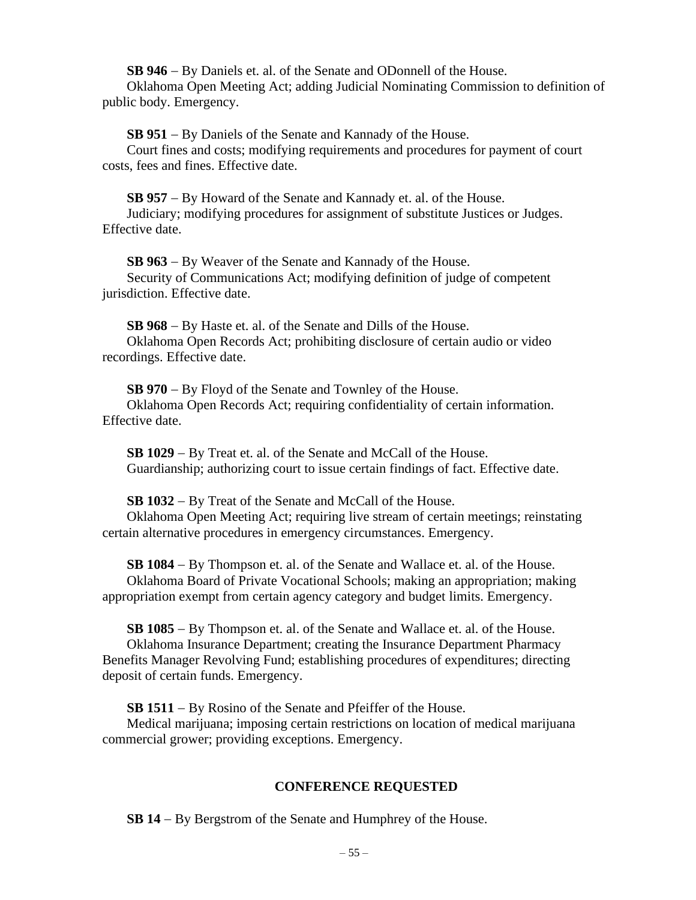**SB 946** – By Daniels et. al. of the Senate and ODonnell of the House.
Oklahoma Open Meeting Act; adding Judicial Nominating Commission to definition of public body. Emergency.

**SB 951** – By Daniels of the Senate and Kannady of the House.
Court fines and costs; modifying requirements and procedures for payment of court costs, fees and fines. Effective date.

**SB 957** – By Howard of the Senate and Kannady et. al. of the House.
Judiciary; modifying procedures for assignment of substitute Justices or Judges. Effective date.

**SB 963** – By Weaver of the Senate and Kannady of the House.
Security of Communications Act; modifying definition of judge of competent jurisdiction. Effective date.

**SB 968** – By Haste et. al. of the Senate and Dills of the House.
Oklahoma Open Records Act; prohibiting disclosure of certain audio or video recordings. Effective date.

**SB 970** – By Floyd of the Senate and Townley of the House.
Oklahoma Open Records Act; requiring confidentiality of certain information. Effective date.

**SB 1029** – By Treat et. al. of the Senate and McCall of the House.
Guardianship; authorizing court to issue certain findings of fact. Effective date.

**SB 1032** – By Treat of the Senate and McCall of the House.
Oklahoma Open Meeting Act; requiring live stream of certain meetings; reinstating certain alternative procedures in emergency circumstances. Emergency.

**SB 1084** – By Thompson et. al. of the Senate and Wallace et. al. of the House.
Oklahoma Board of Private Vocational Schools; making an appropriation; making appropriation exempt from certain agency category and budget limits. Emergency.

**SB 1085** – By Thompson et. al. of the Senate and Wallace et. al. of the House.
Oklahoma Insurance Department; creating the Insurance Department Pharmacy Benefits Manager Revolving Fund; establishing procedures of expenditures; directing deposit of certain funds. Emergency.

**SB 1511** – By Rosino of the Senate and Pfeiffer of the House.
Medical marijuana; imposing certain restrictions on location of medical marijuana commercial grower; providing exceptions. Emergency.

## CONFERENCE REQUESTED

**SB 14** – By Bergstrom of the Senate and Humphrey of the House.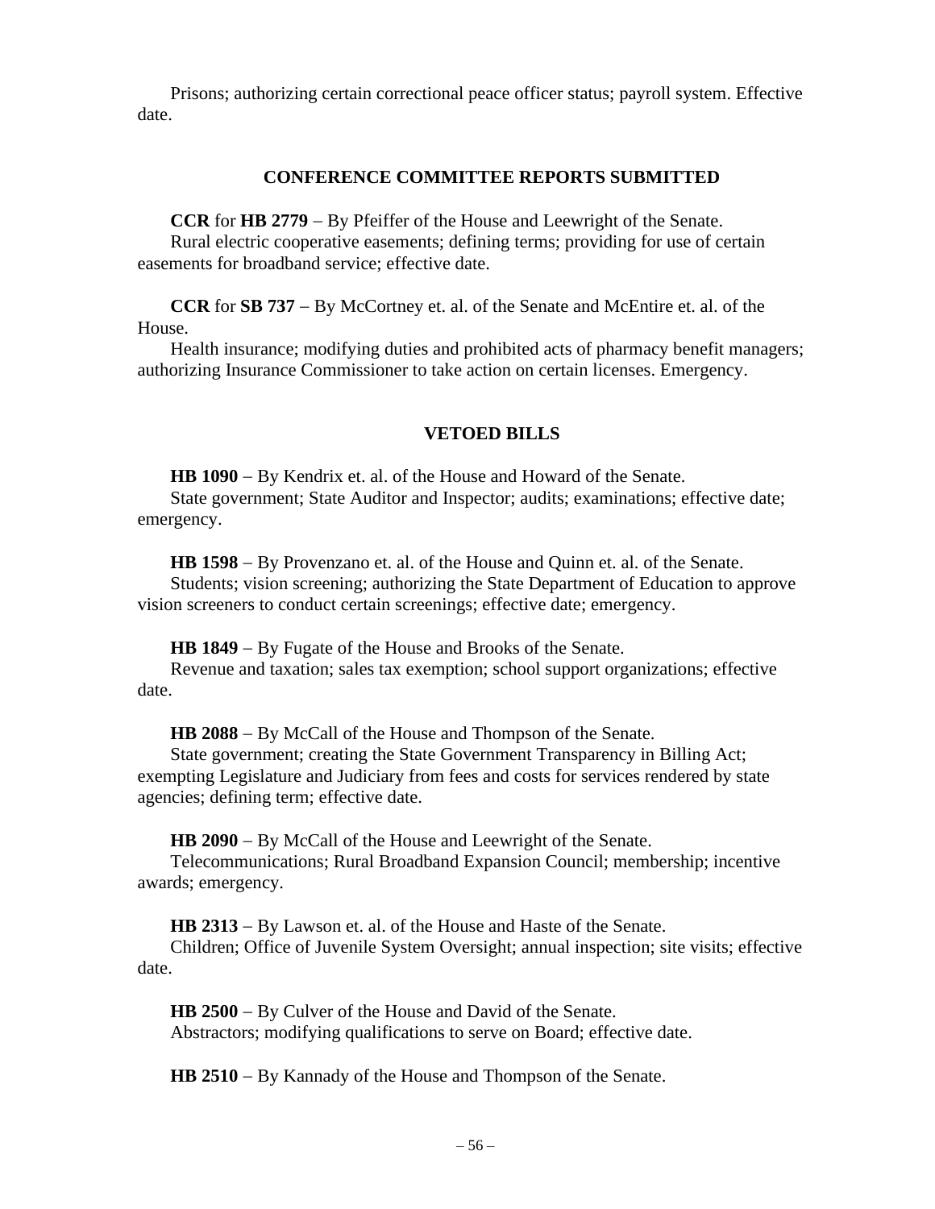Prisons; authorizing certain correctional peace officer status; payroll system. Effective date.

## CONFERENCE COMMITTEE REPORTS SUBMITTED

**CCR** for **HB 2779** – By Pfeiffer of the House and Leewright of the Senate.
Rural electric cooperative easements; defining terms; providing for use of certain easements for broadband service; effective date.

**CCR** for **SB 737** – By McCortney et. al. of the Senate and McEntire et. al. of the House.
Health insurance; modifying duties and prohibited acts of pharmacy benefit managers; authorizing Insurance Commissioner to take action on certain licenses. Emergency.

## VETOED BILLS

**HB 1090** – By Kendrix et. al. of the House and Howard of the Senate.
State government; State Auditor and Inspector; audits; examinations; effective date; emergency.

**HB 1598** – By Provenzano et. al. of the House and Quinn et. al. of the Senate.
Students; vision screening; authorizing the State Department of Education to approve vision screeners to conduct certain screenings; effective date; emergency.

**HB 1849** – By Fugate of the House and Brooks of the Senate.
Revenue and taxation; sales tax exemption; school support organizations; effective date.

**HB 2088** – By McCall of the House and Thompson of the Senate.
State government; creating the State Government Transparency in Billing Act; exempting Legislature and Judiciary from fees and costs for services rendered by state agencies; defining term; effective date.

**HB 2090** – By McCall of the House and Leewright of the Senate.
Telecommunications; Rural Broadband Expansion Council; membership; incentive awards; emergency.

**HB 2313** – By Lawson et. al. of the House and Haste of the Senate.
Children; Office of Juvenile System Oversight; annual inspection; site visits; effective date.

**HB 2500** – By Culver of the House and David of the Senate.
Abstractors; modifying qualifications to serve on Board; effective date.

**HB 2510** – By Kannady of the House and Thompson of the Senate.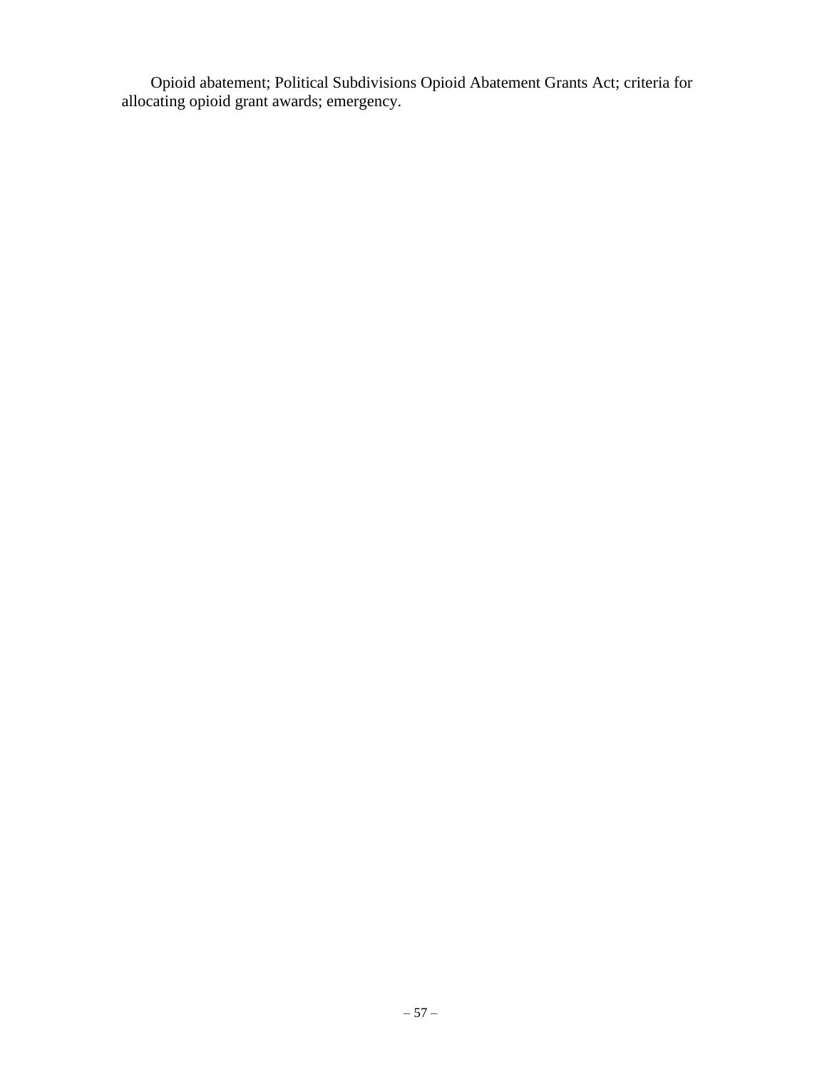Opioid abatement; Political Subdivisions Opioid Abatement Grants Act; criteria for allocating opioid grant awards; emergency.